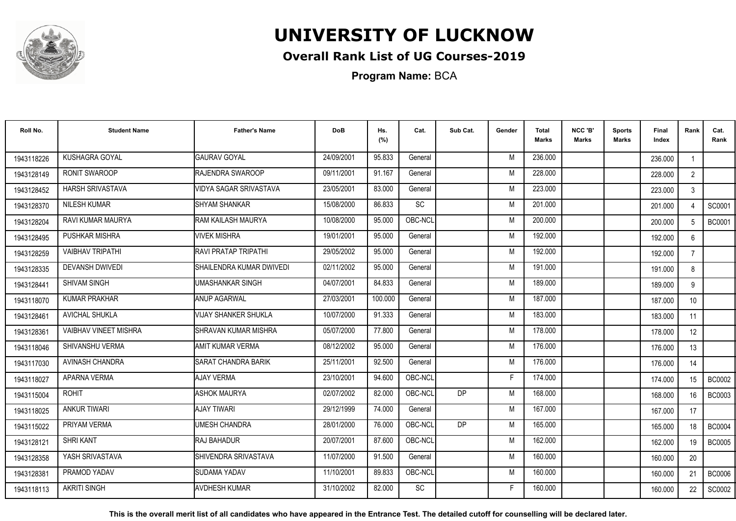# UNIVERSITY OF LUCKNOW

## Overall Rank List of UG Courses-2019

**Program Name:** BCA

| Roll No. | Student Name | Father's Name | DoB | Hs. (%) | Cat. | Sub Cat. | Gender | Total Marks | NCC 'B' Marks | Sports Marks | Final Index | Rank | Cat. Rank |
|---|---|---|---|---|---|---|---|---|---|---|---|---|---|
| 1943118226 | KUSHAGRA GOYAL | GAURAV GOYAL | 24/09/2001 | 95.833 | General | | M | 236.000 | | | 236.000 | 1 | |
| 1943128149 | RONIT SWAROOP | RAJENDRA SWAROOP | 09/11/2001 | 91.167 | General | | M | 228.000 | | | 228.000 | 2 | |
| 1943128452 | HARSH SRIVASTAVA | VIDYA SAGAR SRIVASTAVA | 23/05/2001 | 83.000 | General | | M | 223.000 | | | 223.000 | 3 | |
| 1943128370 | NILESH KUMAR | SHYAM SHANKAR | 15/08/2000 | 86.833 | SC | | M | 201.000 | | | 201.000 | 4 | SC0001 |
| 1943128204 | RAVI KUMAR MAURYA | RAM KAILASH MAURYA | 10/08/2000 | 95.000 | OBC-NCL | | M | 200.000 | | | 200.000 | 5 | BC0001 |
| 1943128495 | PUSHKAR MISHRA | VIVEK MISHRA | 19/01/2001 | 95.000 | General | | M | 192.000 | | | 192.000 | 6 | |
| 1943128259 | VAIBHAV TRIPATHI | RAVI PRATAP TRIPATHI | 29/05/2002 | 95.000 | General | | M | 192.000 | | | 192.000 | 7 | |
| 1943128335 | DEVANSH DWIVEDI | SHAILENDRA KUMAR DWIVEDI | 02/11/2002 | 95.000 | General | | M | 191.000 | | | 191.000 | 8 | |
| 1943128441 | SHIVAM SINGH | UMASHANKAR SINGH | 04/07/2001 | 84.833 | General | | M | 189.000 | | | 189.000 | 9 | |
| 1943118070 | KUMAR PRAKHAR | ANUP AGARWAL | 27/03/2001 | 100.000 | General | | M | 187.000 | | | 187.000 | 10 | |
| 1943128461 | AVICHAL SHUKLA | VIJAY SHANKER SHUKLA | 10/07/2000 | 91.333 | General | | M | 183.000 | | | 183.000 | 11 | |
| 1943128361 | VAIBHAV VINEET MISHRA | SHRAVAN KUMAR MISHRA | 05/07/2000 | 77.800 | General | | M | 178.000 | | | 178.000 | 12 | |
| 1943118046 | SHIVANSHU VERMA | AMIT KUMAR VERMA | 08/12/2002 | 95.000 | General | | M | 176.000 | | | 176.000 | 13 | |
| 1943117030 | AVINASH CHANDRA | SARAT CHANDRA BARIK | 25/11/2001 | 92.500 | General | | M | 176.000 | | | 176.000 | 14 | |
| 1943118027 | APARNA VERMA | AJAY VERMA | 23/10/2001 | 94.600 | OBC-NCL | | F | 174.000 | | | 174.000 | 15 | BC0002 |
| 1943115004 | ROHIT | ASHOK MAURYA | 02/07/2002 | 82.000 | OBC-NCL | DP | M | 168.000 | | | 168.000 | 16 | BC0003 |
| 1943118025 | ANKUR TIWARI | AJAY TIWARI | 29/12/1999 | 74.000 | General | | M | 167.000 | | | 167.000 | 17 | |
| 1943115022 | PRIYAM VERMA | UMESH CHANDRA | 28/01/2000 | 76.000 | OBC-NCL | DP | M | 165.000 | | | 165.000 | 18 | BC0004 |
| 1943128121 | SHRI KANT | RAJ BAHADUR | 20/07/2001 | 87.600 | OBC-NCL | | M | 162.000 | | | 162.000 | 19 | BC0005 |
| 1943128358 | YASH SRIVASTAVA | SHIVENDRA SRIVASTAVA | 11/07/2000 | 91.500 | General | | M | 160.000 | | | 160.000 | 20 | |
| 1943128381 | PRAMOD YADAV | SUDAMA YADAV | 11/10/2001 | 89.833 | OBC-NCL | | M | 160.000 | | | 160.000 | 21 | BC0006 |
| 1943118113 | AKRITI SINGH | AVDHESH KUMAR | 31/10/2002 | 82.000 | SC | | F | 160.000 | | | 160.000 | 22 | SC0002 |

**This is the overall merit list of all candidates who have appeared in the Entrance Test. The detailed cutoff for counselling will be declared later.**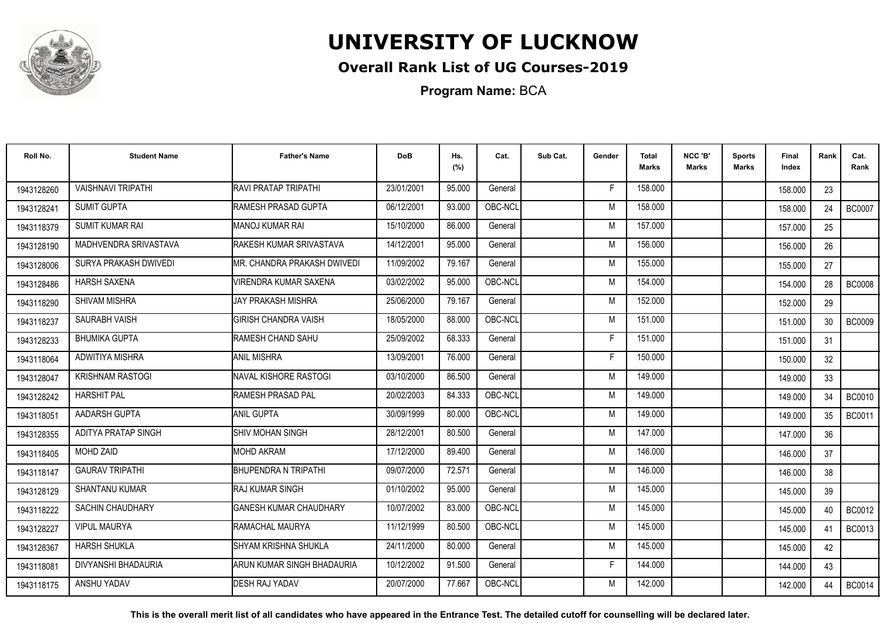# UNIVERSITY OF LUCKNOW

## Overall Rank List of UG Courses-2019

**Program Name:** BCA

| Roll No. | Student Name | Father's Name | DoB | Hs. (%) | Cat. | Sub Cat. | Gender | Total Marks | NCC 'B' Marks | Sports Marks | Final Index | Rank | Cat. Rank |
|---|---|---|---|---|---|---|---|---|---|---|---|---|---|
| 1943128260 | VAISHNAVI TRIPATHI | RAVI PRATAP TRIPATHI | 23/01/2001 | 95.000 | General | | F | 158.000 | | | 158.000 | 23 | |
| 1943128241 | SUMIT GUPTA | RAMESH PRASAD GUPTA | 06/12/2001 | 93.000 | OBC-NCL | | M | 158.000 | | | 158.000 | 24 | BC0007 |
| 1943118379 | SUMIT KUMAR RAI | MANOJ KUMAR RAI | 15/10/2000 | 86.000 | General | | M | 157.000 | | | 157.000 | 25 | |
| 1943128190 | MADHVENDRA SRIVASTAVA | RAKESH KUMAR SRIVASTAVA | 14/12/2001 | 95.000 | General | | M | 156.000 | | | 156.000 | 26 | |
| 1943128006 | SURYA PRAKASH DWIVEDI | MR. CHANDRA PRAKASH DWIVEDI | 11/09/2002 | 79.167 | General | | M | 155.000 | | | 155.000 | 27 | |
| 1943128486 | HARSH SAXENA | VIRENDRA KUMAR SAXENA | 03/02/2002 | 95.000 | OBC-NCL | | M | 154.000 | | | 154.000 | 28 | BC0008 |
| 1943118290 | SHIVAM MISHRA | JAY PRAKASH MISHRA | 25/06/2000 | 79.167 | General | | M | 152.000 | | | 152.000 | 29 | |
| 1943118237 | SAURABH VAISH | GIRISH CHANDRA VAISH | 18/05/2000 | 88.000 | OBC-NCL | | M | 151.000 | | | 151.000 | 30 | BC0009 |
| 1943128233 | BHUMIKA GUPTA | RAMESH CHAND SAHU | 25/09/2002 | 68.333 | General | | F | 151.000 | | | 151.000 | 31 | |
| 1943118064 | ADWITIYA MISHRA | ANIL MISHRA | 13/09/2001 | 76.000 | General | | F | 150.000 | | | 150.000 | 32 | |
| 1943128047 | KRISHNAM RASTOGI | NAVAL KISHORE RASTOGI | 03/10/2000 | 86.500 | General | | M | 149.000 | | | 149.000 | 33 | |
| 1943128242 | HARSHIT PAL | RAMESH PRASAD PAL | 20/02/2003 | 84.333 | OBC-NCL | | M | 149.000 | | | 149.000 | 34 | BC0010 |
| 1943118051 | AADARSH GUPTA | ANIL GUPTA | 30/09/1999 | 80.000 | OBC-NCL | | M | 149.000 | | | 149.000 | 35 | BC0011 |
| 1943128355 | ADITYA PRATAP SINGH | SHIV MOHAN SINGH | 28/12/2001 | 80.500 | General | | M | 147.000 | | | 147.000 | 36 | |
| 1943118405 | MOHD ZAID | MOHD AKRAM | 17/12/2000 | 89.400 | General | | M | 146.000 | | | 146.000 | 37 | |
| 1943118147 | GAURAV TRIPATHI | BHUPENDRA N TRIPATHI | 09/07/2000 | 72.571 | General | | M | 146.000 | | | 146.000 | 38 | |
| 1943128129 | SHANTANU KUMAR | RAJ KUMAR SINGH | 01/10/2002 | 95.000 | General | | M | 145.000 | | | 145.000 | 39 | |
| 1943118222 | SACHIN CHAUDHARY | GANESH KUMAR CHAUDHARY | 10/07/2002 | 83.000 | OBC-NCL | | M | 145.000 | | | 145.000 | 40 | BC0012 |
| 1943128227 | VIPUL MAURYA | RAMACHAL MAURYA | 11/12/1999 | 80.500 | OBC-NCL | | M | 145.000 | | | 145.000 | 41 | BC0013 |
| 1943128367 | HARSH SHUKLA | SHYAM KRISHNA SHUKLA | 24/11/2000 | 80.000 | General | | M | 145.000 | | | 145.000 | 42 | |
| 1943118081 | DIVYANSHI BHADAURIA | ARUN KUMAR SINGH BHADAURIA | 10/12/2002 | 91.500 | General | | F | 144.000 | | | 144.000 | 43 | |
| 1943118175 | ANSHU YADAV | DESH RAJ YADAV | 20/07/2000 | 77.667 | OBC-NCL | | M | 142.000 | | | 142.000 | 44 | BC0014 |

**This is the overall merit list of all candidates who have appeared in the Entrance Test. The detailed cutoff for counselling will be declared later.**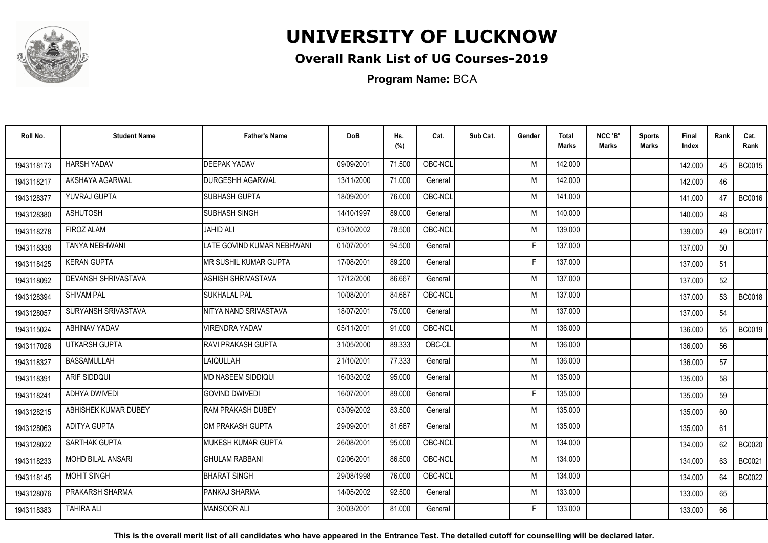# UNIVERSITY OF LUCKNOW

## Overall Rank List of UG Courses-2019

**Program Name:** BCA

| Roll No. | Student Name | Father's Name | DoB | Hs. (%) | Cat. | Sub Cat. | Gender | Total Marks | NCC 'B' Marks | Sports Marks | Final Index | Rank | Cat. Rank |
|---|---|---|---|---|---|---|---|---|---|---|---|---|---|
| 1943118173 | HARSH YADAV | DEEPAK YADAV | 09/09/2001 | 71.500 | OBC-NCL | | M | 142.000 | | | 142.000 | 45 | BC0015 |
| 1943118217 | AKSHAYA AGARWAL | DURGESHH AGARWAL | 13/11/2000 | 71.000 | General | | M | 142.000 | | | 142.000 | 46 | |
| 1943128377 | YUVRAJ GUPTA | SUBHASH GUPTA | 18/09/2001 | 76.000 | OBC-NCL | | M | 141.000 | | | 141.000 | 47 | BC0016 |
| 1943128380 | ASHUTOSH | SUBHASH SINGH | 14/10/1997 | 89.000 | General | | M | 140.000 | | | 140.000 | 48 | |
| 1943118278 | FIROZ ALAM | JAHID ALI | 03/10/2002 | 78.500 | OBC-NCL | | M | 139.000 | | | 139.000 | 49 | BC0017 |
| 1943118338 | TANYA NEBHWANI | LATE GOVIND KUMAR NEBHWANI | 01/07/2001 | 94.500 | General | | F | 137.000 | | | 137.000 | 50 | |
| 1943118425 | KERAN GUPTA | MR SUSHIL KUMAR GUPTA | 17/08/2001 | 89.200 | General | | F | 137.000 | | | 137.000 | 51 | |
| 1943118092 | DEVANSH SHRIVASTAVA | ASHISH SHRIVASTAVA | 17/12/2000 | 86.667 | General | | M | 137.000 | | | 137.000 | 52 | |
| 1943128394 | SHIVAM PAL | SUKHALAL PAL | 10/08/2001 | 84.667 | OBC-NCL | | M | 137.000 | | | 137.000 | 53 | BC0018 |
| 1943128057 | SURYANSH SRIVASTAVA | NITYA NAND SRIVASTAVA | 18/07/2001 | 75.000 | General | | M | 137.000 | | | 137.000 | 54 | |
| 1943115024 | ABHINAV YADAV | VIRENDRA YADAV | 05/11/2001 | 91.000 | OBC-NCL | | M | 136.000 | | | 136.000 | 55 | BC0019 |
| 1943117026 | UTKARSH GUPTA | RAVI PRAKASH GUPTA | 31/05/2000 | 89.333 | OBC-CL | | M | 136.000 | | | 136.000 | 56 | |
| 1943118327 | BASSAMULLAH | LAIQULLAH | 21/10/2001 | 77.333 | General | | M | 136.000 | | | 136.000 | 57 | |
| 1943118391 | ARIF SIDDQUI | MD NASEEM SIDDIQUI | 16/03/2002 | 95.000 | General | | M | 135.000 | | | 135.000 | 58 | |
| 1943118241 | ADHYA DWIVEDI | GOVIND DWIVEDI | 16/07/2001 | 89.000 | General | | F | 135.000 | | | 135.000 | 59 | |
| 1943128215 | ABHISHEK KUMAR DUBEY | RAM PRAKASH DUBEY | 03/09/2002 | 83.500 | General | | M | 135.000 | | | 135.000 | 60 | |
| 1943128063 | ADITYA GUPTA | OM PRAKASH GUPTA | 29/09/2001 | 81.667 | General | | M | 135.000 | | | 135.000 | 61 | |
| 1943128022 | SARTHAK GUPTA | MUKESH KUMAR GUPTA | 26/08/2001 | 95.000 | OBC-NCL | | M | 134.000 | | | 134.000 | 62 | BC0020 |
| 1943118233 | MOHD BILAL ANSARI | GHULAM RABBANI | 02/06/2001 | 86.500 | OBC-NCL | | M | 134.000 | | | 134.000 | 63 | BC0021 |
| 1943118145 | MOHIT SINGH | BHARAT SINGH | 29/08/1998 | 76.000 | OBC-NCL | | M | 134.000 | | | 134.000 | 64 | BC0022 |
| 1943128076 | PRAKARSH SHARMA | PANKAJ SHARMA | 14/05/2002 | 92.500 | General | | M | 133.000 | | | 133.000 | 65 | |
| 1943118383 | TAHIRA ALI | MANSOOR ALI | 30/03/2001 | 81.000 | General | | F | 133.000 | | | 133.000 | 66 | |

**This is the overall merit list of all candidates who have appeared in the Entrance Test. The detailed cutoff for counselling will be declared later.**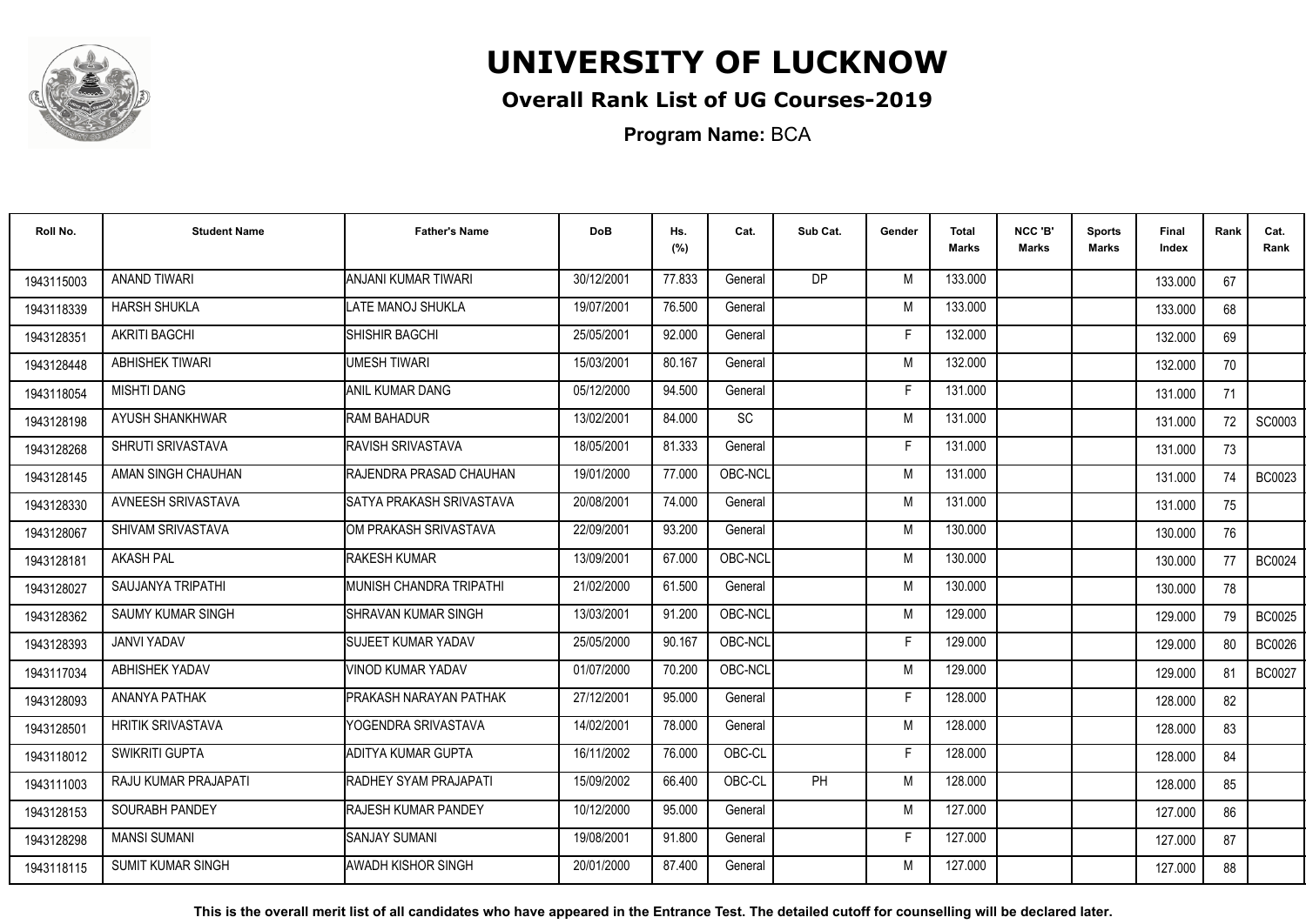# UNIVERSITY OF LUCKNOW

## Overall Rank List of UG Courses-2019

**Program Name:** BCA

| Roll No. | Student Name | Father's Name | DoB | Hs. (%) | Cat. | Sub Cat. | Gender | Total Marks | NCC 'B' Marks | Sports Marks | Final Index | Rank | Cat. Rank |
|---|---|---|---|---|---|---|---|---|---|---|---|---|---|
| 1943115003 | ANAND TIWARI | ANJANI KUMAR TIWARI | 30/12/2001 | 77.833 | General | DP | M | 133.000 | | | 133.000 | 67 | |
| 1943118339 | HARSH SHUKLA | LATE MANOJ SHUKLA | 19/07/2001 | 76.500 | General | | M | 133.000 | | | 133.000 | 68 | |
| 1943128351 | AKRITI BAGCHI | SHISHIR BAGCHI | 25/05/2001 | 92.000 | General | | F | 132.000 | | | 132.000 | 69 | |
| 1943128448 | ABHISHEK TIWARI | UMESH TIWARI | 15/03/2001 | 80.167 | General | | M | 132.000 | | | 132.000 | 70 | |
| 1943118054 | MISHTI DANG | ANIL KUMAR DANG | 05/12/2000 | 94.500 | General | | F | 131.000 | | | 131.000 | 71 | |
| 1943128198 | AYUSH SHANKHWAR | RAM BAHADUR | 13/02/2001 | 84.000 | SC | | M | 131.000 | | | 131.000 | 72 | SC0003 |
| 1943128268 | SHRUTI SRIVASTAVA | RAVISH SRIVASTAVA | 18/05/2001 | 81.333 | General | | F | 131.000 | | | 131.000 | 73 | |
| 1943128145 | AMAN SINGH CHAUHAN | RAJENDRA PRASAD CHAUHAN | 19/01/2000 | 77.000 | OBC-NCL | | M | 131.000 | | | 131.000 | 74 | BC0023 |
| 1943128330 | AVNEESH SRIVASTAVA | SATYA PRAKASH SRIVASTAVA | 20/08/2001 | 74.000 | General | | M | 131.000 | | | 131.000 | 75 | |
| 1943128067 | SHIVAM SRIVASTAVA | OM PRAKASH SRIVASTAVA | 22/09/2001 | 93.200 | General | | M | 130.000 | | | 130.000 | 76 | |
| 1943128181 | AKASH PAL | RAKESH KUMAR | 13/09/2001 | 67.000 | OBC-NCL | | M | 130.000 | | | 130.000 | 77 | BC0024 |
| 1943128027 | SAUJANYA TRIPATHI | MUNISH CHANDRA TRIPATHI | 21/02/2000 | 61.500 | General | | M | 130.000 | | | 130.000 | 78 | |
| 1943128362 | SAUMY KUMAR SINGH | SHRAVAN KUMAR SINGH | 13/03/2001 | 91.200 | OBC-NCL | | M | 129.000 | | | 129.000 | 79 | BC0025 |
| 1943128393 | JANVI YADAV | SUJEET KUMAR YADAV | 25/05/2000 | 90.167 | OBC-NCL | | F | 129.000 | | | 129.000 | 80 | BC0026 |
| 1943117034 | ABHISHEK YADAV | VINOD KUMAR YADAV | 01/07/2000 | 70.200 | OBC-NCL | | M | 129.000 | | | 129.000 | 81 | BC0027 |
| 1943128093 | ANANYA PATHAK | PRAKASH NARAYAN PATHAK | 27/12/2001 | 95.000 | General | | F | 128.000 | | | 128.000 | 82 | |
| 1943128501 | HRITIK SRIVASTAVA | YOGENDRA SRIVASTAVA | 14/02/2001 | 78.000 | General | | M | 128.000 | | | 128.000 | 83 | |
| 1943118012 | SWIKRITI GUPTA | ADITYA KUMAR GUPTA | 16/11/2002 | 76.000 | OBC-CL | | F | 128.000 | | | 128.000 | 84 | |
| 1943111003 | RAJU KUMAR PRAJAPATI | RADHEY SYAM PRAJAPATI | 15/09/2002 | 66.400 | OBC-CL | PH | M | 128.000 | | | 128.000 | 85 | |
| 1943128153 | SOURABH PANDEY | RAJESH KUMAR PANDEY | 10/12/2000 | 95.000 | General | | M | 127.000 | | | 127.000 | 86 | |
| 1943128298 | MANSI SUMANI | SANJAY SUMANI | 19/08/2001 | 91.800 | General | | F | 127.000 | | | 127.000 | 87 | |
| 1943118115 | SUMIT KUMAR SINGH | AWADH KISHOR SINGH | 20/01/2000 | 87.400 | General | | M | 127.000 | | | 127.000 | 88 | |

**This is the overall merit list of all candidates who have appeared in the Entrance Test. The detailed cutoff for counselling will be declared later.**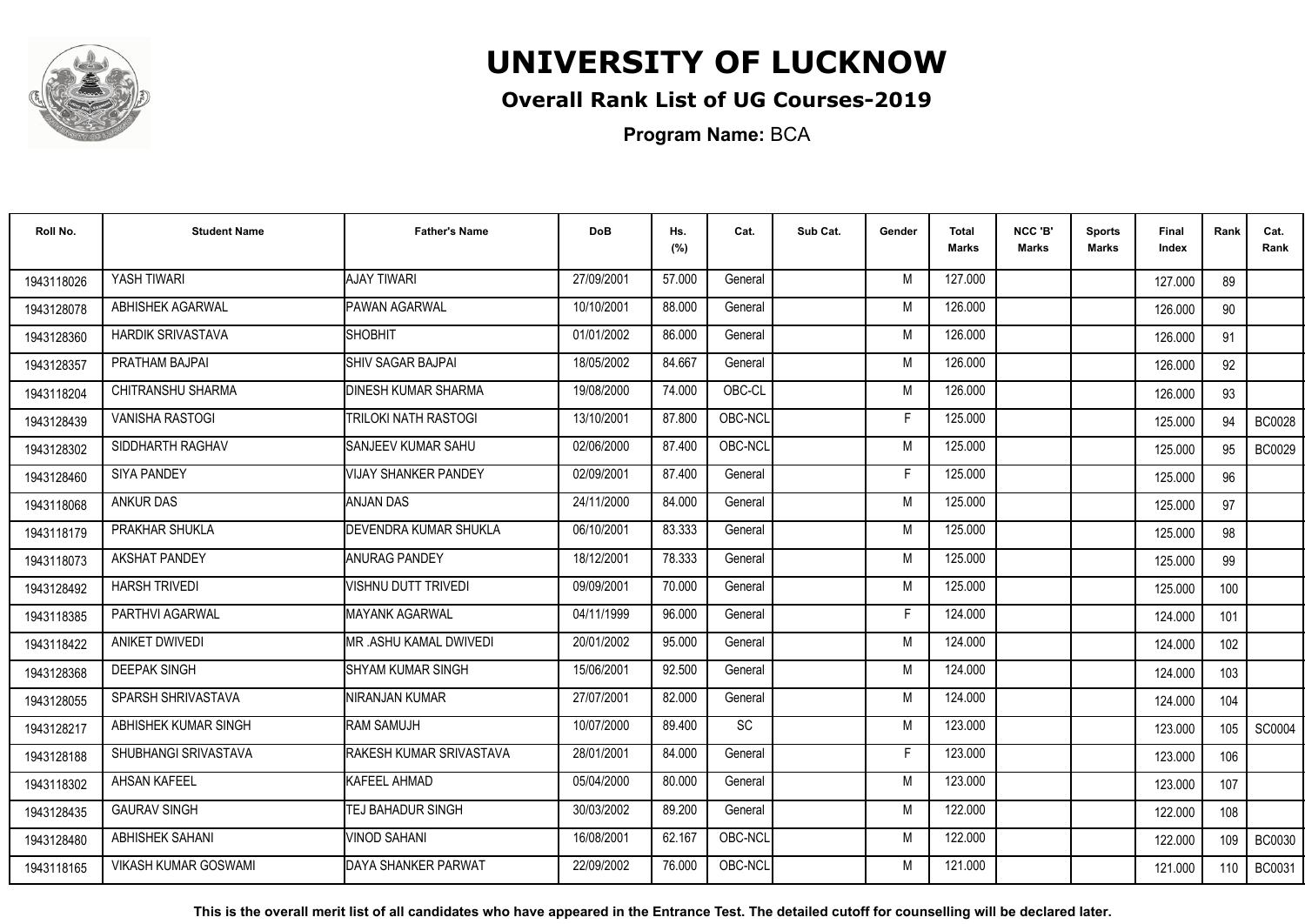# UNIVERSITY OF LUCKNOW

## Overall Rank List of UG Courses-2019

**Program Name:** BCA

| Roll No. | Student Name | Father's Name | DoB | Hs. (%) | Cat. | Sub Cat. | Gender | Total Marks | NCC 'B' Marks | Sports Marks | Final Index | Rank | Cat. Rank |
|---|---|---|---|---|---|---|---|---|---|---|---|---|---|
| 1943118026 | YASH TIWARI | AJAY TIWARI | 27/09/2001 | 57.000 | General | | M | 127.000 | | | 127.000 | 89 | |
| 1943128078 | ABHISHEK AGARWAL | PAWAN AGARWAL | 10/10/2001 | 88.000 | General | | M | 126.000 | | | 126.000 | 90 | |
| 1943128360 | HARDIK SRIVASTAVA | SHOBHIT | 01/01/2002 | 86.000 | General | | M | 126.000 | | | 126.000 | 91 | |
| 1943128357 | PRATHAM BAJPAI | SHIV SAGAR BAJPAI | 18/05/2002 | 84.667 | General | | M | 126.000 | | | 126.000 | 92 | |
| 1943118204 | CHITRANSHU SHARMA | DINESH KUMAR SHARMA | 19/08/2000 | 74.000 | OBC-CL | | M | 126.000 | | | 126.000 | 93 | |
| 1943128439 | VANISHA RASTOGI | TRILOKI NATH RASTOGI | 13/10/2001 | 87.800 | OBC-NCL | | F | 125.000 | | | 125.000 | 94 | BC0028 |
| 1943128302 | SIDDHARTH RAGHAV | SANJEEV KUMAR SAHU | 02/06/2000 | 87.400 | OBC-NCL | | M | 125.000 | | | 125.000 | 95 | BC0029 |
| 1943128460 | SIYA PANDEY | VIJAY SHANKER PANDEY | 02/09/2001 | 87.400 | General | | F | 125.000 | | | 125.000 | 96 | |
| 1943118068 | ANKUR DAS | ANJAN DAS | 24/11/2000 | 84.000 | General | | M | 125.000 | | | 125.000 | 97 | |
| 1943118179 | PRAKHAR SHUKLA | DEVENDRA KUMAR SHUKLA | 06/10/2001 | 83.333 | General | | M | 125.000 | | | 125.000 | 98 | |
| 1943118073 | AKSHAT PANDEY | ANURAG PANDEY | 18/12/2001 | 78.333 | General | | M | 125.000 | | | 125.000 | 99 | |
| 1943128492 | HARSH TRIVEDI | VISHNU DUTT TRIVEDI | 09/09/2001 | 70.000 | General | | M | 125.000 | | | 125.000 | 100 | |
| 1943118385 | PARTHVI AGARWAL | MAYANK AGARWAL | 04/11/1999 | 96.000 | General | | F | 124.000 | | | 124.000 | 101 | |
| 1943118422 | ANIKET DWIVEDI | MR .ASHU KAMAL DWIVEDI | 20/01/2002 | 95.000 | General | | M | 124.000 | | | 124.000 | 102 | |
| 1943128368 | DEEPAK SINGH | SHYAM KUMAR SINGH | 15/06/2001 | 92.500 | General | | M | 124.000 | | | 124.000 | 103 | |
| 1943128055 | SPARSH SHRIVASTAVA | NIRANJAN KUMAR | 27/07/2001 | 82.000 | General | | M | 124.000 | | | 124.000 | 104 | |
| 1943128217 | ABHISHEK KUMAR SINGH | RAM SAMUJH | 10/07/2000 | 89.400 | SC | | M | 123.000 | | | 123.000 | 105 | SC0004 |
| 1943128188 | SHUBHANGI SRIVASTAVA | RAKESH KUMAR SRIVASTAVA | 28/01/2001 | 84.000 | General | | F | 123.000 | | | 123.000 | 106 | |
| 1943118302 | AHSAN KAFEEL | KAFEEL AHMAD | 05/04/2000 | 80.000 | General | | M | 123.000 | | | 123.000 | 107 | |
| 1943128435 | GAURAV SINGH | TEJ BAHADUR SINGH | 30/03/2002 | 89.200 | General | | M | 122.000 | | | 122.000 | 108 | |
| 1943128480 | ABHISHEK SAHANI | VINOD SAHANI | 16/08/2001 | 62.167 | OBC-NCL | | M | 122.000 | | | 122.000 | 109 | BC0030 |
| 1943118165 | VIKASH KUMAR GOSWAMI | DAYA SHANKER PARWAT | 22/09/2002 | 76.000 | OBC-NCL | | M | 121.000 | | | 121.000 | 110 | BC0031 |

**This is the overall merit list of all candidates who have appeared in the Entrance Test. The detailed cutoff for counselling will be declared later.**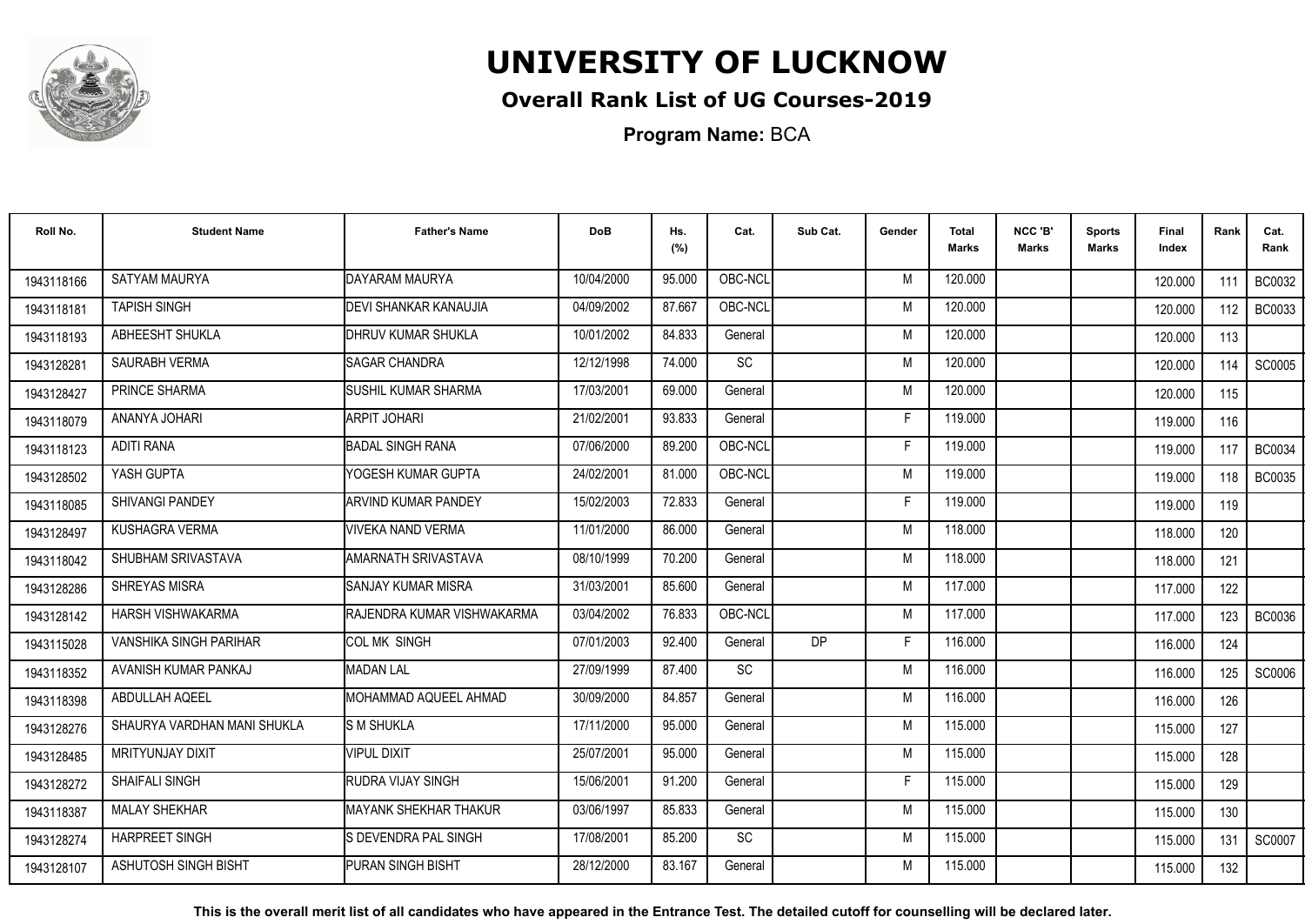# UNIVERSITY OF LUCKNOW

## Overall Rank List of UG Courses-2019

**Program Name:** BCA

| Roll No. | Student Name | Father's Name | DoB | Hs. (%) | Cat. | Sub Cat. | Gender | Total Marks | NCC 'B' Marks | Sports Marks | Final Index | Rank | Cat. Rank |
|---|---|---|---|---|---|---|---|---|---|---|---|---|---|
| 1943118166 | SATYAM MAURYA | DAYARAM MAURYA | 10/04/2000 | 95.000 | OBC-NCL | | M | 120.000 | | | 120.000 | 111 | BC0032 |
| 1943118181 | TAPISH SINGH | DEVI SHANKAR KANAUJIA | 04/09/2002 | 87.667 | OBC-NCL | | M | 120.000 | | | 120.000 | 112 | BC0033 |
| 1943118193 | ABHEESHT SHUKLA | DHRUV KUMAR SHUKLA | 10/01/2002 | 84.833 | General | | M | 120.000 | | | 120.000 | 113 | |
| 1943128281 | SAURABH VERMA | SAGAR CHANDRA | 12/12/1998 | 74.000 | SC | | M | 120.000 | | | 120.000 | 114 | SC0005 |
| 1943128427 | PRINCE SHARMA | SUSHIL KUMAR SHARMA | 17/03/2001 | 69.000 | General | | M | 120.000 | | | 120.000 | 115 | |
| 1943118079 | ANANYA JOHARI | ARPIT JOHARI | 21/02/2001 | 93.833 | General | | F | 119.000 | | | 119.000 | 116 | |
| 1943118123 | ADITI RANA | BADAL SINGH RANA | 07/06/2000 | 89.200 | OBC-NCL | | F | 119.000 | | | 119.000 | 117 | BC0034 |
| 1943128502 | YASH GUPTA | YOGESH KUMAR GUPTA | 24/02/2001 | 81.000 | OBC-NCL | | M | 119.000 | | | 119.000 | 118 | BC0035 |
| 1943118085 | SHIVANGI PANDEY | ARVIND KUMAR PANDEY | 15/02/2003 | 72.833 | General | | F | 119.000 | | | 119.000 | 119 | |
| 1943128497 | KUSHAGRA VERMA | VIVEKA NAND VERMA | 11/01/2000 | 86.000 | General | | M | 118.000 | | | 118.000 | 120 | |
| 1943118042 | SHUBHAM SRIVASTAVA | AMARNATH SRIVASTAVA | 08/10/1999 | 70.200 | General | | M | 118.000 | | | 118.000 | 121 | |
| 1943128286 | SHREYAS MISRA | SANJAY KUMAR MISRA | 31/03/2001 | 85.600 | General | | M | 117.000 | | | 117.000 | 122 | |
| 1943128142 | HARSH VISHWAKARMA | RAJENDRA KUMAR VISHWAKARMA | 03/04/2002 | 76.833 | OBC-NCL | | M | 117.000 | | | 117.000 | 123 | BC0036 |
| 1943115028 | VANSHIKA SINGH PARIHAR | COL MK SINGH | 07/01/2003 | 92.400 | General | DP | F | 116.000 | | | 116.000 | 124 | |
| 1943118352 | AVANISH KUMAR PANKAJ | MADAN LAL | 27/09/1999 | 87.400 | SC | | M | 116.000 | | | 116.000 | 125 | SC0006 |
| 1943118398 | ABDULLAH AQEEL | MOHAMMAD AQUEEL AHMAD | 30/09/2000 | 84.857 | General | | M | 116.000 | | | 116.000 | 126 | |
| 1943128276 | SHAURYA VARDHAN MANI SHUKLA | S M SHUKLA | 17/11/2000 | 95.000 | General | | M | 115.000 | | | 115.000 | 127 | |
| 1943128485 | MRITYUNJAY DIXIT | VIPUL DIXIT | 25/07/2001 | 95.000 | General | | M | 115.000 | | | 115.000 | 128 | |
| 1943128272 | SHAIFALI SINGH | RUDRA VIJAY SINGH | 15/06/2001 | 91.200 | General | | F | 115.000 | | | 115.000 | 129 | |
| 1943118387 | MALAY SHEKHAR | MAYANK SHEKHAR THAKUR | 03/06/1997 | 85.833 | General | | M | 115.000 | | | 115.000 | 130 | |
| 1943128274 | HARPREET SINGH | S DEVENDRA PAL SINGH | 17/08/2001 | 85.200 | SC | | M | 115.000 | | | 115.000 | 131 | SC0007 |
| 1943128107 | ASHUTOSH SINGH BISHT | PURAN SINGH BISHT | 28/12/2000 | 83.167 | General | | M | 115.000 | | | 115.000 | 132 | |

**This is the overall merit list of all candidates who have appeared in the Entrance Test. The detailed cutoff for counselling will be declared later.**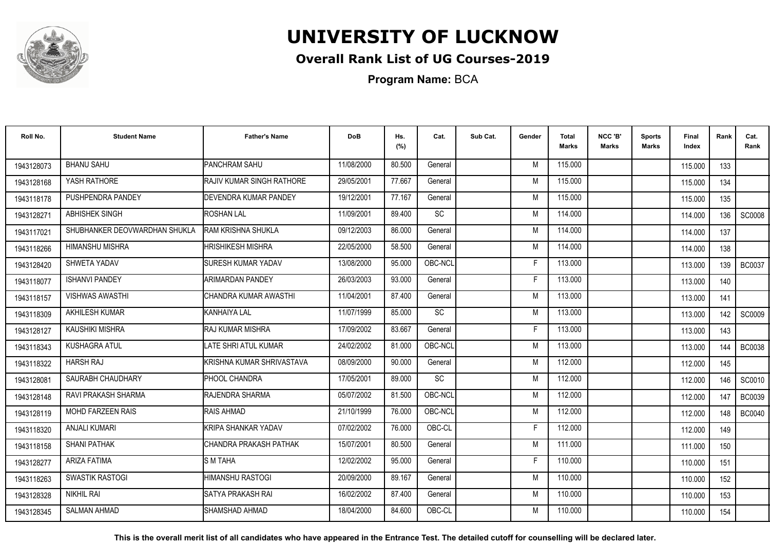# UNIVERSITY OF LUCKNOW

## Overall Rank List of UG Courses-2019

**Program Name:** BCA

| Roll No. | Student Name | Father's Name | DoB | Hs. (%) | Cat. | Sub Cat. | Gender | Total Marks | NCC 'B' Marks | Sports Marks | Final Index | Rank | Cat. Rank |
|---|---|---|---|---|---|---|---|---|---|---|---|---|---|
| 1943128073 | BHANU SAHU | PANCHRAM SAHU | 11/08/2000 | 80.500 | General | | M | 115.000 | | | 115.000 | 133 | |
| 1943128168 | YASH RATHORE | RAJIV KUMAR SINGH RATHORE | 29/05/2001 | 77.667 | General | | M | 115.000 | | | 115.000 | 134 | |
| 1943118178 | PUSHPENDRA PANDEY | DEVENDRA KUMAR PANDEY | 19/12/2001 | 77.167 | General | | M | 115.000 | | | 115.000 | 135 | |
| 1943128271 | ABHISHEK SINGH | ROSHAN LAL | 11/09/2001 | 89.400 | SC | | M | 114.000 | | | 114.000 | 136 | SC0008 |
| 1943117021 | SHUBHANKER DEOVWARDHAN SHUKLA | RAM KRISHNA SHUKLA | 09/12/2003 | 86.000 | General | | M | 114.000 | | | 114.000 | 137 | |
| 1943118266 | HIMANSHU MISHRA | HRISHIKESH MISHRA | 22/05/2000 | 58.500 | General | | M | 114.000 | | | 114.000 | 138 | |
| 1943128420 | SHWETA YADAV | SURESH KUMAR YADAV | 13/08/2000 | 95.000 | OBC-NCL | | F | 113.000 | | | 113.000 | 139 | BC0037 |
| 1943118077 | ISHANVI PANDEY | ARIMARDAN PANDEY | 26/03/2003 | 93.000 | General | | F | 113.000 | | | 113.000 | 140 | |
| 1943118157 | VISHWAS AWASTHI | CHANDRA KUMAR AWASTHI | 11/04/2001 | 87.400 | General | | M | 113.000 | | | 113.000 | 141 | |
| 1943118309 | AKHILESH KUMAR | KANHAIYA LAL | 11/07/1999 | 85.000 | SC | | M | 113.000 | | | 113.000 | 142 | SC0009 |
| 1943128127 | KAUSHIKI MISHRA | RAJ KUMAR MISHRA | 17/09/2002 | 83.667 | General | | F | 113.000 | | | 113.000 | 143 | |
| 1943118343 | KUSHAGRA ATUL | LATE SHRI ATUL KUMAR | 24/02/2002 | 81.000 | OBC-NCL | | M | 113.000 | | | 113.000 | 144 | BC0038 |
| 1943118322 | HARSH RAJ | KRISHNA KUMAR SHRIVASTAVA | 08/09/2000 | 90.000 | General | | M | 112.000 | | | 112.000 | 145 | |
| 1943128081 | SAURABH CHAUDHARY | PHOOL CHANDRA | 17/05/2001 | 89.000 | SC | | M | 112.000 | | | 112.000 | 146 | SC0010 |
| 1943128148 | RAVI PRAKASH SHARMA | RAJENDRA SHARMA | 05/07/2002 | 81.500 | OBC-NCL | | M | 112.000 | | | 112.000 | 147 | BC0039 |
| 1943128119 | MOHD FARZEEN RAIS | RAIS AHMAD | 21/10/1999 | 76.000 | OBC-NCL | | M | 112.000 | | | 112.000 | 148 | BC0040 |
| 1943118320 | ANJALI KUMARI | KRIPA SHANKAR YADAV | 07/02/2002 | 76.000 | OBC-CL | | F | 112.000 | | | 112.000 | 149 | |
| 1943118158 | SHANI PATHAK | CHANDRA PRAKASH PATHAK | 15/07/2001 | 80.500 | General | | M | 111.000 | | | 111.000 | 150 | |
| 1943128277 | ARIZA FATIMA | S M TAHA | 12/02/2002 | 95.000 | General | | F | 110.000 | | | 110.000 | 151 | |
| 1943118263 | SWASTIK RASTOGI | HIMANSHU RASTOGI | 20/09/2000 | 89.167 | General | | M | 110.000 | | | 110.000 | 152 | |
| 1943128328 | NIKHIL RAI | SATYA PRAKASH RAI | 16/02/2002 | 87.400 | General | | M | 110.000 | | | 110.000 | 153 | |
| 1943128345 | SALMAN AHMAD | SHAMSHAD AHMAD | 18/04/2000 | 84.600 | OBC-CL | | M | 110.000 | | | 110.000 | 154 | |

**This is the overall merit list of all candidates who have appeared in the Entrance Test. The detailed cutoff for counselling will be declared later.**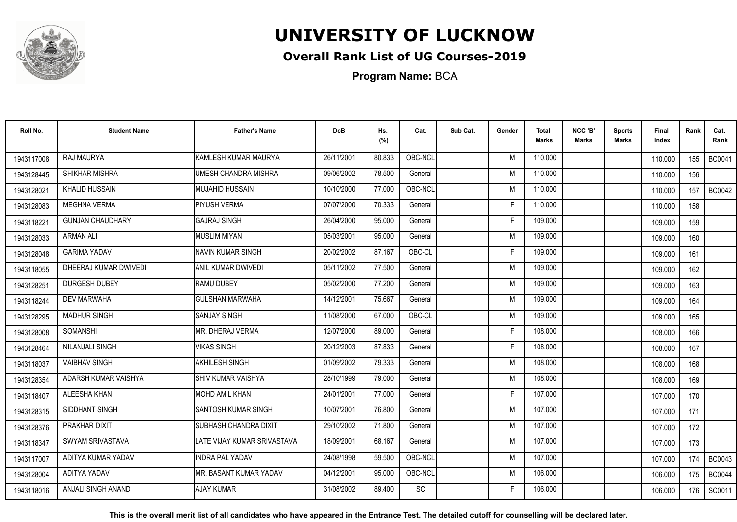# UNIVERSITY OF LUCKNOW

## Overall Rank List of UG Courses-2019

**Program Name:** BCA

| Roll No. | Student Name | Father's Name | DoB | Hs. (%) | Cat. | Sub Cat. | Gender | Total Marks | NCC 'B' Marks | Sports Marks | Final Index | Rank | Cat. Rank |
|---|---|---|---|---|---|---|---|---|---|---|---|---|---|
| 1943117008 | RAJ MAURYA | KAMLESH KUMAR MAURYA | 26/11/2001 | 80.833 | OBC-NCL | | M | 110.000 | | | 110.000 | 155 | BC0041 |
| 1943128445 | SHIKHAR MISHRA | UMESH CHANDRA MISHRA | 09/06/2002 | 78.500 | General | | M | 110.000 | | | 110.000 | 156 | |
| 1943128021 | KHALID HUSSAIN | MUJAHID HUSSAIN | 10/10/2000 | 77.000 | OBC-NCL | | M | 110.000 | | | 110.000 | 157 | BC0042 |
| 1943128083 | MEGHNA VERMA | PIYUSH VERMA | 07/07/2000 | 70.333 | General | | F | 110.000 | | | 110.000 | 158 | |
| 1943118221 | GUNJAN CHAUDHARY | GAJRAJ SINGH | 26/04/2000 | 95.000 | General | | F | 109.000 | | | 109.000 | 159 | |
| 1943128033 | ARMAN ALI | MUSLIM MIYAN | 05/03/2001 | 95.000 | General | | M | 109.000 | | | 109.000 | 160 | |
| 1943128048 | GARIMA YADAV | NAVIN KUMAR SINGH | 20/02/2002 | 87.167 | OBC-CL | | F | 109.000 | | | 109.000 | 161 | |
| 1943118055 | DHEERAJ KUMAR DWIVEDI | ANIL KUMAR DWIVEDI | 05/11/2002 | 77.500 | General | | M | 109.000 | | | 109.000 | 162 | |
| 1943128251 | DURGESH DUBEY | RAMU DUBEY | 05/02/2000 | 77.200 | General | | M | 109.000 | | | 109.000 | 163 | |
| 1943118244 | DEV MARWAHA | GULSHAN MARWAHA | 14/12/2001 | 75.667 | General | | M | 109.000 | | | 109.000 | 164 | |
| 1943128295 | MADHUR SINGH | SANJAY SINGH | 11/08/2000 | 67.000 | OBC-CL | | M | 109.000 | | | 109.000 | 165 | |
| 1943128008 | SOMANSHI | MR. DHERAJ VERMA | 12/07/2000 | 89.000 | General | | F | 108.000 | | | 108.000 | 166 | |
| 1943128464 | NILANJALI SINGH | VIKAS SINGH | 20/12/2003 | 87.833 | General | | F | 108.000 | | | 108.000 | 167 | |
| 1943118037 | VAIBHAV SINGH | AKHILESH SINGH | 01/09/2002 | 79.333 | General | | M | 108.000 | | | 108.000 | 168 | |
| 1943128354 | ADARSH KUMAR VAISHYA | SHIV KUMAR VAISHYA | 28/10/1999 | 79.000 | General | | M | 108.000 | | | 108.000 | 169 | |
| 1943118407 | ALEESHA KHAN | MOHD AMIL KHAN | 24/01/2001 | 77.000 | General | | F | 107.000 | | | 107.000 | 170 | |
| 1943128315 | SIDDHANT SINGH | SANTOSH KUMAR SINGH | 10/07/2001 | 76.800 | General | | M | 107.000 | | | 107.000 | 171 | |
| 1943128376 | PRAKHAR DIXIT | SUBHASH CHANDRA DIXIT | 29/10/2002 | 71.800 | General | | M | 107.000 | | | 107.000 | 172 | |
| 1943118347 | SWYAM SRIVASTAVA | LATE VIJAY KUMAR SRIVASTAVA | 18/09/2001 | 68.167 | General | | M | 107.000 | | | 107.000 | 173 | |
| 1943117007 | ADITYA KUMAR YADAV | INDRA PAL YADAV | 24/08/1998 | 59.500 | OBC-NCL | | M | 107.000 | | | 107.000 | 174 | BC0043 |
| 1943128004 | ADITYA YADAV | MR. BASANT KUMAR YADAV | 04/12/2001 | 95.000 | OBC-NCL | | M | 106.000 | | | 106.000 | 175 | BC0044 |
| 1943118016 | ANJALI SINGH ANAND | AJAY KUMAR | 31/08/2002 | 89.400 | SC | | F | 106.000 | | | 106.000 | 176 | SC0011 |

**This is the overall merit list of all candidates who have appeared in the Entrance Test. The detailed cutoff for counselling will be declared later.**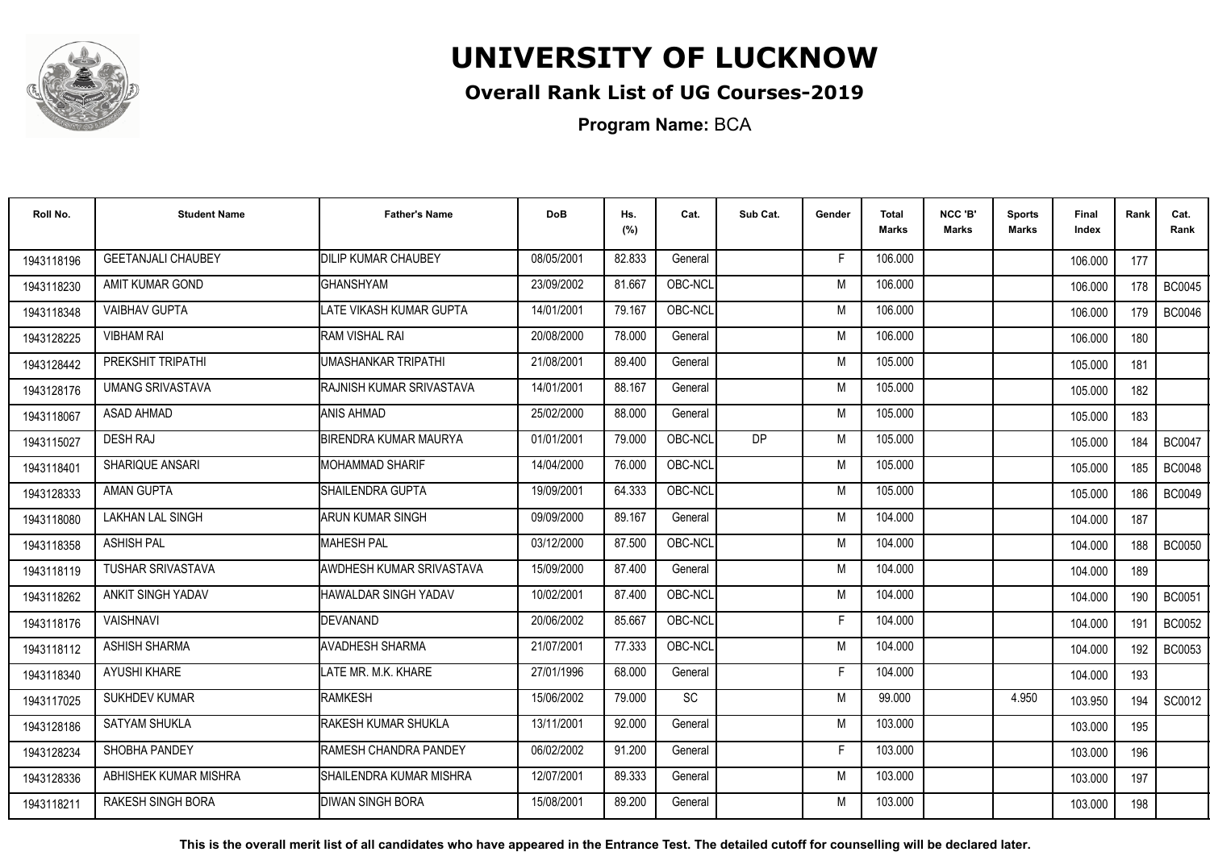# UNIVERSITY OF LUCKNOW

## Overall Rank List of UG Courses-2019

**Program Name:** BCA

| Roll No. | Student Name | Father's Name | DoB | Hs. (%) | Cat. | Sub Cat. | Gender | Total Marks | NCC 'B' Marks | Sports Marks | Final Index | Rank | Cat. Rank |
|---|---|---|---|---|---|---|---|---|---|---|---|---|---|
| 1943118196 | GEETANJALI CHAUBEY | DILIP KUMAR CHAUBEY | 08/05/2001 | 82.833 | General | | F | 106.000 | | | 106.000 | 177 | |
| 1943118230 | AMIT KUMAR GOND | GHANSHYAM | 23/09/2002 | 81.667 | OBC-NCL | | M | 106.000 | | | 106.000 | 178 | BC0045 |
| 1943118348 | VAIBHAV GUPTA | LATE VIKASH KUMAR GUPTA | 14/01/2001 | 79.167 | OBC-NCL | | M | 106.000 | | | 106.000 | 179 | BC0046 |
| 1943128225 | VIBHAM RAI | RAM VISHAL RAI | 20/08/2000 | 78.000 | General | | M | 106.000 | | | 106.000 | 180 | |
| 1943128442 | PREKSHIT TRIPATHI | UMASHANKAR TRIPATHI | 21/08/2001 | 89.400 | General | | M | 105.000 | | | 105.000 | 181 | |
| 1943128176 | UMANG SRIVASTAVA | RAJNISH KUMAR SRIVASTAVA | 14/01/2001 | 88.167 | General | | M | 105.000 | | | 105.000 | 182 | |
| 1943118067 | ASAD AHMAD | ANIS AHMAD | 25/02/2000 | 88.000 | General | | M | 105.000 | | | 105.000 | 183 | |
| 1943115027 | DESH RAJ | BIRENDRA KUMAR MAURYA | 01/01/2001 | 79.000 | OBC-NCL | DP | M | 105.000 | | | 105.000 | 184 | BC0047 |
| 1943118401 | SHARIQUE ANSARI | MOHAMMAD SHARIF | 14/04/2000 | 76.000 | OBC-NCL | | M | 105.000 | | | 105.000 | 185 | BC0048 |
| 1943128333 | AMAN GUPTA | SHAILENDRA GUPTA | 19/09/2001 | 64.333 | OBC-NCL | | M | 105.000 | | | 105.000 | 186 | BC0049 |
| 1943118080 | LAKHAN LAL SINGH | ARUN KUMAR SINGH | 09/09/2000 | 89.167 | General | | M | 104.000 | | | 104.000 | 187 | |
| 1943118358 | ASHISH PAL | MAHESH PAL | 03/12/2000 | 87.500 | OBC-NCL | | M | 104.000 | | | 104.000 | 188 | BC0050 |
| 1943118119 | TUSHAR SRIVASTAVA | AWDHESH KUMAR SRIVASTAVA | 15/09/2000 | 87.400 | General | | M | 104.000 | | | 104.000 | 189 | |
| 1943118262 | ANKIT SINGH YADAV | HAWALDAR SINGH YADAV | 10/02/2001 | 87.400 | OBC-NCL | | M | 104.000 | | | 104.000 | 190 | BC0051 |
| 1943118176 | VAISHNAVI | DEVANAND | 20/06/2002 | 85.667 | OBC-NCL | | F | 104.000 | | | 104.000 | 191 | BC0052 |
| 1943118112 | ASHISH SHARMA | AVADHESH SHARMA | 21/07/2001 | 77.333 | OBC-NCL | | M | 104.000 | | | 104.000 | 192 | BC0053 |
| 1943118340 | AYUSHI KHARE | LATE MR. M.K. KHARE | 27/01/1996 | 68.000 | General | | F | 104.000 | | | 104.000 | 193 | |
| 1943117025 | SUKHDEV KUMAR | RAMKESH | 15/06/2002 | 79.000 | SC | | M | 99.000 | | 4.950 | 103.950 | 194 | SC0012 |
| 1943128186 | SATYAM SHUKLA | RAKESH KUMAR SHUKLA | 13/11/2001 | 92.000 | General | | M | 103.000 | | | 103.000 | 195 | |
| 1943128234 | SHOBHA PANDEY | RAMESH CHANDRA PANDEY | 06/02/2002 | 91.200 | General | | F | 103.000 | | | 103.000 | 196 | |
| 1943128336 | ABHISHEK KUMAR MISHRA | SHAILENDRA KUMAR MISHRA | 12/07/2001 | 89.333 | General | | M | 103.000 | | | 103.000 | 197 | |
| 1943118211 | RAKESH SINGH BORA | DIWAN SINGH BORA | 15/08/2001 | 89.200 | General | | M | 103.000 | | | 103.000 | 198 | |

**This is the overall merit list of all candidates who have appeared in the Entrance Test. The detailed cutoff for counselling will be declared later.**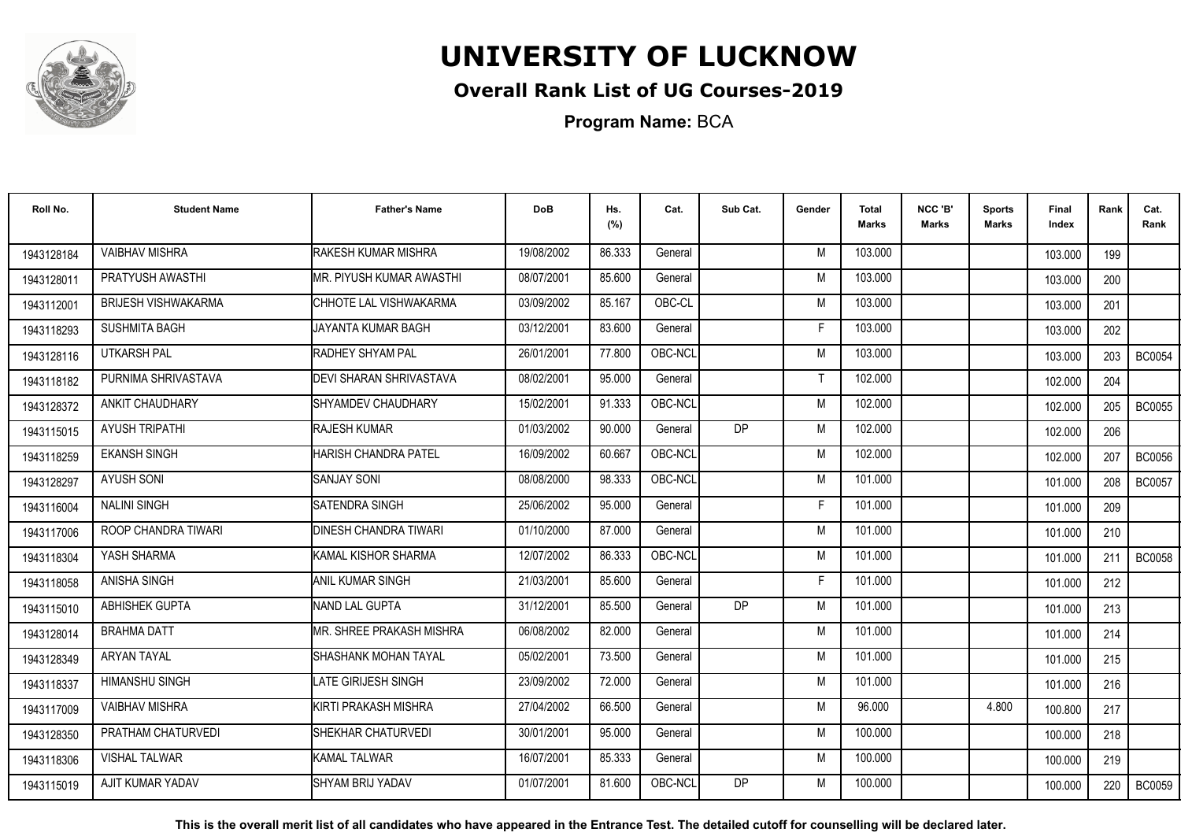# UNIVERSITY OF LUCKNOW

## Overall Rank List of UG Courses-2019

**Program Name:** BCA

| Roll No. | Student Name | Father's Name | DoB | Hs. (%) | Cat. | Sub Cat. | Gender | Total Marks | NCC 'B' Marks | Sports Marks | Final Index | Rank | Cat. Rank |
|---|---|---|---|---|---|---|---|---|---|---|---|---|---|
| 1943128184 | VAIBHAV MISHRA | RAKESH KUMAR MISHRA | 19/08/2002 | 86.333 | General | | M | 103.000 | | | 103.000 | 199 | |
| 1943128011 | PRATYUSH AWASTHI | MR. PIYUSH KUMAR AWASTHI | 08/07/2001 | 85.600 | General | | M | 103.000 | | | 103.000 | 200 | |
| 1943112001 | BRIJESH VISHWAKARMA | CHHOTE LAL VISHWAKARMA | 03/09/2002 | 85.167 | OBC-CL | | M | 103.000 | | | 103.000 | 201 | |
| 1943118293 | SUSHMITA BAGH | JAYANTA KUMAR BAGH | 03/12/2001 | 83.600 | General | | F | 103.000 | | | 103.000 | 202 | |
| 1943128116 | UTKARSH PAL | RADHEY SHYAM PAL | 26/01/2001 | 77.800 | OBC-NCL | | M | 103.000 | | | 103.000 | 203 | BC0054 |
| 1943118182 | PURNIMA SHRIVASTAVA | DEVI SHARAN SHRIVASTAVA | 08/02/2001 | 95.000 | General | | T | 102.000 | | | 102.000 | 204 | |
| 1943128372 | ANKIT CHAUDHARY | SHYAMDEV CHAUDHARY | 15/02/2001 | 91.333 | OBC-NCL | | M | 102.000 | | | 102.000 | 205 | BC0055 |
| 1943115015 | AYUSH TRIPATHI | RAJESH KUMAR | 01/03/2002 | 90.000 | General | DP | M | 102.000 | | | 102.000 | 206 | |
| 1943118259 | EKANSH SINGH | HARISH CHANDRA PATEL | 16/09/2002 | 60.667 | OBC-NCL | | M | 102.000 | | | 102.000 | 207 | BC0056 |
| 1943128297 | AYUSH SONI | SANJAY SONI | 08/08/2000 | 98.333 | OBC-NCL | | M | 101.000 | | | 101.000 | 208 | BC0057 |
| 1943116004 | NALINI SINGH | SATENDRA SINGH | 25/06/2002 | 95.000 | General | | F | 101.000 | | | 101.000 | 209 | |
| 1943117006 | ROOP CHANDRA TIWARI | DINESH CHANDRA TIWARI | 01/10/2000 | 87.000 | General | | M | 101.000 | | | 101.000 | 210 | |
| 1943118304 | YASH SHARMA | KAMAL KISHOR SHARMA | 12/07/2002 | 86.333 | OBC-NCL | | M | 101.000 | | | 101.000 | 211 | BC0058 |
| 1943118058 | ANISHA SINGH | ANIL KUMAR SINGH | 21/03/2001 | 85.600 | General | | F | 101.000 | | | 101.000 | 212 | |
| 1943115010 | ABHISHEK GUPTA | NAND LAL GUPTA | 31/12/2001 | 85.500 | General | DP | M | 101.000 | | | 101.000 | 213 | |
| 1943128014 | BRAHMA DATT | MR. SHREE PRAKASH MISHRA | 06/08/2002 | 82.000 | General | | M | 101.000 | | | 101.000 | 214 | |
| 1943128349 | ARYAN TAYAL | SHASHANK MOHAN TAYAL | 05/02/2001 | 73.500 | General | | M | 101.000 | | | 101.000 | 215 | |
| 1943118337 | HIMANSHU SINGH | LATE GIRIJESH SINGH | 23/09/2002 | 72.000 | General | | M | 101.000 | | | 101.000 | 216 | |
| 1943117009 | VAIBHAV MISHRA | KIRTI PRAKASH MISHRA | 27/04/2002 | 66.500 | General | | M | 96.000 | | 4.800 | 100.800 | 217 | |
| 1943128350 | PRATHAM CHATURVEDI | SHEKHAR CHATURVEDI | 30/01/2001 | 95.000 | General | | M | 100.000 | | | 100.000 | 218 | |
| 1943118306 | VISHAL TALWAR | KAMAL TALWAR | 16/07/2001 | 85.333 | General | | M | 100.000 | | | 100.000 | 219 | |
| 1943115019 | AJIT KUMAR YADAV | SHYAM BRIJ YADAV | 01/07/2001 | 81.600 | OBC-NCL | DP | M | 100.000 | | | 100.000 | 220 | BC0059 |

**This is the overall merit list of all candidates who have appeared in the Entrance Test. The detailed cutoff for counselling will be declared later.**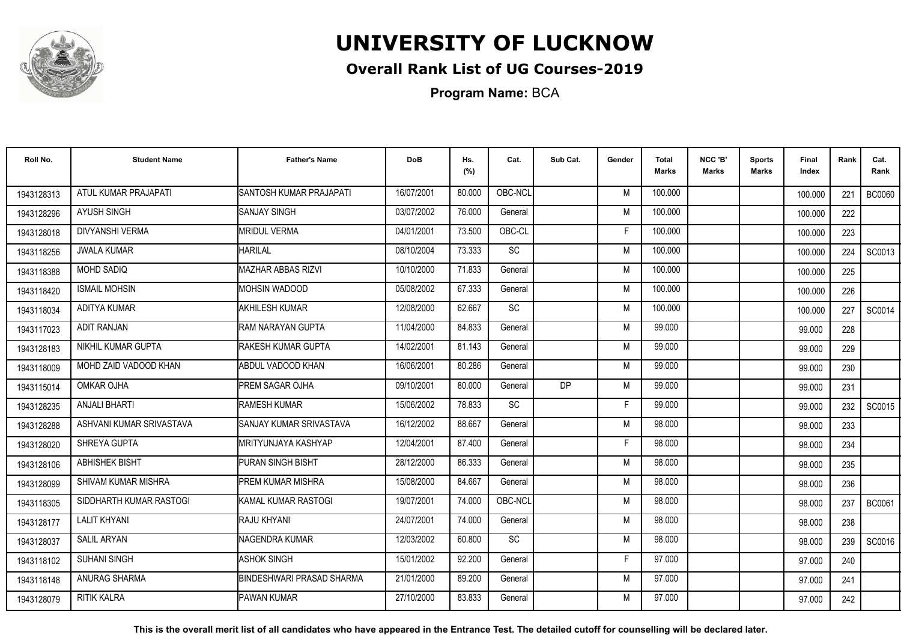# UNIVERSITY OF LUCKNOW

## Overall Rank List of UG Courses-2019

**Program Name:** BCA

| Roll No. | Student Name | Father's Name | DoB | Hs. (%) | Cat. | Sub Cat. | Gender | Total Marks | NCC 'B' Marks | Sports Marks | Final Index | Rank | Cat. Rank |
|---|---|---|---|---|---|---|---|---|---|---|---|---|---|
| 1943128313 | ATUL KUMAR PRAJAPATI | SANTOSH KUMAR PRAJAPATI | 16/07/2001 | 80.000 | OBC-NCL | | M | 100.000 | | | 100.000 | 221 | BC0060 |
| 1943128296 | AYUSH SINGH | SANJAY SINGH | 03/07/2002 | 76.000 | General | | M | 100.000 | | | 100.000 | 222 | |
| 1943128018 | DIVYANSHI VERMA | MRIDUL VERMA | 04/01/2001 | 73.500 | OBC-CL | | F | 100.000 | | | 100.000 | 223 | |
| 1943118256 | JWALA KUMAR | HARILAL | 08/10/2004 | 73.333 | SC | | M | 100.000 | | | 100.000 | 224 | SC0013 |
| 1943118388 | MOHD SADIQ | MAZHAR ABBAS RIZVI | 10/10/2000 | 71.833 | General | | M | 100.000 | | | 100.000 | 225 | |
| 1943118420 | ISMAIL MOHSIN | MOHSIN WADOOD | 05/08/2002 | 67.333 | General | | M | 100.000 | | | 100.000 | 226 | |
| 1943118034 | ADITYA KUMAR | AKHILESH KUMAR | 12/08/2000 | 62.667 | SC | | M | 100.000 | | | 100.000 | 227 | SC0014 |
| 1943117023 | ADIT RANJAN | RAM NARAYAN GUPTA | 11/04/2000 | 84.833 | General | | M | 99.000 | | | 99.000 | 228 | |
| 1943128183 | NIKHIL KUMAR GUPTA | RAKESH KUMAR GUPTA | 14/02/2001 | 81.143 | General | | M | 99.000 | | | 99.000 | 229 | |
| 1943118009 | MOHD ZAID VADOOD KHAN | ABDUL VADOOD KHAN | 16/06/2001 | 80.286 | General | | M | 99.000 | | | 99.000 | 230 | |
| 1943115014 | OMKAR OJHA | PREM SAGAR OJHA | 09/10/2001 | 80.000 | General | DP | M | 99.000 | | | 99.000 | 231 | |
| 1943128235 | ANJALI BHARTI | RAMESH KUMAR | 15/06/2002 | 78.833 | SC | | F | 99.000 | | | 99.000 | 232 | SC0015 |
| 1943128288 | ASHVANI KUMAR SRIVASTAVA | SANJAY KUMAR SRIVASTAVA | 16/12/2002 | 88.667 | General | | M | 98.000 | | | 98.000 | 233 | |
| 1943128020 | SHREYA GUPTA | MRITYUNJAYA KASHYAP | 12/04/2001 | 87.400 | General | | F | 98.000 | | | 98.000 | 234 | |
| 1943128106 | ABHISHEK BISHT | PURAN SINGH BISHT | 28/12/2000 | 86.333 | General | | M | 98.000 | | | 98.000 | 235 | |
| 1943128099 | SHIVAM KUMAR MISHRA | PREM KUMAR MISHRA | 15/08/2000 | 84.667 | General | | M | 98.000 | | | 98.000 | 236 | |
| 1943118305 | SIDDHARTH KUMAR RASTOGI | KAMAL KUMAR RASTOGI | 19/07/2001 | 74.000 | OBC-NCL | | M | 98.000 | | | 98.000 | 237 | BC0061 |
| 1943128177 | LALIT KHYANI | RAJU KHYANI | 24/07/2001 | 74.000 | General | | M | 98.000 | | | 98.000 | 238 | |
| 1943128037 | SALIL ARYAN | NAGENDRA KUMAR | 12/03/2002 | 60.800 | SC | | M | 98.000 | | | 98.000 | 239 | SC0016 |
| 1943118102 | SUHANI SINGH | ASHOK SINGH | 15/01/2002 | 92.200 | General | | F | 97.000 | | | 97.000 | 240 | |
| 1943118148 | ANURAG SHARMA | BINDESHWARI PRASAD SHARMA | 21/01/2000 | 89.200 | General | | M | 97.000 | | | 97.000 | 241 | |
| 1943128079 | RITIK KALRA | PAWAN KUMAR | 27/10/2000 | 83.833 | General | | M | 97.000 | | | 97.000 | 242 | |

**This is the overall merit list of all candidates who have appeared in the Entrance Test. The detailed cutoff for counselling will be declared later.**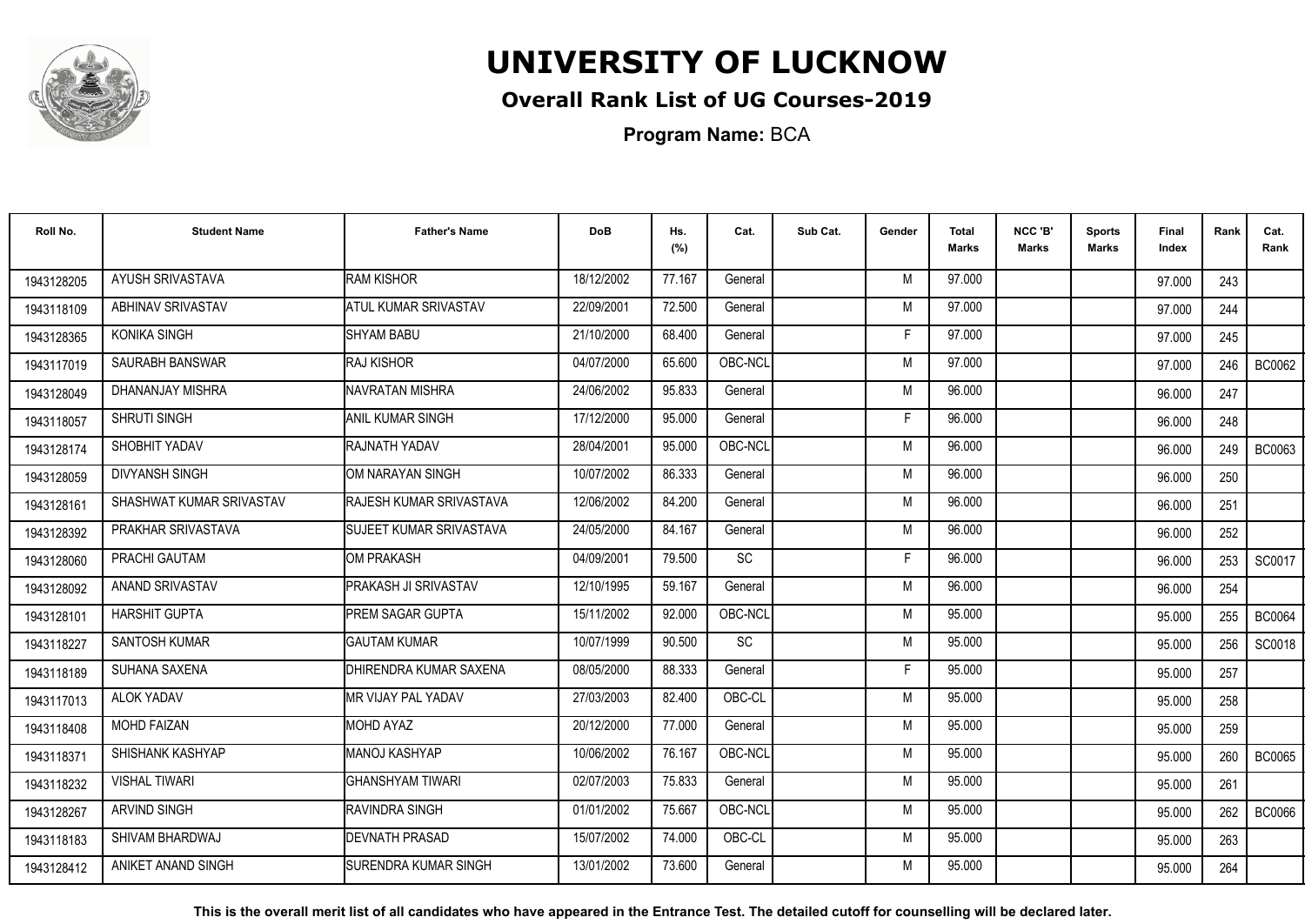# UNIVERSITY OF LUCKNOW

## Overall Rank List of UG Courses-2019

**Program Name:** BCA

| Roll No. | Student Name | Father's Name | DoB | Hs. (%) | Cat. | Sub Cat. | Gender | Total Marks | NCC 'B' Marks | Sports Marks | Final Index | Rank | Cat. Rank |
|---|---|---|---|---|---|---|---|---|---|---|---|---|---|
| 1943128205 | AYUSH SRIVASTAVA | RAM KISHOR | 18/12/2002 | 77.167 | General | | M | 97.000 | | | 97.000 | 243 | |
| 1943118109 | ABHINAV SRIVASTAV | ATUL KUMAR SRIVASTAV | 22/09/2001 | 72.500 | General | | M | 97.000 | | | 97.000 | 244 | |
| 1943128365 | KONIKA SINGH | SHYAM BABU | 21/10/2000 | 68.400 | General | | F | 97.000 | | | 97.000 | 245 | |
| 1943117019 | SAURABH BANSWAR | RAJ KISHOR | 04/07/2000 | 65.600 | OBC-NCL | | M | 97.000 | | | 97.000 | 246 | BC0062 |
| 1943128049 | DHANANJAY MISHRA | NAVRATAN MISHRA | 24/06/2002 | 95.833 | General | | M | 96.000 | | | 96.000 | 247 | |
| 1943118057 | SHRUTI SINGH | ANIL KUMAR SINGH | 17/12/2000 | 95.000 | General | | F | 96.000 | | | 96.000 | 248 | |
| 1943128174 | SHOBHIT YADAV | RAJNATH YADAV | 28/04/2001 | 95.000 | OBC-NCL | | M | 96.000 | | | 96.000 | 249 | BC0063 |
| 1943128059 | DIVYANSH SINGH | OM NARAYAN SINGH | 10/07/2002 | 86.333 | General | | M | 96.000 | | | 96.000 | 250 | |
| 1943128161 | SHASHWAT KUMAR SRIVASTAV | RAJESH KUMAR SRIVASTAVA | 12/06/2002 | 84.200 | General | | M | 96.000 | | | 96.000 | 251 | |
| 1943128392 | PRAKHAR SRIVASTAVA | SUJEET KUMAR SRIVASTAVA | 24/05/2000 | 84.167 | General | | M | 96.000 | | | 96.000 | 252 | |
| 1943128060 | PRACHI GAUTAM | OM PRAKASH | 04/09/2001 | 79.500 | SC | | F | 96.000 | | | 96.000 | 253 | SC0017 |
| 1943128092 | ANAND SRIVASTAV | PRAKASH JI SRIVASTAV | 12/10/1995 | 59.167 | General | | M | 96.000 | | | 96.000 | 254 | |
| 1943128101 | HARSHIT GUPTA | PREM SAGAR GUPTA | 15/11/2002 | 92.000 | OBC-NCL | | M | 95.000 | | | 95.000 | 255 | BC0064 |
| 1943118227 | SANTOSH KUMAR | GAUTAM KUMAR | 10/07/1999 | 90.500 | SC | | M | 95.000 | | | 95.000 | 256 | SC0018 |
| 1943118189 | SUHANA SAXENA | DHIRENDRA KUMAR SAXENA | 08/05/2000 | 88.333 | General | | F | 95.000 | | | 95.000 | 257 | |
| 1943117013 | ALOK YADAV | MR VIJAY PAL YADAV | 27/03/2003 | 82.400 | OBC-CL | | M | 95.000 | | | 95.000 | 258 | |
| 1943118408 | MOHD FAIZAN | MOHD AYAZ | 20/12/2000 | 77.000 | General | | M | 95.000 | | | 95.000 | 259 | |
| 1943118371 | SHISHANK KASHYAP | MANOJ KASHYAP | 10/06/2002 | 76.167 | OBC-NCL | | M | 95.000 | | | 95.000 | 260 | BC0065 |
| 1943118232 | VISHAL TIWARI | GHANSHYAM TIWARI | 02/07/2003 | 75.833 | General | | M | 95.000 | | | 95.000 | 261 | |
| 1943128267 | ARVIND SINGH | RAVINDRA SINGH | 01/01/2002 | 75.667 | OBC-NCL | | M | 95.000 | | | 95.000 | 262 | BC0066 |
| 1943118183 | SHIVAM BHARDWAJ | DEVNATH PRASAD | 15/07/2002 | 74.000 | OBC-CL | | M | 95.000 | | | 95.000 | 263 | |
| 1943128412 | ANIKET ANAND SINGH | SURENDRA KUMAR SINGH | 13/01/2002 | 73.600 | General | | M | 95.000 | | | 95.000 | 264 | |

**This is the overall merit list of all candidates who have appeared in the Entrance Test. The detailed cutoff for counselling will be declared later.**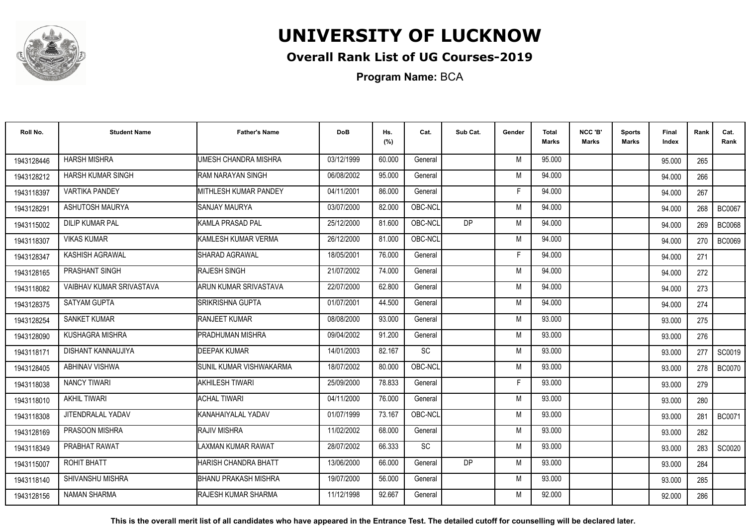# UNIVERSITY OF LUCKNOW

## Overall Rank List of UG Courses-2019

**Program Name:** BCA

| Roll No. | Student Name | Father's Name | DoB | Hs. (%) | Cat. | Sub Cat. | Gender | Total Marks | NCC 'B' Marks | Sports Marks | Final Index | Rank | Cat. Rank |
|---|---|---|---|---|---|---|---|---|---|---|---|---|---|
| 1943128446 | HARSH MISHRA | UMESH CHANDRA MISHRA | 03/12/1999 | 60.000 | General | | M | 95.000 | | | 95.000 | 265 | |
| 1943128212 | HARSH KUMAR SINGH | RAM NARAYAN SINGH | 06/08/2002 | 95.000 | General | | M | 94.000 | | | 94.000 | 266 | |
| 1943118397 | VARTIKA PANDEY | MITHLESH KUMAR PANDEY | 04/11/2001 | 86.000 | General | | F | 94.000 | | | 94.000 | 267 | |
| 1943128291 | ASHUTOSH MAURYA | SANJAY MAURYA | 03/07/2000 | 82.000 | OBC-NCL | | M | 94.000 | | | 94.000 | 268 | BC0067 |
| 1943115002 | DILIP KUMAR PAL | KAMLA PRASAD PAL | 25/12/2000 | 81.600 | OBC-NCL | DP | M | 94.000 | | | 94.000 | 269 | BC0068 |
| 1943118307 | VIKAS KUMAR | KAMLESH KUMAR VERMA | 26/12/2000 | 81.000 | OBC-NCL | | M | 94.000 | | | 94.000 | 270 | BC0069 |
| 1943128347 | KASHISH AGRAWAL | SHARAD AGRAWAL | 18/05/2001 | 76.000 | General | | F | 94.000 | | | 94.000 | 271 | |
| 1943128165 | PRASHANT SINGH | RAJESH SINGH | 21/07/2002 | 74.000 | General | | M | 94.000 | | | 94.000 | 272 | |
| 1943118082 | VAIBHAV KUMAR SRIVASTAVA | ARUN KUMAR SRIVASTAVA | 22/07/2000 | 62.800 | General | | M | 94.000 | | | 94.000 | 273 | |
| 1943128375 | SATYAM GUPTA | SRIKRISHNA GUPTA | 01/07/2001 | 44.500 | General | | M | 94.000 | | | 94.000 | 274 | |
| 1943128254 | SANKET KUMAR | RANJEET KUMAR | 08/08/2000 | 93.000 | General | | M | 93.000 | | | 93.000 | 275 | |
| 1943128090 | KUSHAGRA MISHRA | PRADHUMAN MISHRA | 09/04/2002 | 91.200 | General | | M | 93.000 | | | 93.000 | 276 | |
| 1943118171 | DISHANT KANNAUJIYA | DEEPAK KUMAR | 14/01/2003 | 82.167 | SC | | M | 93.000 | | | 93.000 | 277 | SC0019 |
| 1943128405 | ABHINAV VISHWA | SUNIL KUMAR VISHWAKARMA | 18/07/2002 | 80.000 | OBC-NCL | | M | 93.000 | | | 93.000 | 278 | BC0070 |
| 1943118038 | NANCY TIWARI | AKHILESH TIWARI | 25/09/2000 | 78.833 | General | | F | 93.000 | | | 93.000 | 279 | |
| 1943118010 | AKHIL TIWARI | ACHAL TIWARI | 04/11/2000 | 76.000 | General | | M | 93.000 | | | 93.000 | 280 | |
| 1943118308 | JITENDRALAL YADAV | KANAHAIYALAL YADAV | 01/07/1999 | 73.167 | OBC-NCL | | M | 93.000 | | | 93.000 | 281 | BC0071 |
| 1943128169 | PRASOON MISHRA | RAJIV MISHRA | 11/02/2002 | 68.000 | General | | M | 93.000 | | | 93.000 | 282 | |
| 1943118349 | PRABHAT RAWAT | LAXMAN KUMAR RAWAT | 28/07/2002 | 66.333 | SC | | M | 93.000 | | | 93.000 | 283 | SC0020 |
| 1943115007 | ROHIT BHATT | HARISH CHANDRA BHATT | 13/06/2000 | 66.000 | General | DP | M | 93.000 | | | 93.000 | 284 | |
| 1943118140 | SHIVANSHU MISHRA | BHANU PRAKASH MISHRA | 19/07/2000 | 56.000 | General | | M | 93.000 | | | 93.000 | 285 | |
| 1943128156 | NAMAN SHARMA | RAJESH KUMAR SHARMA | 11/12/1998 | 92.667 | General | | M | 92.000 | | | 92.000 | 286 | |

**This is the overall merit list of all candidates who have appeared in the Entrance Test. The detailed cutoff for counselling will be declared later.**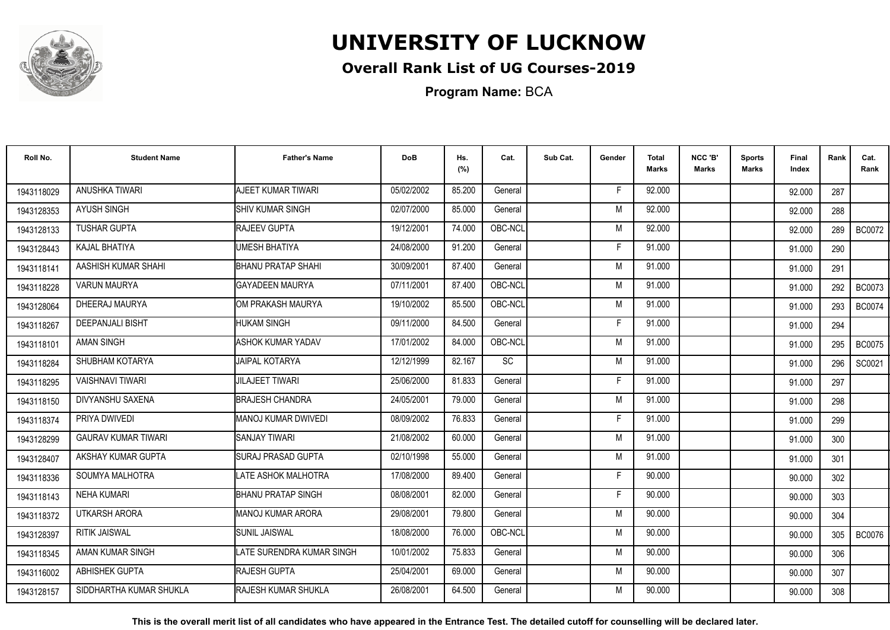# UNIVERSITY OF LUCKNOW

## Overall Rank List of UG Courses-2019

**Program Name:** BCA

| Roll No. | Student Name | Father's Name | DoB | Hs. (%) | Cat. | Sub Cat. | Gender | Total Marks | NCC 'B' Marks | Sports Marks | Final Index | Rank | Cat. Rank |
|---|---|---|---|---|---|---|---|---|---|---|---|---|---|
| 1943118029 | ANUSHKA TIWARI | AJEET KUMAR TIWARI | 05/02/2002 | 85.200 | General | | F | 92.000 | | | 92.000 | 287 | |
| 1943128353 | AYUSH SINGH | SHIV KUMAR SINGH | 02/07/2000 | 85.000 | General | | M | 92.000 | | | 92.000 | 288 | |
| 1943128133 | TUSHAR GUPTA | RAJEEV GUPTA | 19/12/2001 | 74.000 | OBC-NCL | | M | 92.000 | | | 92.000 | 289 | BC0072 |
| 1943128443 | KAJAL BHATIYA | UMESH BHATIYA | 24/08/2000 | 91.200 | General | | F | 91.000 | | | 91.000 | 290 | |
| 1943118141 | AASHISH KUMAR SHAHI | BHANU PRATAP SHAHI | 30/09/2001 | 87.400 | General | | M | 91.000 | | | 91.000 | 291 | |
| 1943118228 | VARUN MAURYA | GAYADEEN MAURYA | 07/11/2001 | 87.400 | OBC-NCL | | M | 91.000 | | | 91.000 | 292 | BC0073 |
| 1943128064 | DHEERAJ MAURYA | OM PRAKASH MAURYA | 19/10/2002 | 85.500 | OBC-NCL | | M | 91.000 | | | 91.000 | 293 | BC0074 |
| 1943118267 | DEEPANJALI BISHT | HUKAM SINGH | 09/11/2000 | 84.500 | General | | F | 91.000 | | | 91.000 | 294 | |
| 1943118101 | AMAN SINGH | ASHOK KUMAR YADAV | 17/01/2002 | 84.000 | OBC-NCL | | M | 91.000 | | | 91.000 | 295 | BC0075 |
| 1943118284 | SHUBHAM KOTARYA | JAIPAL KOTARYA | 12/12/1999 | 82.167 | SC | | M | 91.000 | | | 91.000 | 296 | SC0021 |
| 1943118295 | VAISHNAVI TIWARI | JILAJEET TIWARI | 25/06/2000 | 81.833 | General | | F | 91.000 | | | 91.000 | 297 | |
| 1943118150 | DIVYANSHU SAXENA | BRAJESH CHANDRA | 24/05/2001 | 79.000 | General | | M | 91.000 | | | 91.000 | 298 | |
| 1943118374 | PRIYA DWIVEDI | MANOJ KUMAR DWIVEDI | 08/09/2002 | 76.833 | General | | F | 91.000 | | | 91.000 | 299 | |
| 1943128299 | GAURAV KUMAR TIWARI | SANJAY TIWARI | 21/08/2002 | 60.000 | General | | M | 91.000 | | | 91.000 | 300 | |
| 1943128407 | AKSHAY KUMAR GUPTA | SURAJ PRASAD GUPTA | 02/10/1998 | 55.000 | General | | M | 91.000 | | | 91.000 | 301 | |
| 1943118336 | SOUMYA MALHOTRA | LATE ASHOK MALHOTRA | 17/08/2000 | 89.400 | General | | F | 90.000 | | | 90.000 | 302 | |
| 1943118143 | NEHA KUMARI | BHANU PRATAP SINGH | 08/08/2001 | 82.000 | General | | F | 90.000 | | | 90.000 | 303 | |
| 1943118372 | UTKARSH ARORA | MANOJ KUMAR ARORA | 29/08/2001 | 79.800 | General | | M | 90.000 | | | 90.000 | 304 | |
| 1943128397 | RITIK JAISWAL | SUNIL JAISWAL | 18/08/2000 | 76.000 | OBC-NCL | | M | 90.000 | | | 90.000 | 305 | BC0076 |
| 1943118345 | AMAN KUMAR SINGH | LATE SURENDRA KUMAR SINGH | 10/01/2002 | 75.833 | General | | M | 90.000 | | | 90.000 | 306 | |
| 1943116002 | ABHISHEK GUPTA | RAJESH GUPTA | 25/04/2001 | 69.000 | General | | M | 90.000 | | | 90.000 | 307 | |
| 1943128157 | SIDDHARTHA KUMAR SHUKLA | RAJESH KUMAR SHUKLA | 26/08/2001 | 64.500 | General | | M | 90.000 | | | 90.000 | 308 | |

**This is the overall merit list of all candidates who have appeared in the Entrance Test. The detailed cutoff for counselling will be declared later.**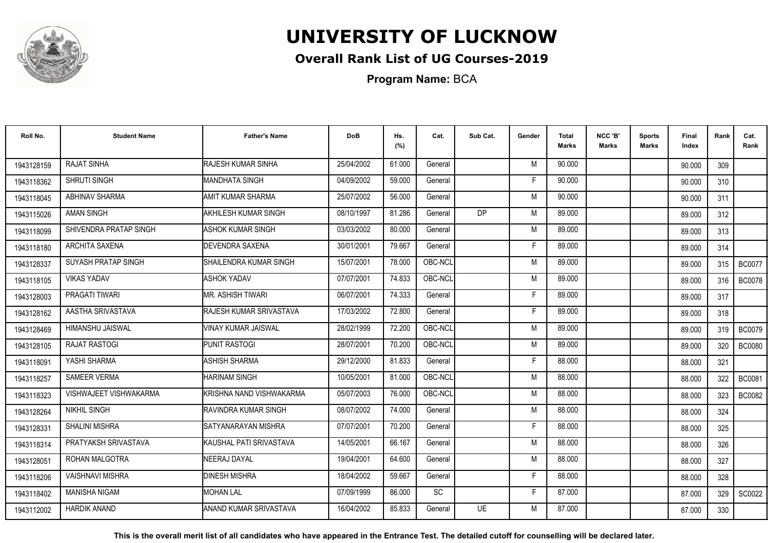# UNIVERSITY OF LUCKNOW

## Overall Rank List of UG Courses-2019

**Program Name:** BCA

| Roll No. | Student Name | Father's Name | DoB | Hs. (%) | Cat. | Sub Cat. | Gender | Total Marks | NCC 'B' Marks | Sports Marks | Final Index | Rank | Cat. Rank |
|---|---|---|---|---|---|---|---|---|---|---|---|---|---|
| 1943128159 | RAJAT SINHA | RAJESH KUMAR SINHA | 25/04/2002 | 61.000 | General | | M | 90.000 | | | 90.000 | 309 | |
| 1943118362 | SHRUTI SINGH | MANDHATA SINGH | 04/09/2002 | 59.000 | General | | F | 90.000 | | | 90.000 | 310 | |
| 1943118045 | ABHINAV SHARMA | AMIT KUMAR SHARMA | 25/07/2002 | 56.000 | General | | M | 90.000 | | | 90.000 | 311 | |
| 1943115026 | AMAN SINGH | AKHILESH KUMAR SINGH | 08/10/1997 | 81.286 | General | DP | M | 89.000 | | | 89.000 | 312 | |
| 1943118099 | SHIVENDRA PRATAP SINGH | ASHOK KUMAR SINGH | 03/03/2002 | 80.000 | General | | M | 89.000 | | | 89.000 | 313 | |
| 1943118180 | ARCHITA SAXENA | DEVENDRA SAXENA | 30/01/2001 | 79.667 | General | | F | 89.000 | | | 89.000 | 314 | |
| 1943128337 | SUYASH PRATAP SINGH | SHAILENDRA KUMAR SINGH | 15/07/2001 | 78.000 | OBC-NCL | | M | 89.000 | | | 89.000 | 315 | BC0077 |
| 1943118105 | VIKAS YADAV | ASHOK YADAV | 07/07/2001 | 74.833 | OBC-NCL | | M | 89.000 | | | 89.000 | 316 | BC0078 |
| 1943128003 | PRAGATI TIWARI | MR. ASHISH TIWARI | 06/07/2001 | 74.333 | General | | F | 89.000 | | | 89.000 | 317 | |
| 1943128162 | AASTHA SRIVASTAVA | RAJESH KUMAR SRIVASTAVA | 17/03/2002 | 72.800 | General | | F | 89.000 | | | 89.000 | 318 | |
| 1943128469 | HIMANSHU JAISWAL | VINAY KUMAR JAISWAL | 28/02/1999 | 72.200 | OBC-NCL | | M | 89.000 | | | 89.000 | 319 | BC0079 |
| 1943128105 | RAJAT RASTOGI | PUNIT RASTOGI | 28/07/2001 | 70.200 | OBC-NCL | | M | 89.000 | | | 89.000 | 320 | BC0080 |
| 1943118091 | YASHI SHARMA | ASHISH SHARMA | 29/12/2000 | 81.833 | General | | F | 88.000 | | | 88.000 | 321 | |
| 1943118257 | SAMEER VERMA | HARINAM SINGH | 10/05/2001 | 81.000 | OBC-NCL | | M | 88.000 | | | 88.000 | 322 | BC0081 |
| 1943118323 | VISHWAJEET VISHWAKARMA | KRISHNA NAND VISHWAKARMA | 05/07/2003 | 76.000 | OBC-NCL | | M | 88.000 | | | 88.000 | 323 | BC0082 |
| 1943128264 | NIKHIL SINGH | RAVINDRA KUMAR SINGH | 08/07/2002 | 74.000 | General | | M | 88.000 | | | 88.000 | 324 | |
| 1943128331 | SHALINI MISHRA | SATYANARAYAN MISHRA | 07/07/2001 | 70.200 | General | | F | 88.000 | | | 88.000 | 325 | |
| 1943118314 | PRATYAKSH SRIVASTAVA | KAUSHAL PATI SRIVASTAVA | 14/05/2001 | 66.167 | General | | M | 88.000 | | | 88.000 | 326 | |
| 1943128051 | ROHAN MALGOTRA | NEERAJ DAYAL | 19/04/2001 | 64.600 | General | | M | 88.000 | | | 88.000 | 327 | |
| 1943118206 | VAISHNAVI MISHRA | DINESH MISHRA | 18/04/2002 | 59.667 | General | | F | 88.000 | | | 88.000 | 328 | |
| 1943118402 | MANISHA NIGAM | MOHAN LAL | 07/09/1999 | 86.000 | SC | | F | 87.000 | | | 87.000 | 329 | SC0022 |
| 1943112002 | HARDIK ANAND | ANAND KUMAR SRIVASTAVA | 16/04/2002 | 85.833 | General | UE | M | 87.000 | | | 87.000 | 330 | |

**This is the overall merit list of all candidates who have appeared in the Entrance Test. The detailed cutoff for counselling will be declared later.**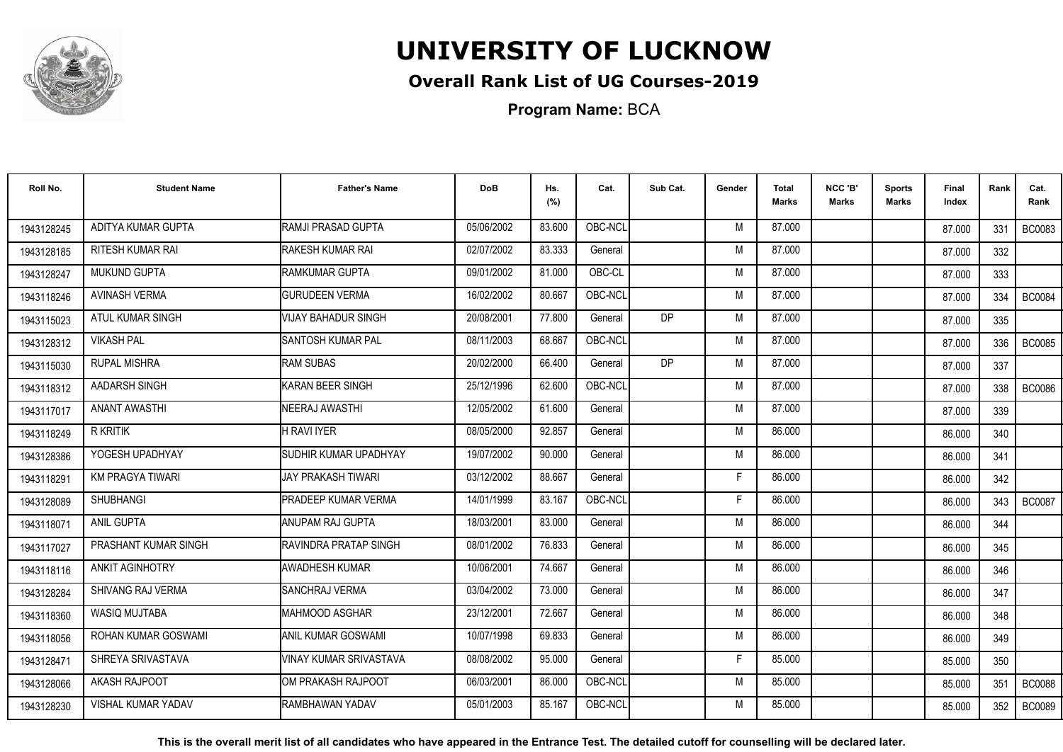# UNIVERSITY OF LUCKNOW

## Overall Rank List of UG Courses-2019

**Program Name:** BCA

| Roll No. | Student Name | Father's Name | DoB | Hs. (%) | Cat. | Sub Cat. | Gender | Total Marks | NCC 'B' Marks | Sports Marks | Final Index | Rank | Cat. Rank |
|---|---|---|---|---|---|---|---|---|---|---|---|---|---|
| 1943128245 | ADITYA KUMAR GUPTA | RAMJI PRASAD GUPTA | 05/06/2002 | 83.600 | OBC-NCL | | M | 87.000 | | | 87.000 | 331 | BC0083 |
| 1943128185 | RITESH KUMAR RAI | RAKESH KUMAR RAI | 02/07/2002 | 83.333 | General | | M | 87.000 | | | 87.000 | 332 | |
| 1943128247 | MUKUND GUPTA | RAMKUMAR GUPTA | 09/01/2002 | 81.000 | OBC-CL | | M | 87.000 | | | 87.000 | 333 | |
| 1943118246 | AVINASH VERMA | GURUDEEN VERMA | 16/02/2002 | 80.667 | OBC-NCL | | M | 87.000 | | | 87.000 | 334 | BC0084 |
| 1943115023 | ATUL KUMAR SINGH | VIJAY BAHADUR SINGH | 20/08/2001 | 77.800 | General | DP | M | 87.000 | | | 87.000 | 335 | |
| 1943128312 | VIKASH PAL | SANTOSH KUMAR PAL | 08/11/2003 | 68.667 | OBC-NCL | | M | 87.000 | | | 87.000 | 336 | BC0085 |
| 1943115030 | RUPAL MISHRA | RAM SUBAS | 20/02/2000 | 66.400 | General | DP | M | 87.000 | | | 87.000 | 337 | |
| 1943118312 | AADARSH SINGH | KARAN BEER SINGH | 25/12/1996 | 62.600 | OBC-NCL | | M | 87.000 | | | 87.000 | 338 | BC0086 |
| 1943117017 | ANANT AWASTHI | NEERAJ AWASTHI | 12/05/2002 | 61.600 | General | | M | 87.000 | | | 87.000 | 339 | |
| 1943118249 | R KRITIK | H RAVI IYER | 08/05/2000 | 92.857 | General | | M | 86.000 | | | 86.000 | 340 | |
| 1943128386 | YOGESH UPADHYAY | SUDHIR KUMAR UPADHYAY | 19/07/2002 | 90.000 | General | | M | 86.000 | | | 86.000 | 341 | |
| 1943118291 | KM PRAGYA TIWARI | JAY PRAKASH TIWARI | 03/12/2002 | 88.667 | General | | F | 86.000 | | | 86.000 | 342 | |
| 1943128089 | SHUBHANGI | PRADEEP KUMAR VERMA | 14/01/1999 | 83.167 | OBC-NCL | | F | 86.000 | | | 86.000 | 343 | BC0087 |
| 1943118071 | ANIL GUPTA | ANUPAM RAJ GUPTA | 18/03/2001 | 83.000 | General | | M | 86.000 | | | 86.000 | 344 | |
| 1943117027 | PRASHANT KUMAR SINGH | RAVINDRA PRATAP SINGH | 08/01/2002 | 76.833 | General | | M | 86.000 | | | 86.000 | 345 | |
| 1943118116 | ANKIT AGINHOTRY | AWADHESH KUMAR | 10/06/2001 | 74.667 | General | | M | 86.000 | | | 86.000 | 346 | |
| 1943128284 | SHIVANG RAJ VERMA | SANCHRAJ VERMA | 03/04/2002 | 73.000 | General | | M | 86.000 | | | 86.000 | 347 | |
| 1943118360 | WASIQ MUJTABA | MAHMOOD ASGHAR | 23/12/2001 | 72.667 | General | | M | 86.000 | | | 86.000 | 348 | |
| 1943118056 | ROHAN KUMAR GOSWAMI | ANIL KUMAR GOSWAMI | 10/07/1998 | 69.833 | General | | M | 86.000 | | | 86.000 | 349 | |
| 1943128471 | SHREYA SRIVASTAVA | VINAY KUMAR SRIVASTAVA | 08/08/2002 | 95.000 | General | | F | 85.000 | | | 85.000 | 350 | |
| 1943128066 | AKASH RAJPOOT | OM PRAKASH RAJPOOT | 06/03/2001 | 86.000 | OBC-NCL | | M | 85.000 | | | 85.000 | 351 | BC0088 |
| 1943128230 | VISHAL KUMAR YADAV | RAMBHAWAN YADAV | 05/01/2003 | 85.167 | OBC-NCL | | M | 85.000 | | | 85.000 | 352 | BC0089 |

**This is the overall merit list of all candidates who have appeared in the Entrance Test. The detailed cutoff for counselling will be declared later.**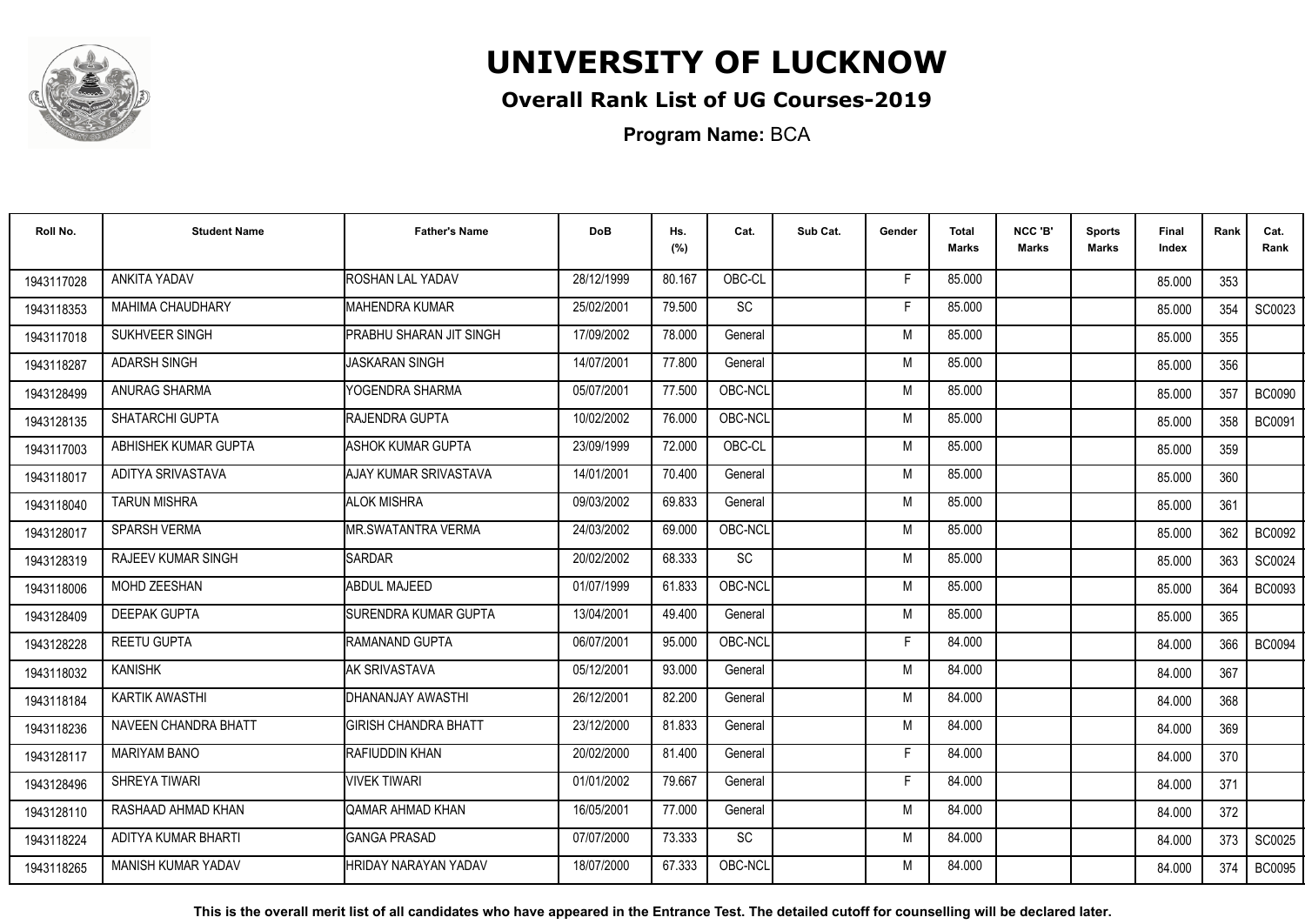# UNIVERSITY OF LUCKNOW

## Overall Rank List of UG Courses-2019

**Program Name:** BCA

| Roll No. | Student Name | Father's Name | DoB | Hs. (%) | Cat. | Sub Cat. | Gender | Total Marks | NCC 'B' Marks | Sports Marks | Final Index | Rank | Cat. Rank |
|---|---|---|---|---|---|---|---|---|---|---|---|---|---|
| 1943117028 | ANKITA YADAV | ROSHAN LAL YADAV | 28/12/1999 | 80.167 | OBC-CL | | F | 85.000 | | | 85.000 | 353 | |
| 1943118353 | MAHIMA CHAUDHARY | MAHENDRA KUMAR | 25/02/2001 | 79.500 | SC | | F | 85.000 | | | 85.000 | 354 | SC0023 |
| 1943117018 | SUKHVEER SINGH | PRABHU SHARAN JIT SINGH | 17/09/2002 | 78.000 | General | | M | 85.000 | | | 85.000 | 355 | |
| 1943118287 | ADARSH SINGH | JASKARAN SINGH | 14/07/2001 | 77.800 | General | | M | 85.000 | | | 85.000 | 356 | |
| 1943128499 | ANURAG SHARMA | YOGENDRA SHARMA | 05/07/2001 | 77.500 | OBC-NCL | | M | 85.000 | | | 85.000 | 357 | BC0090 |
| 1943128135 | SHATARCHI GUPTA | RAJENDRA GUPTA | 10/02/2002 | 76.000 | OBC-NCL | | M | 85.000 | | | 85.000 | 358 | BC0091 |
| 1943117003 | ABHISHEK KUMAR GUPTA | ASHOK KUMAR GUPTA | 23/09/1999 | 72.000 | OBC-CL | | M | 85.000 | | | 85.000 | 359 | |
| 1943118017 | ADITYA SRIVASTAVA | AJAY KUMAR SRIVASTAVA | 14/01/2001 | 70.400 | General | | M | 85.000 | | | 85.000 | 360 | |
| 1943118040 | TARUN MISHRA | ALOK MISHRA | 09/03/2002 | 69.833 | General | | M | 85.000 | | | 85.000 | 361 | |
| 1943128017 | SPARSH VERMA | MR.SWATANTRA VERMA | 24/03/2002 | 69.000 | OBC-NCL | | M | 85.000 | | | 85.000 | 362 | BC0092 |
| 1943128319 | RAJEEV KUMAR SINGH | SARDAR | 20/02/2002 | 68.333 | SC | | M | 85.000 | | | 85.000 | 363 | SC0024 |
| 1943118006 | MOHD ZEESHAN | ABDUL MAJEED | 01/07/1999 | 61.833 | OBC-NCL | | M | 85.000 | | | 85.000 | 364 | BC0093 |
| 1943128409 | DEEPAK GUPTA | SURENDRA KUMAR GUPTA | 13/04/2001 | 49.400 | General | | M | 85.000 | | | 85.000 | 365 | |
| 1943128228 | REETU GUPTA | RAMANAND GUPTA | 06/07/2001 | 95.000 | OBC-NCL | | F | 84.000 | | | 84.000 | 366 | BC0094 |
| 1943118032 | KANISHK | AK SRIVASTAVA | 05/12/2001 | 93.000 | General | | M | 84.000 | | | 84.000 | 367 | |
| 1943118184 | KARTIK AWASTHI | DHANANJAY AWASTHI | 26/12/2001 | 82.200 | General | | M | 84.000 | | | 84.000 | 368 | |
| 1943118236 | NAVEEN CHANDRA BHATT | GIRISH CHANDRA BHATT | 23/12/2000 | 81.833 | General | | M | 84.000 | | | 84.000 | 369 | |
| 1943128117 | MARIYAM BANO | RAFIUDDIN KHAN | 20/02/2000 | 81.400 | General | | F | 84.000 | | | 84.000 | 370 | |
| 1943128496 | SHREYA TIWARI | VIVEK TIWARI | 01/01/2002 | 79.667 | General | | F | 84.000 | | | 84.000 | 371 | |
| 1943128110 | RASHAAD AHMAD KHAN | QAMAR AHMAD KHAN | 16/05/2001 | 77.000 | General | | M | 84.000 | | | 84.000 | 372 | |
| 1943118224 | ADITYA KUMAR BHARTI | GANGA PRASAD | 07/07/2000 | 73.333 | SC | | M | 84.000 | | | 84.000 | 373 | SC0025 |
| 1943118265 | MANISH KUMAR YADAV | HRIDAY NARAYAN YADAV | 18/07/2000 | 67.333 | OBC-NCL | | M | 84.000 | | | 84.000 | 374 | BC0095 |

**This is the overall merit list of all candidates who have appeared in the Entrance Test. The detailed cutoff for counselling will be declared later.**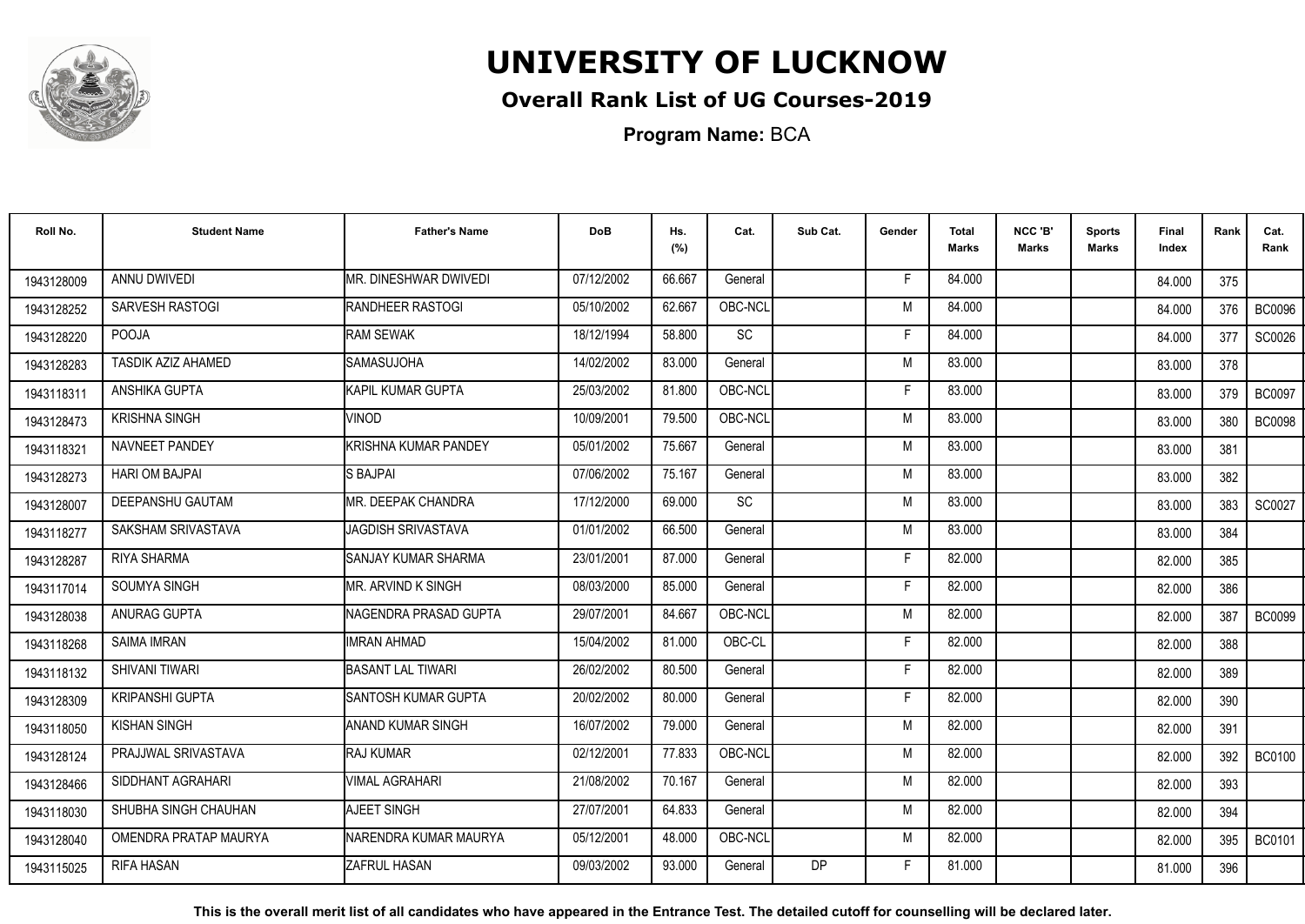# UNIVERSITY OF LUCKNOW

## Overall Rank List of UG Courses-2019

**Program Name:** BCA

| Roll No. | Student Name | Father's Name | DoB | Hs. (%) | Cat. | Sub Cat. | Gender | Total Marks | NCC 'B' Marks | Sports Marks | Final Index | Rank | Cat. Rank |
|---|---|---|---|---|---|---|---|---|---|---|---|---|---|
| 1943128009 | ANNU DWIVEDI | MR. DINESHWAR DWIVEDI | 07/12/2002 | 66.667 | General | | F | 84.000 | | | 84.000 | 375 | |
| 1943128252 | SARVESH RASTOGI | RANDHEER RASTOGI | 05/10/2002 | 62.667 | OBC-NCL | | M | 84.000 | | | 84.000 | 376 | BC0096 |
| 1943128220 | POOJA | RAM SEWAK | 18/12/1994 | 58.800 | SC | | F | 84.000 | | | 84.000 | 377 | SC0026 |
| 1943128283 | TASDIK AZIZ AHAMED | SAMASUJOHA | 14/02/2002 | 83.000 | General | | M | 83.000 | | | 83.000 | 378 | |
| 1943118311 | ANSHIKA GUPTA | KAPIL KUMAR GUPTA | 25/03/2002 | 81.800 | OBC-NCL | | F | 83.000 | | | 83.000 | 379 | BC0097 |
| 1943128473 | KRISHNA SINGH | VINOD | 10/09/2001 | 79.500 | OBC-NCL | | M | 83.000 | | | 83.000 | 380 | BC0098 |
| 1943118321 | NAVNEET PANDEY | KRISHNA KUMAR PANDEY | 05/01/2002 | 75.667 | General | | M | 83.000 | | | 83.000 | 381 | |
| 1943128273 | HARI OM BAJPAI | S BAJPAI | 07/06/2002 | 75.167 | General | | M | 83.000 | | | 83.000 | 382 | |
| 1943128007 | DEEPANSHU GAUTAM | MR. DEEPAK CHANDRA | 17/12/2000 | 69.000 | SC | | M | 83.000 | | | 83.000 | 383 | SC0027 |
| 1943118277 | SAKSHAM SRIVASTAVA | JAGDISH SRIVASTAVA | 01/01/2002 | 66.500 | General | | M | 83.000 | | | 83.000 | 384 | |
| 1943128287 | RIYA SHARMA | SANJAY KUMAR SHARMA | 23/01/2001 | 87.000 | General | | F | 82.000 | | | 82.000 | 385 | |
| 1943117014 | SOUMYA SINGH | MR. ARVIND K SINGH | 08/03/2000 | 85.000 | General | | F | 82.000 | | | 82.000 | 386 | |
| 1943128038 | ANURAG GUPTA | NAGENDRA PRASAD GUPTA | 29/07/2001 | 84.667 | OBC-NCL | | M | 82.000 | | | 82.000 | 387 | BC0099 |
| 1943118268 | SAIMA IMRAN | IMRAN AHMAD | 15/04/2002 | 81.000 | OBC-CL | | F | 82.000 | | | 82.000 | 388 | |
| 1943118132 | SHIVANI TIWARI | BASANT LAL TIWARI | 26/02/2002 | 80.500 | General | | F | 82.000 | | | 82.000 | 389 | |
| 1943128309 | KRIPANSHI GUPTA | SANTOSH KUMAR GUPTA | 20/02/2002 | 80.000 | General | | F | 82.000 | | | 82.000 | 390 | |
| 1943118050 | KISHAN SINGH | ANAND KUMAR SINGH | 16/07/2002 | 79.000 | General | | M | 82.000 | | | 82.000 | 391 | |
| 1943128124 | PRAJJWAL SRIVASTAVA | RAJ KUMAR | 02/12/2001 | 77.833 | OBC-NCL | | M | 82.000 | | | 82.000 | 392 | BC0100 |
| 1943128466 | SIDDHANT AGRAHARI | VIMAL AGRAHARI | 21/08/2002 | 70.167 | General | | M | 82.000 | | | 82.000 | 393 | |
| 1943118030 | SHUBHA SINGH CHAUHAN | AJEET SINGH | 27/07/2001 | 64.833 | General | | M | 82.000 | | | 82.000 | 394 | |
| 1943128040 | OMENDRA PRATAP MAURYA | NARENDRA KUMAR MAURYA | 05/12/2001 | 48.000 | OBC-NCL | | M | 82.000 | | | 82.000 | 395 | BC0101 |
| 1943115025 | RIFA HASAN | ZAFRUL HASAN | 09/03/2002 | 93.000 | General | DP | F | 81.000 | | | 81.000 | 396 | |

**This is the overall merit list of all candidates who have appeared in the Entrance Test. The detailed cutoff for counselling will be declared later.**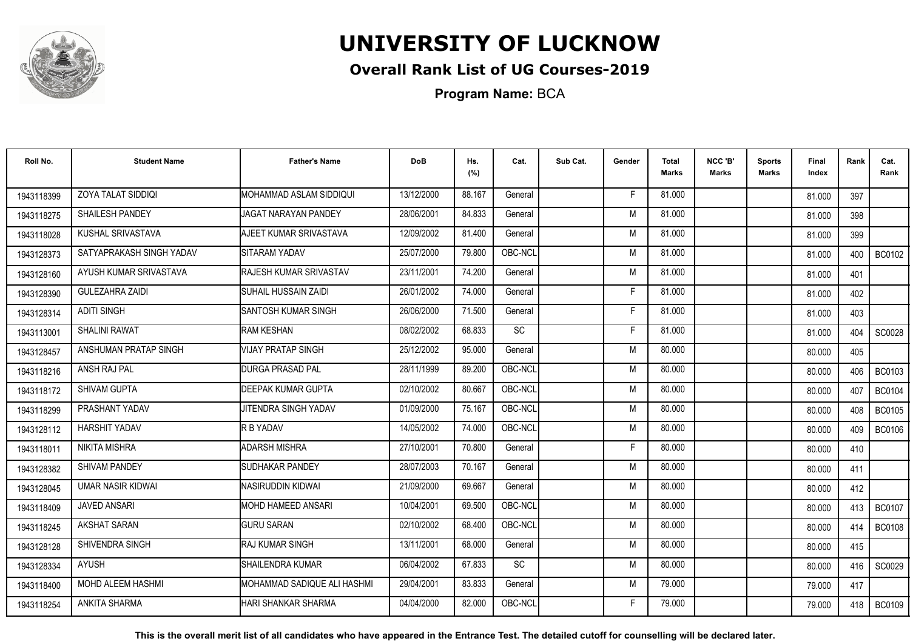# UNIVERSITY OF LUCKNOW

## Overall Rank List of UG Courses-2019

**Program Name:** BCA

| Roll No. | Student Name | Father's Name | DoB | Hs. (%) | Cat. | Sub Cat. | Gender | Total Marks | NCC 'B' Marks | Sports Marks | Final Index | Rank | Cat. Rank |
|---|---|---|---|---|---|---|---|---|---|---|---|---|---|
| 1943118399 | ZOYA TALAT SIDDIQI | MOHAMMAD ASLAM SIDDIQUI | 13/12/2000 | 88.167 | General | | F | 81.000 | | | 81.000 | 397 | |
| 1943118275 | SHAILESH PANDEY | JAGAT NARAYAN PANDEY | 28/06/2001 | 84.833 | General | | M | 81.000 | | | 81.000 | 398 | |
| 1943118028 | KUSHAL SRIVASTAVA | AJEET KUMAR SRIVASTAVA | 12/09/2002 | 81.400 | General | | M | 81.000 | | | 81.000 | 399 | |
| 1943128373 | SATYAPRAKASH SINGH YADAV | SITARAM YADAV | 25/07/2000 | 79.800 | OBC-NCL | | M | 81.000 | | | 81.000 | 400 | BC0102 |
| 1943128160 | AYUSH KUMAR SRIVASTAVA | RAJESH KUMAR SRIVASTAV | 23/11/2001 | 74.200 | General | | M | 81.000 | | | 81.000 | 401 | |
| 1943128390 | GULEZAHRA ZAIDI | SUHAIL HUSSAIN ZAIDI | 26/01/2002 | 74.000 | General | | F | 81.000 | | | 81.000 | 402 | |
| 1943128314 | ADITI SINGH | SANTOSH KUMAR SINGH | 26/06/2000 | 71.500 | General | | F | 81.000 | | | 81.000 | 403 | |
| 1943113001 | SHALINI RAWAT | RAM KESHAN | 08/02/2002 | 68.833 | SC | | F | 81.000 | | | 81.000 | 404 | SC0028 |
| 1943128457 | ANSHUMAN PRATAP SINGH | VIJAY PRATAP SINGH | 25/12/2002 | 95.000 | General | | M | 80.000 | | | 80.000 | 405 | |
| 1943118216 | ANSH RAJ PAL | DURGA PRASAD PAL | 28/11/1999 | 89.200 | OBC-NCL | | M | 80.000 | | | 80.000 | 406 | BC0103 |
| 1943118172 | SHIVAM GUPTA | DEEPAK KUMAR GUPTA | 02/10/2002 | 80.667 | OBC-NCL | | M | 80.000 | | | 80.000 | 407 | BC0104 |
| 1943118299 | PRASHANT YADAV | JITENDRA SINGH YADAV | 01/09/2000 | 75.167 | OBC-NCL | | M | 80.000 | | | 80.000 | 408 | BC0105 |
| 1943128112 | HARSHIT YADAV | R B YADAV | 14/05/2002 | 74.000 | OBC-NCL | | M | 80.000 | | | 80.000 | 409 | BC0106 |
| 1943118011 | NIKITA MISHRA | ADARSH MISHRA | 27/10/2001 | 70.800 | General | | F | 80.000 | | | 80.000 | 410 | |
| 1943128382 | SHIVAM PANDEY | SUDHAKAR PANDEY | 28/07/2003 | 70.167 | General | | M | 80.000 | | | 80.000 | 411 | |
| 1943128045 | UMAR NASIR KIDWAI | NASIRUDDIN KIDWAI | 21/09/2000 | 69.667 | General | | M | 80.000 | | | 80.000 | 412 | |
| 1943118409 | JAVED ANSARI | MOHD HAMEED ANSARI | 10/04/2001 | 69.500 | OBC-NCL | | M | 80.000 | | | 80.000 | 413 | BC0107 |
| 1943118245 | AKSHAT SARAN | GURU SARAN | 02/10/2002 | 68.400 | OBC-NCL | | M | 80.000 | | | 80.000 | 414 | BC0108 |
| 1943128128 | SHIVENDRA SINGH | RAJ KUMAR SINGH | 13/11/2001 | 68.000 | General | | M | 80.000 | | | 80.000 | 415 | |
| 1943128334 | AYUSH | SHAILENDRA KUMAR | 06/04/2002 | 67.833 | SC | | M | 80.000 | | | 80.000 | 416 | SC0029 |
| 1943118400 | MOHD ALEEM HASHMI | MOHAMMAD SADIQUE ALI HASHMI | 29/04/2001 | 83.833 | General | | M | 79.000 | | | 79.000 | 417 | |
| 1943118254 | ANKITA SHARMA | HARI SHANKAR SHARMA | 04/04/2000 | 82.000 | OBC-NCL | | F | 79.000 | | | 79.000 | 418 | BC0109 |

**This is the overall merit list of all candidates who have appeared in the Entrance Test. The detailed cutoff for counselling will be declared later.**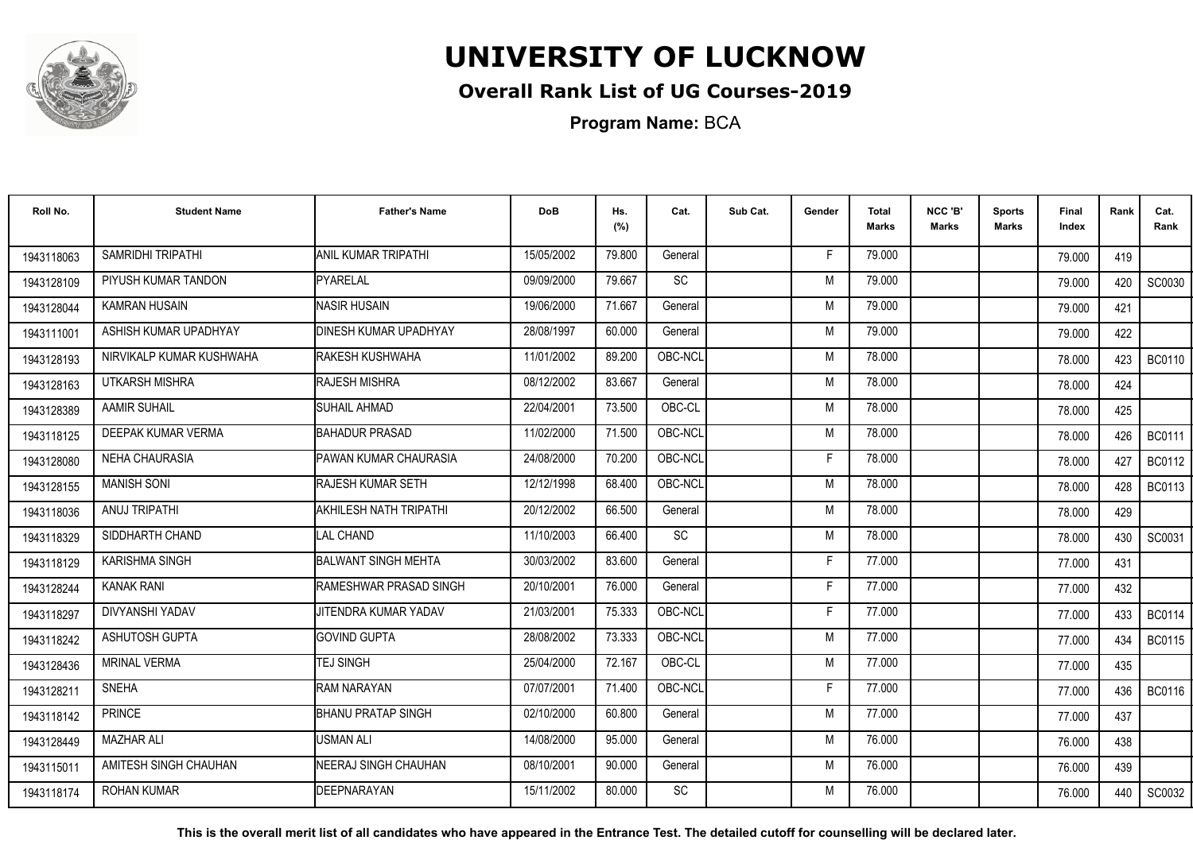# UNIVERSITY OF LUCKNOW

## Overall Rank List of UG Courses-2019

**Program Name:** BCA

| Roll No. | Student Name | Father's Name | DoB | Hs. (%) | Cat. | Sub Cat. | Gender | Total Marks | NCC 'B' Marks | Sports Marks | Final Index | Rank | Cat. Rank |
|---|---|---|---|---|---|---|---|---|---|---|---|---|---|
| 1943118063 | SAMRIDHI TRIPATHI | ANIL KUMAR TRIPATHI | 15/05/2002 | 79.800 | General | | F | 79.000 | | | 79.000 | 419 | |
| 1943128109 | PIYUSH KUMAR TANDON | PYARELAL | 09/09/2000 | 79.667 | SC | | M | 79.000 | | | 79.000 | 420 | SC0030 |
| 1943128044 | KAMRAN HUSAIN | NASIR HUSAIN | 19/06/2000 | 71.667 | General | | M | 79.000 | | | 79.000 | 421 | |
| 1943111001 | ASHISH KUMAR UPADHYAY | DINESH KUMAR UPADHYAY | 28/08/1997 | 60.000 | General | | M | 79.000 | | | 79.000 | 422 | |
| 1943128193 | NIRVIKALP KUMAR KUSHWAHA | RAKESH KUSHWAHA | 11/01/2002 | 89.200 | OBC-NCL | | M | 78.000 | | | 78.000 | 423 | BC0110 |
| 1943128163 | UTKARSH MISHRA | RAJESH MISHRA | 08/12/2002 | 83.667 | General | | M | 78.000 | | | 78.000 | 424 | |
| 1943128389 | AAMIR SUHAIL | SUHAIL AHMAD | 22/04/2001 | 73.500 | OBC-CL | | M | 78.000 | | | 78.000 | 425 | |
| 1943118125 | DEEPAK KUMAR VERMA | BAHADUR PRASAD | 11/02/2000 | 71.500 | OBC-NCL | | M | 78.000 | | | 78.000 | 426 | BC0111 |
| 1943128080 | NEHA CHAURASIA | PAWAN KUMAR CHAURASIA | 24/08/2000 | 70.200 | OBC-NCL | | F | 78.000 | | | 78.000 | 427 | BC0112 |
| 1943128155 | MANISH SONI | RAJESH KUMAR SETH | 12/12/1998 | 68.400 | OBC-NCL | | M | 78.000 | | | 78.000 | 428 | BC0113 |
| 1943118036 | ANUJ TRIPATHI | AKHILESH NATH TRIPATHI | 20/12/2002 | 66.500 | General | | M | 78.000 | | | 78.000 | 429 | |
| 1943118329 | SIDDHARTH CHAND | LAL CHAND | 11/10/2003 | 66.400 | SC | | M | 78.000 | | | 78.000 | 430 | SC0031 |
| 1943118129 | KARISHMA SINGH | BALWANT SINGH MEHTA | 30/03/2002 | 83.600 | General | | F | 77.000 | | | 77.000 | 431 | |
| 1943128244 | KANAK RANI | RAMESHWAR PRASAD SINGH | 20/10/2001 | 76.000 | General | | F | 77.000 | | | 77.000 | 432 | |
| 1943118297 | DIVYANSHI YADAV | JITENDRA KUMAR YADAV | 21/03/2001 | 75.333 | OBC-NCL | | F | 77.000 | | | 77.000 | 433 | BC0114 |
| 1943118242 | ASHUTOSH GUPTA | GOVIND GUPTA | 28/08/2002 | 73.333 | OBC-NCL | | M | 77.000 | | | 77.000 | 434 | BC0115 |
| 1943128436 | MRINAL VERMA | TEJ SINGH | 25/04/2000 | 72.167 | OBC-CL | | M | 77.000 | | | 77.000 | 435 | |
| 1943128211 | SNEHA | RAM NARAYAN | 07/07/2001 | 71.400 | OBC-NCL | | F | 77.000 | | | 77.000 | 436 | BC0116 |
| 1943118142 | PRINCE | BHANU PRATAP SINGH | 02/10/2000 | 60.800 | General | | M | 77.000 | | | 77.000 | 437 | |
| 1943128449 | MAZHAR ALI | USMAN ALI | 14/08/2000 | 95.000 | General | | M | 76.000 | | | 76.000 | 438 | |
| 1943115011 | AMITESH SINGH CHAUHAN | NEERAJ SINGH CHAUHAN | 08/10/2001 | 90.000 | General | | M | 76.000 | | | 76.000 | 439 | |
| 1943118174 | ROHAN KUMAR | DEEPNARAYAN | 15/11/2002 | 80.000 | SC | | M | 76.000 | | | 76.000 | 440 | SC0032 |

**This is the overall merit list of all candidates who have appeared in the Entrance Test. The detailed cutoff for counselling will be declared later.**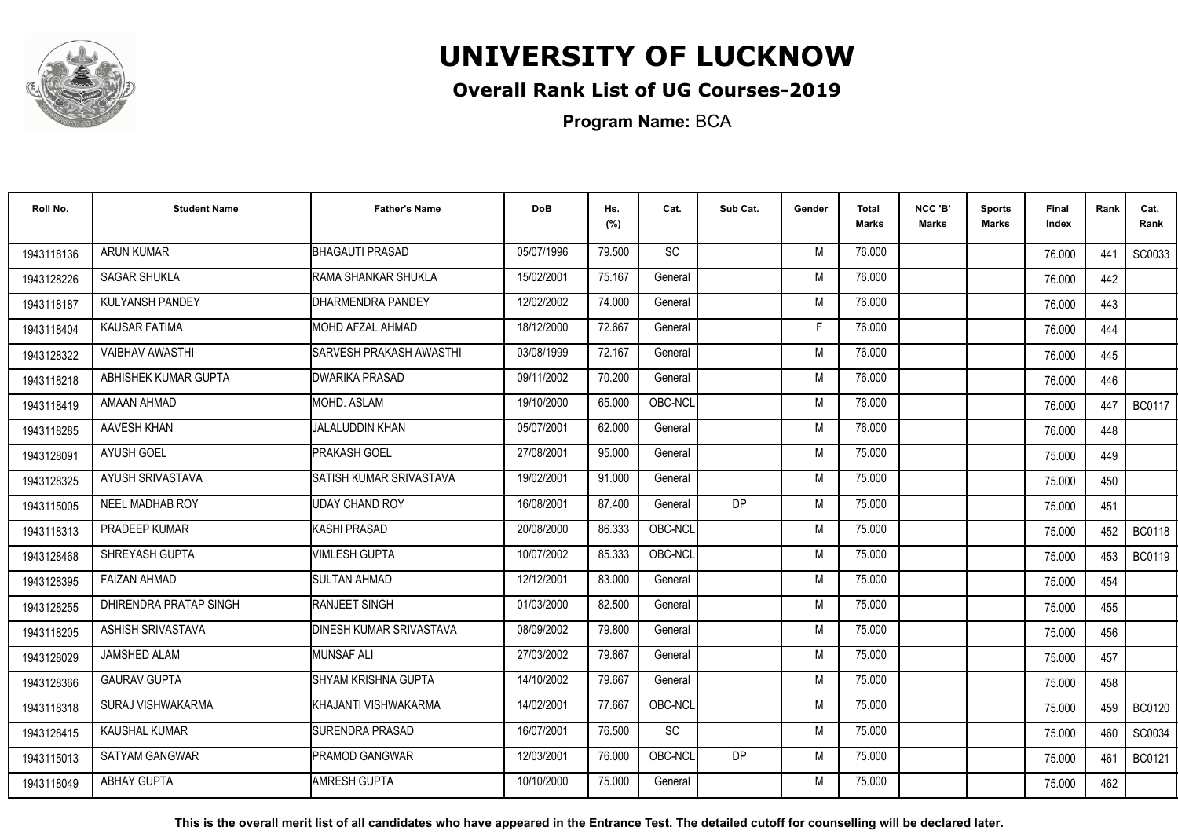# UNIVERSITY OF LUCKNOW

## Overall Rank List of UG Courses-2019

**Program Name:** BCA

| Roll No. | Student Name | Father's Name | DoB | Hs. (%) | Cat. | Sub Cat. | Gender | Total Marks | NCC 'B' Marks | Sports Marks | Final Index | Rank | Cat. Rank |
|---|---|---|---|---|---|---|---|---|---|---|---|---|---|
| 1943118136 | ARUN KUMAR | BHAGAUTI PRASAD | 05/07/1996 | 79.500 | SC | | M | 76.000 | | | 76.000 | 441 | SC0033 |
| 1943128226 | SAGAR SHUKLA | RAMA SHANKAR SHUKLA | 15/02/2001 | 75.167 | General | | M | 76.000 | | | 76.000 | 442 | |
| 1943118187 | KULYANSH PANDEY | DHARMENDRA PANDEY | 12/02/2002 | 74.000 | General | | M | 76.000 | | | 76.000 | 443 | |
| 1943118404 | KAUSAR FATIMA | MOHD AFZAL AHMAD | 18/12/2000 | 72.667 | General | | F | 76.000 | | | 76.000 | 444 | |
| 1943128322 | VAIBHAV AWASTHI | SARVESH PRAKASH AWASTHI | 03/08/1999 | 72.167 | General | | M | 76.000 | | | 76.000 | 445 | |
| 1943118218 | ABHISHEK KUMAR GUPTA | DWARIKA PRASAD | 09/11/2002 | 70.200 | General | | M | 76.000 | | | 76.000 | 446 | |
| 1943118419 | AMAAN AHMAD | MOHD. ASLAM | 19/10/2000 | 65.000 | OBC-NCL | | M | 76.000 | | | 76.000 | 447 | BC0117 |
| 1943118285 | AAVESH KHAN | JALALUDDIN KHAN | 05/07/2001 | 62.000 | General | | M | 76.000 | | | 76.000 | 448 | |
| 1943128091 | AYUSH GOEL | PRAKASH GOEL | 27/08/2001 | 95.000 | General | | M | 75.000 | | | 75.000 | 449 | |
| 1943128325 | AYUSH SRIVASTAVA | SATISH KUMAR SRIVASTAVA | 19/02/2001 | 91.000 | General | | M | 75.000 | | | 75.000 | 450 | |
| 1943115005 | NEEL MADHAB ROY | UDAY CHAND ROY | 16/08/2001 | 87.400 | General | DP | M | 75.000 | | | 75.000 | 451 | |
| 1943118313 | PRADEEP KUMAR | KASHI PRASAD | 20/08/2000 | 86.333 | OBC-NCL | | M | 75.000 | | | 75.000 | 452 | BC0118 |
| 1943128468 | SHREYASH GUPTA | VIMLESH GUPTA | 10/07/2002 | 85.333 | OBC-NCL | | M | 75.000 | | | 75.000 | 453 | BC0119 |
| 1943128395 | FAIZAN AHMAD | SULTAN AHMAD | 12/12/2001 | 83.000 | General | | M | 75.000 | | | 75.000 | 454 | |
| 1943128255 | DHIRENDRA PRATAP SINGH | RANJEET SINGH | 01/03/2000 | 82.500 | General | | M | 75.000 | | | 75.000 | 455 | |
| 1943118205 | ASHISH SRIVASTAVA | DINESH KUMAR SRIVASTAVA | 08/09/2002 | 79.800 | General | | M | 75.000 | | | 75.000 | 456 | |
| 1943128029 | JAMSHED ALAM | MUNSAF ALI | 27/03/2002 | 79.667 | General | | M | 75.000 | | | 75.000 | 457 | |
| 1943128366 | GAURAV GUPTA | SHYAM KRISHNA GUPTA | 14/10/2002 | 79.667 | General | | M | 75.000 | | | 75.000 | 458 | |
| 1943118318 | SURAJ VISHWAKARMA | KHAJANTI VISHWAKARMA | 14/02/2001 | 77.667 | OBC-NCL | | M | 75.000 | | | 75.000 | 459 | BC0120 |
| 1943128415 | KAUSHAL KUMAR | SURENDRA PRASAD | 16/07/2001 | 76.500 | SC | | M | 75.000 | | | 75.000 | 460 | SC0034 |
| 1943115013 | SATYAM GANGWAR | PRAMOD GANGWAR | 12/03/2001 | 76.000 | OBC-NCL | DP | M | 75.000 | | | 75.000 | 461 | BC0121 |
| 1943118049 | ABHAY GUPTA | AMRESH GUPTA | 10/10/2000 | 75.000 | General | | M | 75.000 | | | 75.000 | 462 | |

**This is the overall merit list of all candidates who have appeared in the Entrance Test. The detailed cutoff for counselling will be declared later.**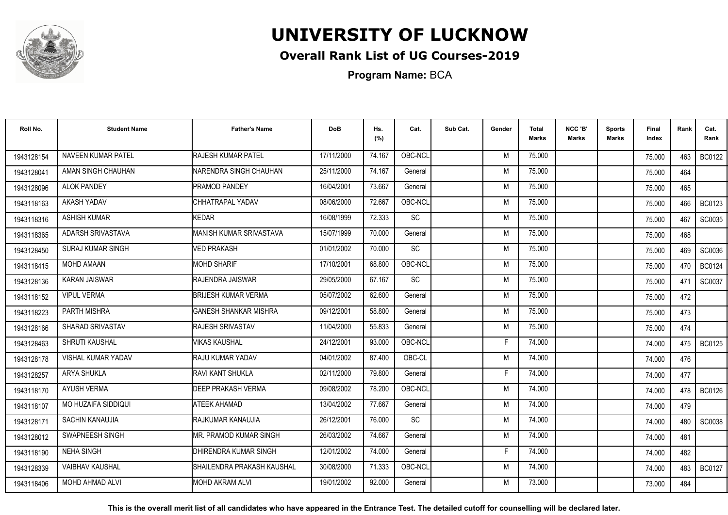# UNIVERSITY OF LUCKNOW

## Overall Rank List of UG Courses-2019

**Program Name:** BCA

| Roll No. | Student Name | Father's Name | DoB | Hs. (%) | Cat. | Sub Cat. | Gender | Total Marks | NCC 'B' Marks | Sports Marks | Final Index | Rank | Cat. Rank |
|---|---|---|---|---|---|---|---|---|---|---|---|---|---|
| 1943128154 | NAVEEN KUMAR PATEL | RAJESH KUMAR PATEL | 17/11/2000 | 74.167 | OBC-NCL | | M | 75.000 | | | 75.000 | 463 | BC0122 |
| 1943128041 | AMAN SINGH CHAUHAN | NARENDRA SINGH CHAUHAN | 25/11/2000 | 74.167 | General | | M | 75.000 | | | 75.000 | 464 | |
| 1943128096 | ALOK PANDEY | PRAMOD PANDEY | 16/04/2001 | 73.667 | General | | M | 75.000 | | | 75.000 | 465 | |
| 1943118163 | AKASH YADAV | CHHATRAPAL YADAV | 08/06/2000 | 72.667 | OBC-NCL | | M | 75.000 | | | 75.000 | 466 | BC0123 |
| 1943118316 | ASHISH KUMAR | KEDAR | 16/08/1999 | 72.333 | SC | | M | 75.000 | | | 75.000 | 467 | SC0035 |
| 1943118365 | ADARSH SRIVASTAVA | MANISH KUMAR SRIVASTAVA | 15/07/1999 | 70.000 | General | | M | 75.000 | | | 75.000 | 468 | |
| 1943128450 | SURAJ KUMAR SINGH | VED PRAKASH | 01/01/2002 | 70.000 | SC | | M | 75.000 | | | 75.000 | 469 | SC0036 |
| 1943118415 | MOHD AMAAN | MOHD SHARIF | 17/10/2001 | 68.800 | OBC-NCL | | M | 75.000 | | | 75.000 | 470 | BC0124 |
| 1943128136 | KARAN JAISWAR | RAJENDRA JAISWAR | 29/05/2000 | 67.167 | SC | | M | 75.000 | | | 75.000 | 471 | SC0037 |
| 1943118152 | VIPUL VERMA | BRIJESH KUMAR VERMA | 05/07/2002 | 62.600 | General | | M | 75.000 | | | 75.000 | 472 | |
| 1943118223 | PARTH MISHRA | GANESH SHANKAR MISHRA | 09/12/2001 | 58.800 | General | | M | 75.000 | | | 75.000 | 473 | |
| 1943128166 | SHARAD SRIVASTAV | RAJESH SRIVASTAV | 11/04/2000 | 55.833 | General | | M | 75.000 | | | 75.000 | 474 | |
| 1943128463 | SHRUTI KAUSHAL | VIKAS KAUSHAL | 24/12/2001 | 93.000 | OBC-NCL | | F | 74.000 | | | 74.000 | 475 | BC0125 |
| 1943128178 | VISHAL KUMAR YADAV | RAJU KUMAR YADAV | 04/01/2002 | 87.400 | OBC-CL | | M | 74.000 | | | 74.000 | 476 | |
| 1943128257 | ARYA SHUKLA | RAVI KANT SHUKLA | 02/11/2000 | 79.800 | General | | F | 74.000 | | | 74.000 | 477 | |
| 1943118170 | AYUSH VERMA | DEEP PRAKASH VERMA | 09/08/2002 | 78.200 | OBC-NCL | | M | 74.000 | | | 74.000 | 478 | BC0126 |
| 1943118107 | MO HUZAIFA SIDDIQUI | ATEEK AHAMAD | 13/04/2002 | 77.667 | General | | M | 74.000 | | | 74.000 | 479 | |
| 1943128171 | SACHIN KANAUJIA | RAJKUMAR KANAUJIA | 26/12/2001 | 76.000 | SC | | M | 74.000 | | | 74.000 | 480 | SC0038 |
| 1943128012 | SWAPNEESH SINGH | MR. PRAMOD KUMAR SINGH | 26/03/2002 | 74.667 | General | | M | 74.000 | | | 74.000 | 481 | |
| 1943118190 | NEHA SINGH | DHIRENDRA KUMAR SINGH | 12/01/2002 | 74.000 | General | | F | 74.000 | | | 74.000 | 482 | |
| 1943128339 | VAIBHAV KAUSHAL | SHAILENDRA PRAKASH KAUSHAL | 30/08/2000 | 71.333 | OBC-NCL | | M | 74.000 | | | 74.000 | 483 | BC0127 |
| 1943118406 | MOHD AHMAD ALVI | MOHD AKRAM ALVI | 19/01/2002 | 92.000 | General | | M | 73.000 | | | 73.000 | 484 | |

**This is the overall merit list of all candidates who have appeared in the Entrance Test. The detailed cutoff for counselling will be declared later.**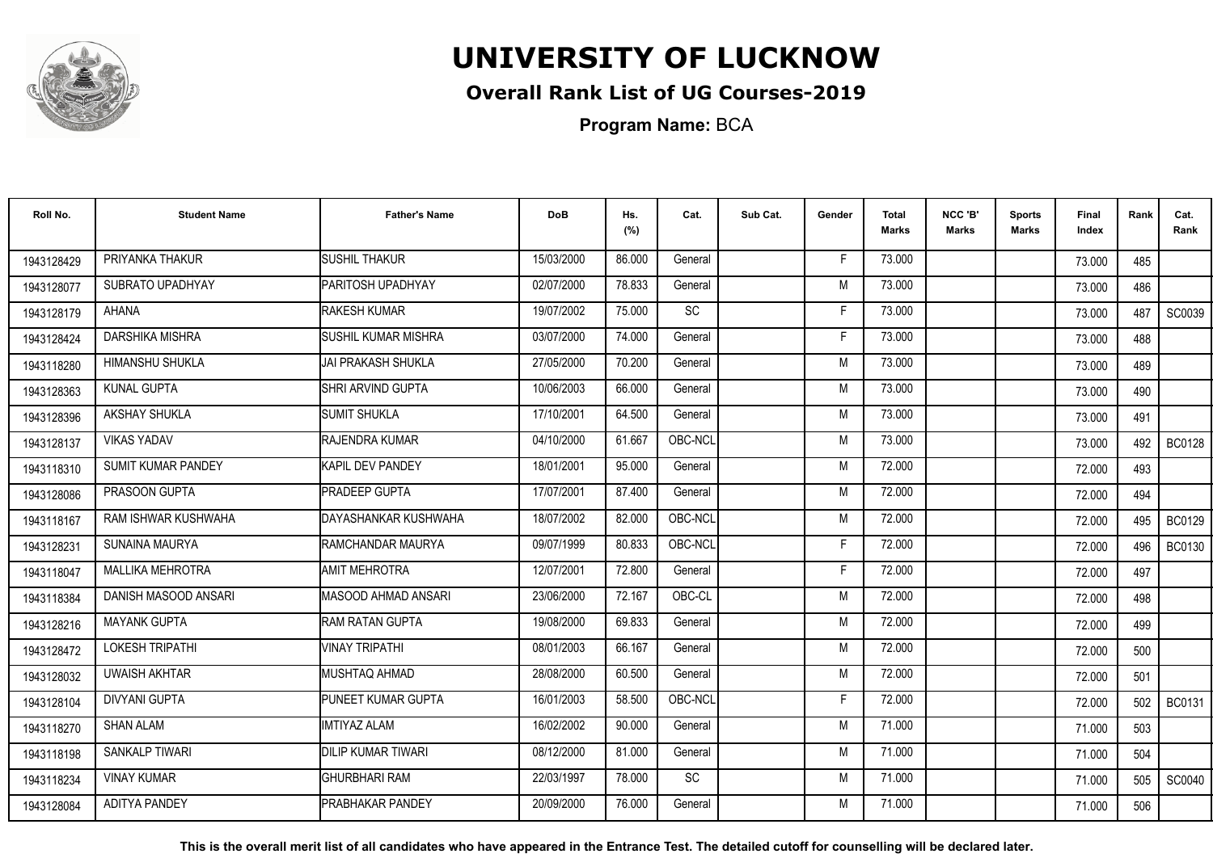# UNIVERSITY OF LUCKNOW

## Overall Rank List of UG Courses-2019

**Program Name:** BCA

| Roll No. | Student Name | Father's Name | DoB | Hs. (%) | Cat. | Sub Cat. | Gender | Total Marks | NCC 'B' Marks | Sports Marks | Final Index | Rank | Cat. Rank |
|---|---|---|---|---|---|---|---|---|---|---|---|---|---|
| 1943128429 | PRIYANKA THAKUR | SUSHIL THAKUR | 15/03/2000 | 86.000 | General | | F | 73.000 | | | 73.000 | 485 | |
| 1943128077 | SUBRATO UPADHYAY | PARITOSH UPADHYAY | 02/07/2000 | 78.833 | General | | M | 73.000 | | | 73.000 | 486 | |
| 1943128179 | AHANA | RAKESH KUMAR | 19/07/2002 | 75.000 | SC | | F | 73.000 | | | 73.000 | 487 | SC0039 |
| 1943128424 | DARSHIKA MISHRA | SUSHIL KUMAR MISHRA | 03/07/2000 | 74.000 | General | | F | 73.000 | | | 73.000 | 488 | |
| 1943118280 | HIMANSHU SHUKLA | JAI PRAKASH SHUKLA | 27/05/2000 | 70.200 | General | | M | 73.000 | | | 73.000 | 489 | |
| 1943128363 | KUNAL GUPTA | SHRI ARVIND GUPTA | 10/06/2003 | 66.000 | General | | M | 73.000 | | | 73.000 | 490 | |
| 1943128396 | AKSHAY SHUKLA | SUMIT SHUKLA | 17/10/2001 | 64.500 | General | | M | 73.000 | | | 73.000 | 491 | |
| 1943128137 | VIKAS YADAV | RAJENDRA KUMAR | 04/10/2000 | 61.667 | OBC-NCL | | M | 73.000 | | | 73.000 | 492 | BC0128 |
| 1943118310 | SUMIT KUMAR PANDEY | KAPIL DEV PANDEY | 18/01/2001 | 95.000 | General | | M | 72.000 | | | 72.000 | 493 | |
| 1943128086 | PRASOON GUPTA | PRADEEP GUPTA | 17/07/2001 | 87.400 | General | | M | 72.000 | | | 72.000 | 494 | |
| 1943118167 | RAM ISHWAR KUSHWAHA | DAYASHANKAR KUSHWAHA | 18/07/2002 | 82.000 | OBC-NCL | | M | 72.000 | | | 72.000 | 495 | BC0129 |
| 1943128231 | SUNAINA MAURYA | RAMCHANDAR MAURYA | 09/07/1999 | 80.833 | OBC-NCL | | F | 72.000 | | | 72.000 | 496 | BC0130 |
| 1943118047 | MALLIKA MEHROTRA | AMIT MEHROTRA | 12/07/2001 | 72.800 | General | | F | 72.000 | | | 72.000 | 497 | |
| 1943118384 | DANISH MASOOD ANSARI | MASOOD AHMAD ANSARI | 23/06/2000 | 72.167 | OBC-CL | | M | 72.000 | | | 72.000 | 498 | |
| 1943128216 | MAYANK GUPTA | RAM RATAN GUPTA | 19/08/2000 | 69.833 | General | | M | 72.000 | | | 72.000 | 499 | |
| 1943128472 | LOKESH TRIPATHI | VINAY TRIPATHI | 08/01/2003 | 66.167 | General | | M | 72.000 | | | 72.000 | 500 | |
| 1943128032 | UWAISH AKHTAR | MUSHTAQ AHMAD | 28/08/2000 | 60.500 | General | | M | 72.000 | | | 72.000 | 501 | |
| 1943128104 | DIVYANI GUPTA | PUNEET KUMAR GUPTA | 16/01/2003 | 58.500 | OBC-NCL | | F | 72.000 | | | 72.000 | 502 | BC0131 |
| 1943118270 | SHAN ALAM | IMTIYAZ ALAM | 16/02/2002 | 90.000 | General | | M | 71.000 | | | 71.000 | 503 | |
| 1943118198 | SANKALP TIWARI | DILIP KUMAR TIWARI | 08/12/2000 | 81.000 | General | | M | 71.000 | | | 71.000 | 504 | |
| 1943118234 | VINAY KUMAR | GHURBHARI RAM | 22/03/1997 | 78.000 | SC | | M | 71.000 | | | 71.000 | 505 | SC0040 |
| 1943128084 | ADITYA PANDEY | PRABHAKAR PANDEY | 20/09/2000 | 76.000 | General | | M | 71.000 | | | 71.000 | 506 | |

**This is the overall merit list of all candidates who have appeared in the Entrance Test. The detailed cutoff for counselling will be declared later.**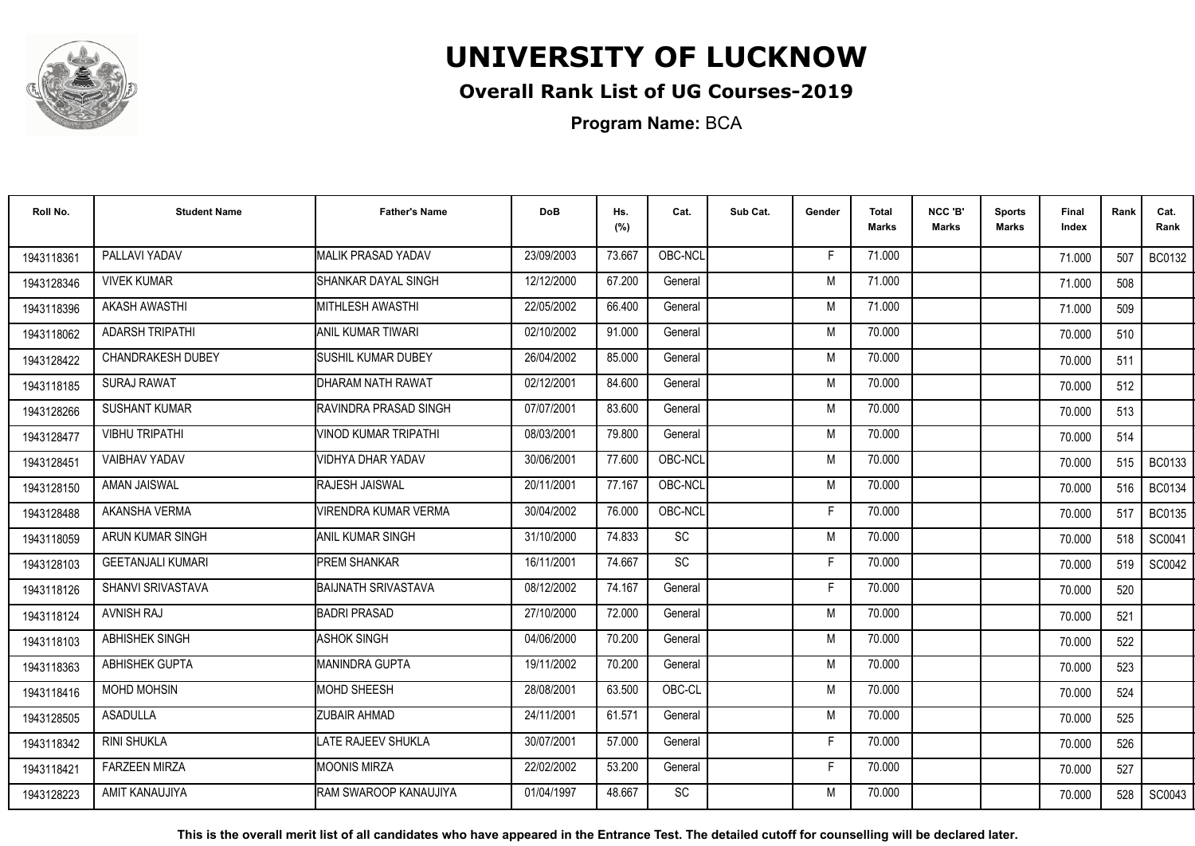# UNIVERSITY OF LUCKNOW

## Overall Rank List of UG Courses-2019

**Program Name:** BCA

| Roll No. | Student Name | Father's Name | DoB | Hs. (%) | Cat. | Sub Cat. | Gender | Total Marks | NCC 'B' Marks | Sports Marks | Final Index | Rank | Cat. Rank |
|---|---|---|---|---|---|---|---|---|---|---|---|---|---|
| 1943118361 | PALLAVI YADAV | MALIK PRASAD YADAV | 23/09/2003 | 73.667 | OBC-NCL | | F | 71.000 | | | 71.000 | 507 | BC0132 |
| 1943128346 | VIVEK KUMAR | SHANKAR DAYAL SINGH | 12/12/2000 | 67.200 | General | | M | 71.000 | | | 71.000 | 508 | |
| 1943118396 | AKASH AWASTHI | MITHLESH AWASTHI | 22/05/2002 | 66.400 | General | | M | 71.000 | | | 71.000 | 509 | |
| 1943118062 | ADARSH TRIPATHI | ANIL KUMAR TIWARI | 02/10/2002 | 91.000 | General | | M | 70.000 | | | 70.000 | 510 | |
| 1943128422 | CHANDRAKESH DUBEY | SUSHIL KUMAR DUBEY | 26/04/2002 | 85.000 | General | | M | 70.000 | | | 70.000 | 511 | |
| 1943118185 | SURAJ RAWAT | DHARAM NATH RAWAT | 02/12/2001 | 84.600 | General | | M | 70.000 | | | 70.000 | 512 | |
| 1943128266 | SUSHANT KUMAR | RAVINDRA PRASAD SINGH | 07/07/2001 | 83.600 | General | | M | 70.000 | | | 70.000 | 513 | |
| 1943128477 | VIBHU TRIPATHI | VINOD KUMAR TRIPATHI | 08/03/2001 | 79.800 | General | | M | 70.000 | | | 70.000 | 514 | |
| 1943128451 | VAIBHAV YADAV | VIDHYA DHAR YADAV | 30/06/2001 | 77.600 | OBC-NCL | | M | 70.000 | | | 70.000 | 515 | BC0133 |
| 1943128150 | AMAN JAISWAL | RAJESH JAISWAL | 20/11/2001 | 77.167 | OBC-NCL | | M | 70.000 | | | 70.000 | 516 | BC0134 |
| 1943128488 | AKANSHA VERMA | VIRENDRA KUMAR VERMA | 30/04/2002 | 76.000 | OBC-NCL | | F | 70.000 | | | 70.000 | 517 | BC0135 |
| 1943118059 | ARUN KUMAR SINGH | ANIL KUMAR SINGH | 31/10/2000 | 74.833 | SC | | M | 70.000 | | | 70.000 | 518 | SC0041 |
| 1943128103 | GEETANJALI KUMARI | PREM SHANKAR | 16/11/2001 | 74.667 | SC | | F | 70.000 | | | 70.000 | 519 | SC0042 |
| 1943118126 | SHANVI SRIVASTAVA | BAIJNATH SRIVASTAVA | 08/12/2002 | 74.167 | General | | F | 70.000 | | | 70.000 | 520 | |
| 1943118124 | AVNISH RAJ | BADRI PRASAD | 27/10/2000 | 72.000 | General | | M | 70.000 | | | 70.000 | 521 | |
| 1943118103 | ABHISHEK SINGH | ASHOK SINGH | 04/06/2000 | 70.200 | General | | M | 70.000 | | | 70.000 | 522 | |
| 1943118363 | ABHISHEK GUPTA | MANINDRA GUPTA | 19/11/2002 | 70.200 | General | | M | 70.000 | | | 70.000 | 523 | |
| 1943118416 | MOHD MOHSIN | MOHD SHEESH | 28/08/2001 | 63.500 | OBC-CL | | M | 70.000 | | | 70.000 | 524 | |
| 1943128505 | ASADULLA | ZUBAIR AHMAD | 24/11/2001 | 61.571 | General | | M | 70.000 | | | 70.000 | 525 | |
| 1943118342 | RINI SHUKLA | LATE RAJEEV SHUKLA | 30/07/2001 | 57.000 | General | | F | 70.000 | | | 70.000 | 526 | |
| 1943118421 | FARZEEN MIRZA | MOONIS MIRZA | 22/02/2002 | 53.200 | General | | F | 70.000 | | | 70.000 | 527 | |
| 1943128223 | AMIT KANAUJIYA | RAM SWAROOP KANAUJIYA | 01/04/1997 | 48.667 | SC | | M | 70.000 | | | 70.000 | 528 | SC0043 |

**This is the overall merit list of all candidates who have appeared in the Entrance Test. The detailed cutoff for counselling will be declared later.**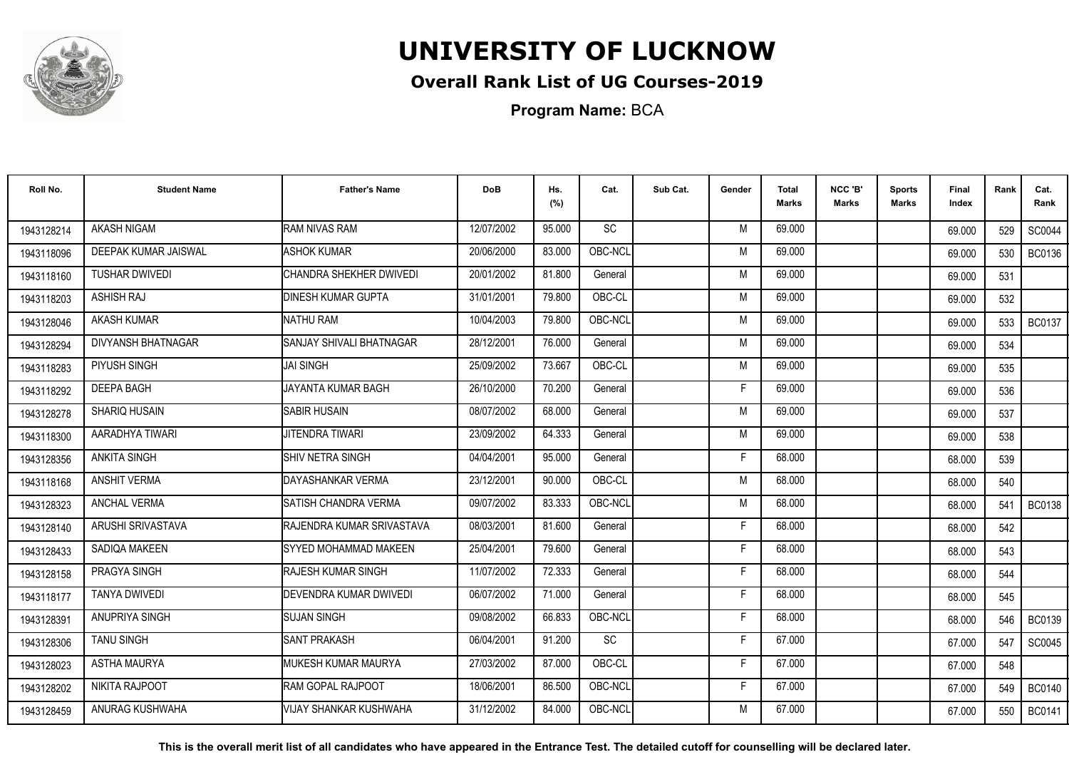# UNIVERSITY OF LUCKNOW

## Overall Rank List of UG Courses-2019

**Program Name:** BCA

| Roll No. | Student Name | Father's Name | DoB | Hs. (%) | Cat. | Sub Cat. | Gender | Total Marks | NCC 'B' Marks | Sports Marks | Final Index | Rank | Cat. Rank |
|---|---|---|---|---|---|---|---|---|---|---|---|---|---|
| 1943128214 | AKASH NIGAM | RAM NIVAS RAM | 12/07/2002 | 95.000 | SC | | M | 69.000 | | | 69.000 | 529 | SC0044 |
| 1943118096 | DEEPAK KUMAR JAISWAL | ASHOK KUMAR | 20/06/2000 | 83.000 | OBC-NCL | | M | 69.000 | | | 69.000 | 530 | BC0136 |
| 1943118160 | TUSHAR DWIVEDI | CHANDRA SHEKHER DWIVEDI | 20/01/2002 | 81.800 | General | | M | 69.000 | | | 69.000 | 531 | |
| 1943118203 | ASHISH RAJ | DINESH KUMAR GUPTA | 31/01/2001 | 79.800 | OBC-CL | | M | 69.000 | | | 69.000 | 532 | |
| 1943128046 | AKASH KUMAR | NATHU RAM | 10/04/2003 | 79.800 | OBC-NCL | | M | 69.000 | | | 69.000 | 533 | BC0137 |
| 1943128294 | DIVYANSH BHATNAGAR | SANJAY SHIVALI BHATNAGAR | 28/12/2001 | 76.000 | General | | M | 69.000 | | | 69.000 | 534 | |
| 1943118283 | PIYUSH SINGH | JAI SINGH | 25/09/2002 | 73.667 | OBC-CL | | M | 69.000 | | | 69.000 | 535 | |
| 1943118292 | DEEPA BAGH | JAYANTA KUMAR BAGH | 26/10/2000 | 70.200 | General | | F | 69.000 | | | 69.000 | 536 | |
| 1943128278 | SHARIQ HUSAIN | SABIR HUSAIN | 08/07/2002 | 68.000 | General | | M | 69.000 | | | 69.000 | 537 | |
| 1943118300 | AARADHYA TIWARI | JITENDRA TIWARI | 23/09/2002 | 64.333 | General | | M | 69.000 | | | 69.000 | 538 | |
| 1943128356 | ANKITA SINGH | SHIV NETRA SINGH | 04/04/2001 | 95.000 | General | | F | 68.000 | | | 68.000 | 539 | |
| 1943118168 | ANSHIT VERMA | DAYASHANKAR VERMA | 23/12/2001 | 90.000 | OBC-CL | | M | 68.000 | | | 68.000 | 540 | |
| 1943128323 | ANCHAL VERMA | SATISH CHANDRA VERMA | 09/07/2002 | 83.333 | OBC-NCL | | M | 68.000 | | | 68.000 | 541 | BC0138 |
| 1943128140 | ARUSHI SRIVASTAVA | RAJENDRA KUMAR SRIVASTAVA | 08/03/2001 | 81.600 | General | | F | 68.000 | | | 68.000 | 542 | |
| 1943128433 | SADIQA MAKEEN | SYYED MOHAMMAD MAKEEN | 25/04/2001 | 79.600 | General | | F | 68.000 | | | 68.000 | 543 | |
| 1943128158 | PRAGYA SINGH | RAJESH KUMAR SINGH | 11/07/2002 | 72.333 | General | | F | 68.000 | | | 68.000 | 544 | |
| 1943118177 | TANYA DWIVEDI | DEVENDRA KUMAR DWIVEDI | 06/07/2002 | 71.000 | General | | F | 68.000 | | | 68.000 | 545 | |
| 1943128391 | ANUPRIYA SINGH | SUJAN SINGH | 09/08/2002 | 66.833 | OBC-NCL | | F | 68.000 | | | 68.000 | 546 | BC0139 |
| 1943128306 | TANU SINGH | SANT PRAKASH | 06/04/2001 | 91.200 | SC | | F | 67.000 | | | 67.000 | 547 | SC0045 |
| 1943128023 | ASTHA MAURYA | MUKESH KUMAR MAURYA | 27/03/2002 | 87.000 | OBC-CL | | F | 67.000 | | | 67.000 | 548 | |
| 1943128202 | NIKITA RAJPOOT | RAM GOPAL RAJPOOT | 18/06/2001 | 86.500 | OBC-NCL | | F | 67.000 | | | 67.000 | 549 | BC0140 |
| 1943128459 | ANURAG KUSHWAHA | VIJAY SHANKAR KUSHWAHA | 31/12/2002 | 84.000 | OBC-NCL | | M | 67.000 | | | 67.000 | 550 | BC0141 |

**This is the overall merit list of all candidates who have appeared in the Entrance Test. The detailed cutoff for counselling will be declared later.**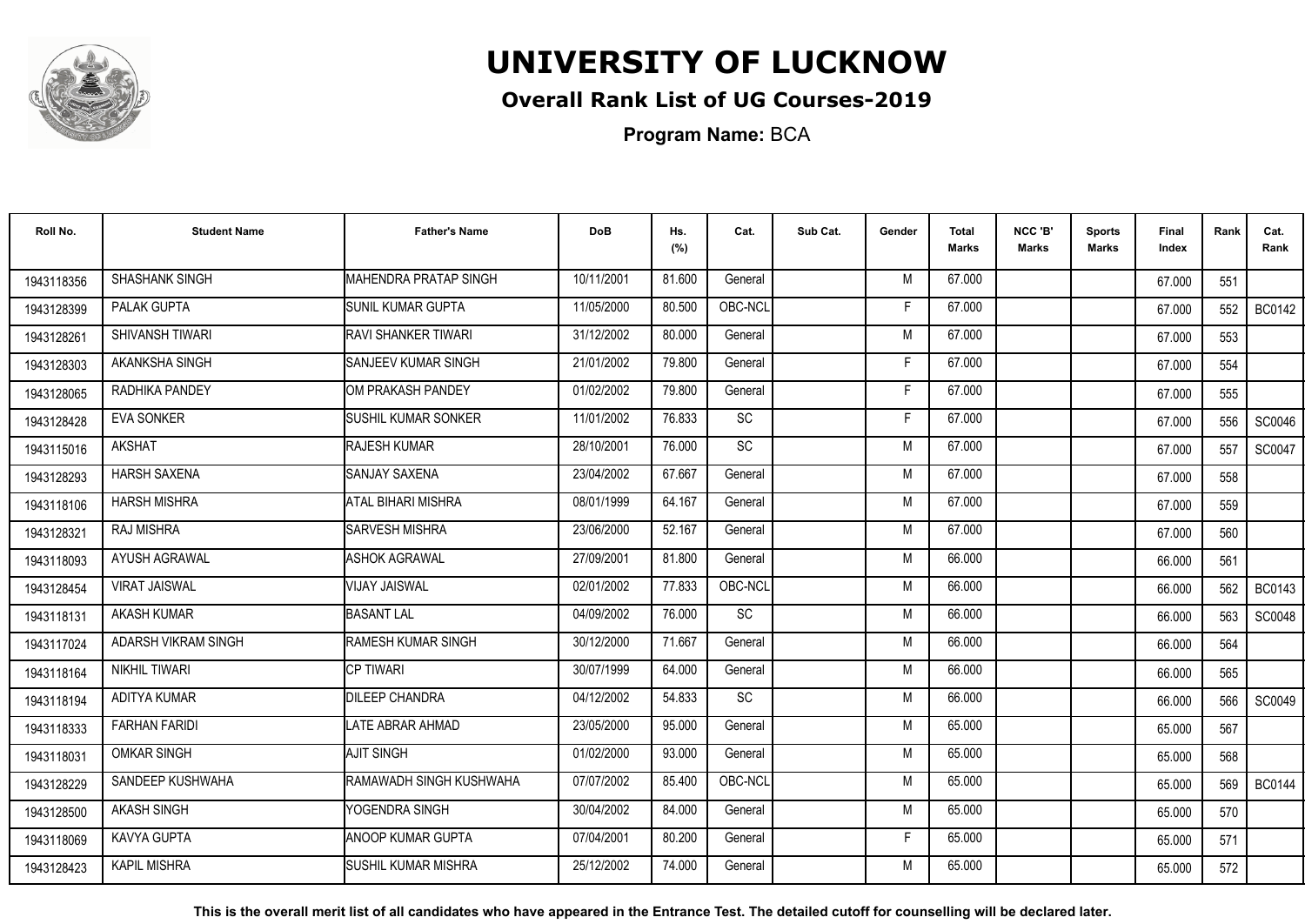# UNIVERSITY OF LUCKNOW

## Overall Rank List of UG Courses-2019

**Program Name:** BCA

| Roll No. | Student Name | Father's Name | DoB | Hs. (%) | Cat. | Sub Cat. | Gender | Total Marks | NCC 'B' Marks | Sports Marks | Final Index | Rank | Cat. Rank |
|---|---|---|---|---|---|---|---|---|---|---|---|---|---|
| 1943118356 | SHASHANK SINGH | MAHENDRA PRATAP SINGH | 10/11/2001 | 81.600 | General | | M | 67.000 | | | 67.000 | 551 | |
| 1943128399 | PALAK GUPTA | SUNIL KUMAR GUPTA | 11/05/2000 | 80.500 | OBC-NCL | | F | 67.000 | | | 67.000 | 552 | BC0142 |
| 1943128261 | SHIVANSH TIWARI | RAVI SHANKER TIWARI | 31/12/2002 | 80.000 | General | | M | 67.000 | | | 67.000 | 553 | |
| 1943128303 | AKANKSHA SINGH | SANJEEV KUMAR SINGH | 21/01/2002 | 79.800 | General | | F | 67.000 | | | 67.000 | 554 | |
| 1943128065 | RADHIKA PANDEY | OM PRAKASH PANDEY | 01/02/2002 | 79.800 | General | | F | 67.000 | | | 67.000 | 555 | |
| 1943128428 | EVA SONKER | SUSHIL KUMAR SONKER | 11/01/2002 | 76.833 | SC | | F | 67.000 | | | 67.000 | 556 | SC0046 |
| 1943115016 | AKSHAT | RAJESH KUMAR | 28/10/2001 | 76.000 | SC | | M | 67.000 | | | 67.000 | 557 | SC0047 |
| 1943128293 | HARSH SAXENA | SANJAY SAXENA | 23/04/2002 | 67.667 | General | | M | 67.000 | | | 67.000 | 558 | |
| 1943118106 | HARSH MISHRA | ATAL BIHARI MISHRA | 08/01/1999 | 64.167 | General | | M | 67.000 | | | 67.000 | 559 | |
| 1943128321 | RAJ MISHRA | SARVESH MISHRA | 23/06/2000 | 52.167 | General | | M | 67.000 | | | 67.000 | 560 | |
| 1943118093 | AYUSH AGRAWAL | ASHOK AGRAWAL | 27/09/2001 | 81.800 | General | | M | 66.000 | | | 66.000 | 561 | |
| 1943128454 | VIRAT JAISWAL | VIJAY JAISWAL | 02/01/2002 | 77.833 | OBC-NCL | | M | 66.000 | | | 66.000 | 562 | BC0143 |
| 1943118131 | AKASH KUMAR | BASANT LAL | 04/09/2002 | 76.000 | SC | | M | 66.000 | | | 66.000 | 563 | SC0048 |
| 1943117024 | ADARSH VIKRAM SINGH | RAMESH KUMAR SINGH | 30/12/2000 | 71.667 | General | | M | 66.000 | | | 66.000 | 564 | |
| 1943118164 | NIKHIL TIWARI | CP TIWARI | 30/07/1999 | 64.000 | General | | M | 66.000 | | | 66.000 | 565 | |
| 1943118194 | ADITYA KUMAR | DILEEP CHANDRA | 04/12/2002 | 54.833 | SC | | M | 66.000 | | | 66.000 | 566 | SC0049 |
| 1943118333 | FARHAN FARIDI | LATE ABRAR AHMAD | 23/05/2000 | 95.000 | General | | M | 65.000 | | | 65.000 | 567 | |
| 1943118031 | OMKAR SINGH | AJIT SINGH | 01/02/2000 | 93.000 | General | | M | 65.000 | | | 65.000 | 568 | |
| 1943128229 | SANDEEP KUSHWAHA | RAMAWADH SINGH KUSHWAHA | 07/07/2002 | 85.400 | OBC-NCL | | M | 65.000 | | | 65.000 | 569 | BC0144 |
| 1943128500 | AKASH SINGH | YOGENDRA SINGH | 30/04/2002 | 84.000 | General | | M | 65.000 | | | 65.000 | 570 | |
| 1943118069 | KAVYA GUPTA | ANOOP KUMAR GUPTA | 07/04/2001 | 80.200 | General | | F | 65.000 | | | 65.000 | 571 | |
| 1943128423 | KAPIL MISHRA | SUSHIL KUMAR MISHRA | 25/12/2002 | 74.000 | General | | M | 65.000 | | | 65.000 | 572 | |

**This is the overall merit list of all candidates who have appeared in the Entrance Test. The detailed cutoff for counselling will be declared later.**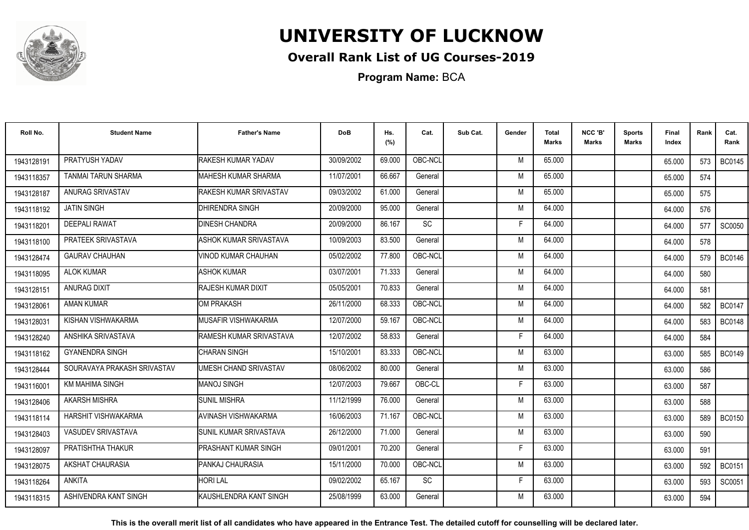# UNIVERSITY OF LUCKNOW

## Overall Rank List of UG Courses-2019

**Program Name:** BCA

| Roll No. | Student Name | Father's Name | DoB | Hs. (%) | Cat. | Sub Cat. | Gender | Total Marks | NCC 'B' Marks | Sports Marks | Final Index | Rank | Cat. Rank |
|---|---|---|---|---|---|---|---|---|---|---|---|---|---|
| 1943128191 | PRATYUSH YADAV | RAKESH KUMAR YADAV | 30/09/2002 | 69.000 | OBC-NCL | | M | 65.000 | | | 65.000 | 573 | BC0145 |
| 1943118357 | TANMAI TARUN SHARMA | MAHESH KUMAR SHARMA | 11/07/2001 | 66.667 | General | | M | 65.000 | | | 65.000 | 574 | |
| 1943128187 | ANURAG SRIVASTAV | RAKESH KUMAR SRIVASTAV | 09/03/2002 | 61.000 | General | | M | 65.000 | | | 65.000 | 575 | |
| 1943118192 | JATIN SINGH | DHIRENDRA SINGH | 20/09/2000 | 95.000 | General | | M | 64.000 | | | 64.000 | 576 | |
| 1943118201 | DEEPALI RAWAT | DINESH CHANDRA | 20/09/2000 | 86.167 | SC | | F | 64.000 | | | 64.000 | 577 | SC0050 |
| 1943118100 | PRATEEK SRIVASTAVA | ASHOK KUMAR SRIVASTAVA | 10/09/2003 | 83.500 | General | | M | 64.000 | | | 64.000 | 578 | |
| 1943128474 | GAURAV CHAUHAN | VINOD KUMAR CHAUHAN | 05/02/2002 | 77.800 | OBC-NCL | | M | 64.000 | | | 64.000 | 579 | BC0146 |
| 1943118095 | ALOK KUMAR | ASHOK KUMAR | 03/07/2001 | 71.333 | General | | M | 64.000 | | | 64.000 | 580 | |
| 1943128151 | ANURAG DIXIT | RAJESH KUMAR DIXIT | 05/05/2001 | 70.833 | General | | M | 64.000 | | | 64.000 | 581 | |
| 1943128061 | AMAN KUMAR | OM PRAKASH | 26/11/2000 | 68.333 | OBC-NCL | | M | 64.000 | | | 64.000 | 582 | BC0147 |
| 1943128031 | KISHAN VISHWAKARMA | MUSAFIR VISHWAKARMA | 12/07/2000 | 59.167 | OBC-NCL | | M | 64.000 | | | 64.000 | 583 | BC0148 |
| 1943128240 | ANSHIKA SRIVASTAVA | RAMESH KUMAR SRIVASTAVA | 12/07/2002 | 58.833 | General | | F | 64.000 | | | 64.000 | 584 | |
| 1943118162 | GYANENDRA SINGH | CHARAN SINGH | 15/10/2001 | 83.333 | OBC-NCL | | M | 63.000 | | | 63.000 | 585 | BC0149 |
| 1943128444 | SOURAVAYA PRAKASH SRIVASTAV | UMESH CHAND SRIVASTAV | 08/06/2002 | 80.000 | General | | M | 63.000 | | | 63.000 | 586 | |
| 1943116001 | KM MAHIMA SINGH | MANOJ SINGH | 12/07/2003 | 79.667 | OBC-CL | | F | 63.000 | | | 63.000 | 587 | |
| 1943128406 | AKARSH MISHRA | SUNIL MISHRA | 11/12/1999 | 76.000 | General | | M | 63.000 | | | 63.000 | 588 | |
| 1943118114 | HARSHIT VISHWAKARMA | AVINASH VISHWAKARMA | 16/06/2003 | 71.167 | OBC-NCL | | M | 63.000 | | | 63.000 | 589 | BC0150 |
| 1943128403 | VASUDEV SRIVASTAVA | SUNIL KUMAR SRIVASTAVA | 26/12/2000 | 71.000 | General | | M | 63.000 | | | 63.000 | 590 | |
| 1943128097 | PRATISHTHA THAKUR | PRASHANT KUMAR SINGH | 09/01/2001 | 70.200 | General | | F | 63.000 | | | 63.000 | 591 | |
| 1943128075 | AKSHAT CHAURASIA | PANKAJ CHAURASIA | 15/11/2000 | 70.000 | OBC-NCL | | M | 63.000 | | | 63.000 | 592 | BC0151 |
| 1943118264 | ANKITA | HORI LAL | 09/02/2002 | 65.167 | SC | | F | 63.000 | | | 63.000 | 593 | SC0051 |
| 1943118315 | ASHIVENDRA KANT SINGH | KAUSHLENDRA KANT SINGH | 25/08/1999 | 63.000 | General | | M | 63.000 | | | 63.000 | 594 | |

**This is the overall merit list of all candidates who have appeared in the Entrance Test. The detailed cutoff for counselling will be declared later.**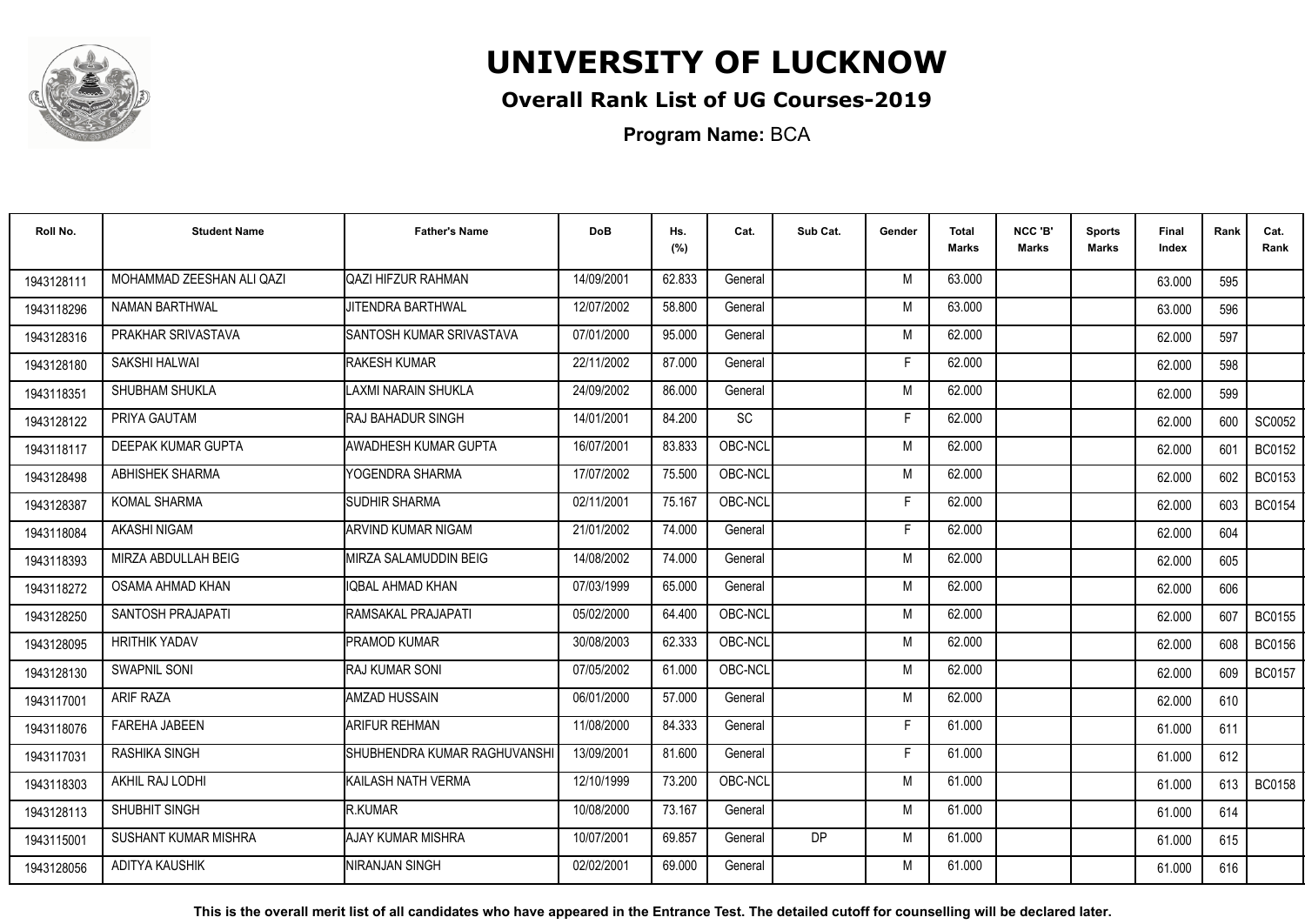# UNIVERSITY OF LUCKNOW

## Overall Rank List of UG Courses-2019

**Program Name:** BCA

| Roll No. | Student Name | Father's Name | DoB | Hs. (%) | Cat. | Sub Cat. | Gender | Total Marks | NCC 'B' Marks | Sports Marks | Final Index | Rank | Cat. Rank |
|---|---|---|---|---|---|---|---|---|---|---|---|---|---|
| 1943128111 | MOHAMMAD ZEESHAN ALI QAZI | QAZI HIFZUR RAHMAN | 14/09/2001 | 62.833 | General | | M | 63.000 | | | 63.000 | 595 | |
| 1943118296 | NAMAN BARTHWAL | JITENDRA BARTHWAL | 12/07/2002 | 58.800 | General | | M | 63.000 | | | 63.000 | 596 | |
| 1943128316 | PRAKHAR SRIVASTAVA | SANTOSH KUMAR SRIVASTAVA | 07/01/2000 | 95.000 | General | | M | 62.000 | | | 62.000 | 597 | |
| 1943128180 | SAKSHI HALWAI | RAKESH KUMAR | 22/11/2002 | 87.000 | General | | F | 62.000 | | | 62.000 | 598 | |
| 1943118351 | SHUBHAM SHUKLA | LAXMI NARAIN SHUKLA | 24/09/2002 | 86.000 | General | | M | 62.000 | | | 62.000 | 599 | |
| 1943128122 | PRIYA GAUTAM | RAJ BAHADUR SINGH | 14/01/2001 | 84.200 | SC | | F | 62.000 | | | 62.000 | 600 | SC0052 |
| 1943118117 | DEEPAK KUMAR GUPTA | AWADHESH KUMAR GUPTA | 16/07/2001 | 83.833 | OBC-NCL | | M | 62.000 | | | 62.000 | 601 | BC0152 |
| 1943128498 | ABHISHEK SHARMA | YOGENDRA SHARMA | 17/07/2002 | 75.500 | OBC-NCL | | M | 62.000 | | | 62.000 | 602 | BC0153 |
| 1943128387 | KOMAL SHARMA | SUDHIR SHARMA | 02/11/2001 | 75.167 | OBC-NCL | | F | 62.000 | | | 62.000 | 603 | BC0154 |
| 1943118084 | AKASHI NIGAM | ARVIND KUMAR NIGAM | 21/01/2002 | 74.000 | General | | F | 62.000 | | | 62.000 | 604 | |
| 1943118393 | MIRZA ABDULLAH BEIG | MIRZA SALAMUDDIN BEIG | 14/08/2002 | 74.000 | General | | M | 62.000 | | | 62.000 | 605 | |
| 1943118272 | OSAMA AHMAD KHAN | IQBAL AHMAD KHAN | 07/03/1999 | 65.000 | General | | M | 62.000 | | | 62.000 | 606 | |
| 1943128250 | SANTOSH PRAJAPATI | RAMSAKAL PRAJAPATI | 05/02/2000 | 64.400 | OBC-NCL | | M | 62.000 | | | 62.000 | 607 | BC0155 |
| 1943128095 | HRITHIK YADAV | PRAMOD KUMAR | 30/08/2003 | 62.333 | OBC-NCL | | M | 62.000 | | | 62.000 | 608 | BC0156 |
| 1943128130 | SWAPNIL SONI | RAJ KUMAR SONI | 07/05/2002 | 61.000 | OBC-NCL | | M | 62.000 | | | 62.000 | 609 | BC0157 |
| 1943117001 | ARIF RAZA | AMZAD HUSSAIN | 06/01/2000 | 57.000 | General | | M | 62.000 | | | 62.000 | 610 | |
| 1943118076 | FAREHA JABEEN | ARIFUR REHMAN | 11/08/2000 | 84.333 | General | | F | 61.000 | | | 61.000 | 611 | |
| 1943117031 | RASHIKA SINGH | SHUBHENDRA KUMAR RAGHUVANSHI | 13/09/2001 | 81.600 | General | | F | 61.000 | | | 61.000 | 612 | |
| 1943118303 | AKHIL RAJ LODHI | KAILASH NATH VERMA | 12/10/1999 | 73.200 | OBC-NCL | | M | 61.000 | | | 61.000 | 613 | BC0158 |
| 1943128113 | SHUBHIT SINGH | R.KUMAR | 10/08/2000 | 73.167 | General | | M | 61.000 | | | 61.000 | 614 | |
| 1943115001 | SUSHANT KUMAR MISHRA | AJAY KUMAR MISHRA | 10/07/2001 | 69.857 | General | DP | M | 61.000 | | | 61.000 | 615 | |
| 1943128056 | ADITYA KAUSHIK | NIRANJAN SINGH | 02/02/2001 | 69.000 | General | | M | 61.000 | | | 61.000 | 616 | |

**This is the overall merit list of all candidates who have appeared in the Entrance Test. The detailed cutoff for counselling will be declared later.**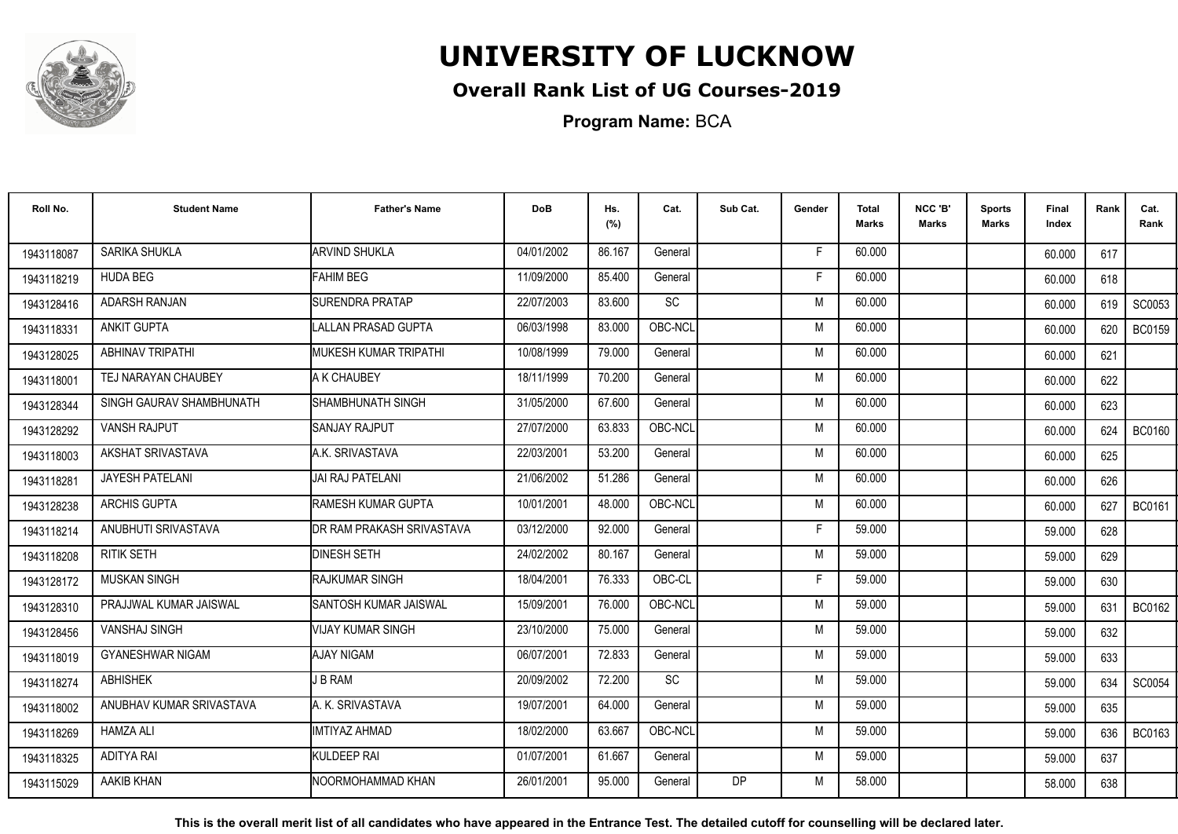# UNIVERSITY OF LUCKNOW

## Overall Rank List of UG Courses-2019

**Program Name:** BCA

| Roll No. | Student Name | Father's Name | DoB | Hs. (%) | Cat. | Sub Cat. | Gender | Total Marks | NCC 'B' Marks | Sports Marks | Final Index | Rank | Cat. Rank |
|---|---|---|---|---|---|---|---|---|---|---|---|---|---|
| 1943118087 | SARIKA SHUKLA | ARVIND SHUKLA | 04/01/2002 | 86.167 | General | | F | 60.000 | | | 60.000 | 617 | |
| 1943118219 | HUDA BEG | FAHIM BEG | 11/09/2000 | 85.400 | General | | F | 60.000 | | | 60.000 | 618 | |
| 1943128416 | ADARSH RANJAN | SURENDRA PRATAP | 22/07/2003 | 83.600 | SC | | M | 60.000 | | | 60.000 | 619 | SC0053 |
| 1943118331 | ANKIT GUPTA | LALLAN PRASAD GUPTA | 06/03/1998 | 83.000 | OBC-NCL | | M | 60.000 | | | 60.000 | 620 | BC0159 |
| 1943128025 | ABHINAV TRIPATHI | MUKESH KUMAR TRIPATHI | 10/08/1999 | 79.000 | General | | M | 60.000 | | | 60.000 | 621 | |
| 1943118001 | TEJ NARAYAN CHAUBEY | A K CHAUBEY | 18/11/1999 | 70.200 | General | | M | 60.000 | | | 60.000 | 622 | |
| 1943128344 | SINGH GAURAV SHAMBHUNATH | SHAMBHUNATH SINGH | 31/05/2000 | 67.600 | General | | M | 60.000 | | | 60.000 | 623 | |
| 1943128292 | VANSH RAJPUT | SANJAY RAJPUT | 27/07/2000 | 63.833 | OBC-NCL | | M | 60.000 | | | 60.000 | 624 | BC0160 |
| 1943118003 | AKSHAT SRIVASTAVA | A.K. SRIVASTAVA | 22/03/2001 | 53.200 | General | | M | 60.000 | | | 60.000 | 625 | |
| 1943118281 | JAYESH PATELANI | JAI RAJ PATELANI | 21/06/2002 | 51.286 | General | | M | 60.000 | | | 60.000 | 626 | |
| 1943128238 | ARCHIS GUPTA | RAMESH KUMAR GUPTA | 10/01/2001 | 48.000 | OBC-NCL | | M | 60.000 | | | 60.000 | 627 | BC0161 |
| 1943118214 | ANUBHUTI SRIVASTAVA | DR RAM PRAKASH SRIVASTAVA | 03/12/2000 | 92.000 | General | | F | 59.000 | | | 59.000 | 628 | |
| 1943118208 | RITIK SETH | DINESH SETH | 24/02/2002 | 80.167 | General | | M | 59.000 | | | 59.000 | 629 | |
| 1943128172 | MUSKAN SINGH | RAJKUMAR SINGH | 18/04/2001 | 76.333 | OBC-CL | | F | 59.000 | | | 59.000 | 630 | |
| 1943128310 | PRAJJWAL KUMAR JAISWAL | SANTOSH KUMAR JAISWAL | 15/09/2001 | 76.000 | OBC-NCL | | M | 59.000 | | | 59.000 | 631 | BC0162 |
| 1943128456 | VANSHAJ SINGH | VIJAY KUMAR SINGH | 23/10/2000 | 75.000 | General | | M | 59.000 | | | 59.000 | 632 | |
| 1943118019 | GYANESHWAR NIGAM | AJAY NIGAM | 06/07/2001 | 72.833 | General | | M | 59.000 | | | 59.000 | 633 | |
| 1943118274 | ABHISHEK | J B RAM | 20/09/2002 | 72.200 | SC | | M | 59.000 | | | 59.000 | 634 | SC0054 |
| 1943118002 | ANUBHAV KUMAR SRIVASTAVA | A. K. SRIVASTAVA | 19/07/2001 | 64.000 | General | | M | 59.000 | | | 59.000 | 635 | |
| 1943118269 | HAMZA ALI | IMTIYAZ AHMAD | 18/02/2000 | 63.667 | OBC-NCL | | M | 59.000 | | | 59.000 | 636 | BC0163 |
| 1943118325 | ADITYA RAI | KULDEEP RAI | 01/07/2001 | 61.667 | General | | M | 59.000 | | | 59.000 | 637 | |
| 1943115029 | AAKIB KHAN | NOORMOHAMMAD KHAN | 26/01/2001 | 95.000 | General | DP | M | 58.000 | | | 58.000 | 638 | |

**This is the overall merit list of all candidates who have appeared in the Entrance Test. The detailed cutoff for counselling will be declared later.**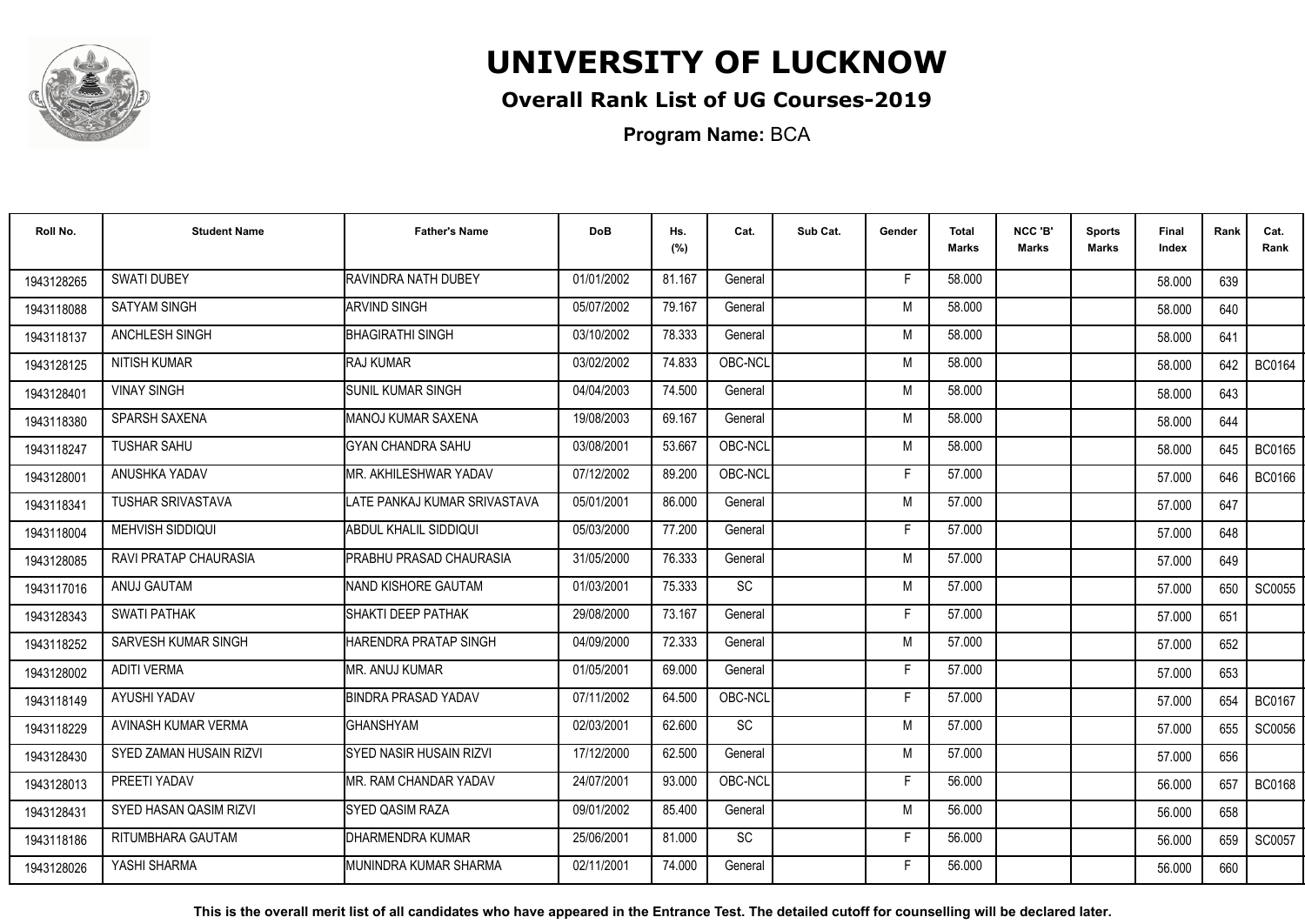# UNIVERSITY OF LUCKNOW

## Overall Rank List of UG Courses-2019

**Program Name:** BCA

| Roll No. | Student Name | Father's Name | DoB | Hs. (%) | Cat. | Sub Cat. | Gender | Total Marks | NCC 'B' Marks | Sports Marks | Final Index | Rank | Cat. Rank |
|---|---|---|---|---|---|---|---|---|---|---|---|---|---|
| 1943128265 | SWATI DUBEY | RAVINDRA NATH DUBEY | 01/01/2002 | 81.167 | General | | F | 58.000 | | | 58.000 | 639 | |
| 1943118088 | SATYAM SINGH | ARVIND SINGH | 05/07/2002 | 79.167 | General | | M | 58.000 | | | 58.000 | 640 | |
| 1943118137 | ANCHLESH SINGH | BHAGIRATHI SINGH | 03/10/2002 | 78.333 | General | | M | 58.000 | | | 58.000 | 641 | |
| 1943128125 | NITISH KUMAR | RAJ KUMAR | 03/02/2002 | 74.833 | OBC-NCL | | M | 58.000 | | | 58.000 | 642 | BC0164 |
| 1943128401 | VINAY SINGH | SUNIL KUMAR SINGH | 04/04/2003 | 74.500 | General | | M | 58.000 | | | 58.000 | 643 | |
| 1943118380 | SPARSH SAXENA | MANOJ KUMAR SAXENA | 19/08/2003 | 69.167 | General | | M | 58.000 | | | 58.000 | 644 | |
| 1943118247 | TUSHAR SAHU | GYAN CHANDRA SAHU | 03/08/2001 | 53.667 | OBC-NCL | | M | 58.000 | | | 58.000 | 645 | BC0165 |
| 1943128001 | ANUSHKA YADAV | MR. AKHILESHWAR YADAV | 07/12/2002 | 89.200 | OBC-NCL | | F | 57.000 | | | 57.000 | 646 | BC0166 |
| 1943118341 | TUSHAR SRIVASTAVA | LATE PANKAJ KUMAR SRIVASTAVA | 05/01/2001 | 86.000 | General | | M | 57.000 | | | 57.000 | 647 | |
| 1943118004 | MEHVISH SIDDIQUI | ABDUL KHALIL SIDDIQUI | 05/03/2000 | 77.200 | General | | F | 57.000 | | | 57.000 | 648 | |
| 1943128085 | RAVI PRATAP CHAURASIA | PRABHU PRASAD CHAURASIA | 31/05/2000 | 76.333 | General | | M | 57.000 | | | 57.000 | 649 | |
| 1943117016 | ANUJ GAUTAM | NAND KISHORE GAUTAM | 01/03/2001 | 75.333 | SC | | M | 57.000 | | | 57.000 | 650 | SC0055 |
| 1943128343 | SWATI PATHAK | SHAKTI DEEP PATHAK | 29/08/2000 | 73.167 | General | | F | 57.000 | | | 57.000 | 651 | |
| 1943118252 | SARVESH KUMAR SINGH | HARENDRA PRATAP SINGH | 04/09/2000 | 72.333 | General | | M | 57.000 | | | 57.000 | 652 | |
| 1943128002 | ADITI VERMA | MR. ANUJ KUMAR | 01/05/2001 | 69.000 | General | | F | 57.000 | | | 57.000 | 653 | |
| 1943118149 | AYUSHI YADAV | BINDRA PRASAD YADAV | 07/11/2002 | 64.500 | OBC-NCL | | F | 57.000 | | | 57.000 | 654 | BC0167 |
| 1943118229 | AVINASH KUMAR VERMA | GHANSHYAM | 02/03/2001 | 62.600 | SC | | M | 57.000 | | | 57.000 | 655 | SC0056 |
| 1943128430 | SYED ZAMAN HUSAIN RIZVI | SYED NASIR HUSAIN RIZVI | 17/12/2000 | 62.500 | General | | M | 57.000 | | | 57.000 | 656 | |
| 1943128013 | PREETI YADAV | MR. RAM CHANDAR YADAV | 24/07/2001 | 93.000 | OBC-NCL | | F | 56.000 | | | 56.000 | 657 | BC0168 |
| 1943128431 | SYED HASAN QASIM RIZVI | SYED QASIM RAZA | 09/01/2002 | 85.400 | General | | M | 56.000 | | | 56.000 | 658 | |
| 1943118186 | RITUMBHARA GAUTAM | DHARMENDRA KUMAR | 25/06/2001 | 81.000 | SC | | F | 56.000 | | | 56.000 | 659 | SC0057 |
| 1943128026 | YASHI SHARMA | MUNINDRA KUMAR SHARMA | 02/11/2001 | 74.000 | General | | F | 56.000 | | | 56.000 | 660 | |

**This is the overall merit list of all candidates who have appeared in the Entrance Test. The detailed cutoff for counselling will be declared later.**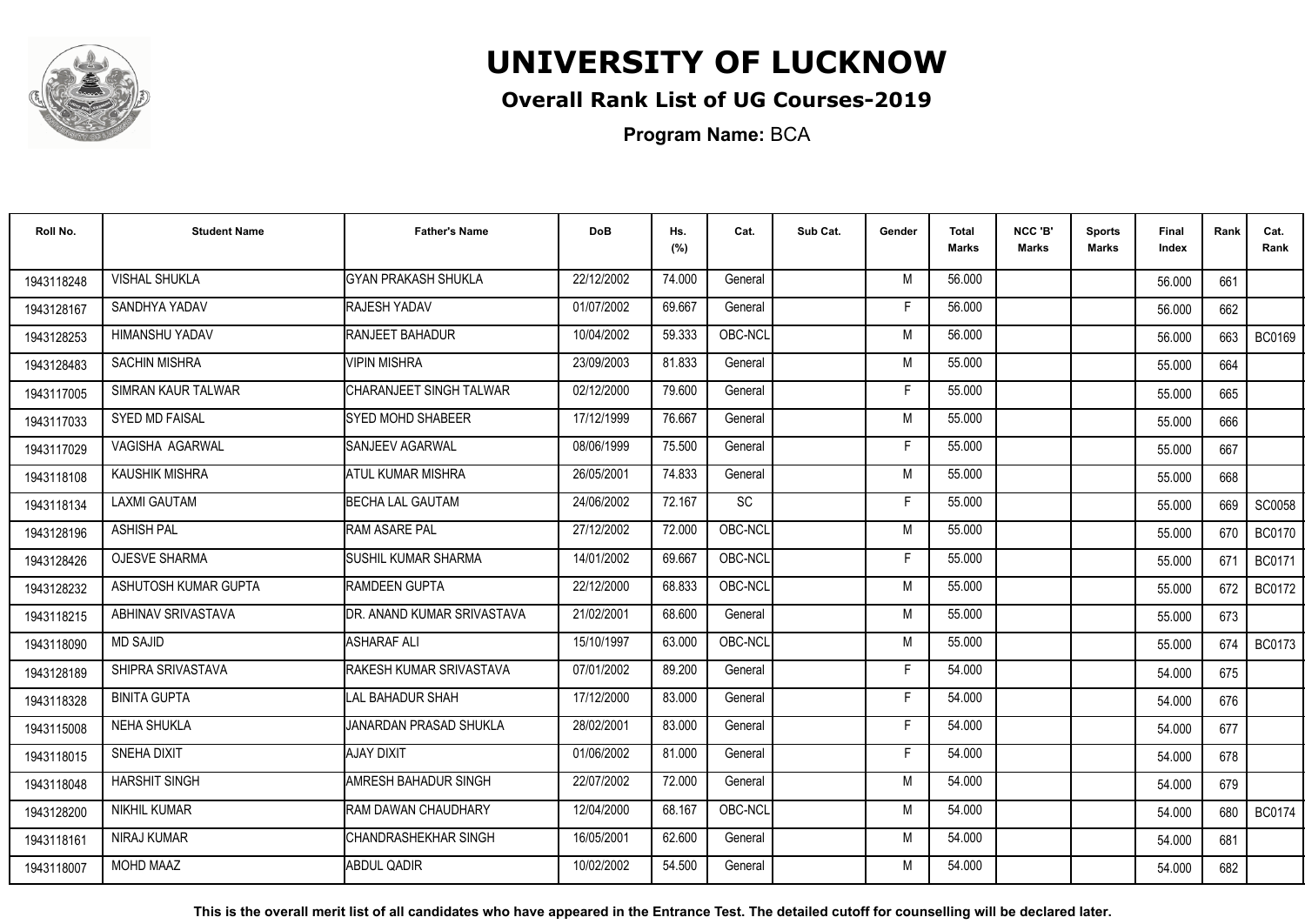# UNIVERSITY OF LUCKNOW

## Overall Rank List of UG Courses-2019

**Program Name:** BCA

| Roll No. | Student Name | Father's Name | DoB | Hs. (%) | Cat. | Sub Cat. | Gender | Total Marks | NCC 'B' Marks | Sports Marks | Final Index | Rank | Cat. Rank |
|---|---|---|---|---|---|---|---|---|---|---|---|---|---|
| 1943118248 | VISHAL SHUKLA | GYAN PRAKASH SHUKLA | 22/12/2002 | 74.000 | General | | M | 56.000 | | | 56.000 | 661 | |
| 1943128167 | SANDHYA YADAV | RAJESH YADAV | 01/07/2002 | 69.667 | General | | F | 56.000 | | | 56.000 | 662 | |
| 1943128253 | HIMANSHU YADAV | RANJEET BAHADUR | 10/04/2002 | 59.333 | OBC-NCL | | M | 56.000 | | | 56.000 | 663 | BC0169 |
| 1943128483 | SACHIN MISHRA | VIPIN MISHRA | 23/09/2003 | 81.833 | General | | M | 55.000 | | | 55.000 | 664 | |
| 1943117005 | SIMRAN KAUR TALWAR | CHARANJEET SINGH TALWAR | 02/12/2000 | 79.600 | General | | F | 55.000 | | | 55.000 | 665 | |
| 1943117033 | SYED MD FAISAL | SYED MOHD SHABEER | 17/12/1999 | 76.667 | General | | M | 55.000 | | | 55.000 | 666 | |
| 1943117029 | VAGISHA AGARWAL | SANJEEV AGARWAL | 08/06/1999 | 75.500 | General | | F | 55.000 | | | 55.000 | 667 | |
| 1943118108 | KAUSHIK MISHRA | ATUL KUMAR MISHRA | 26/05/2001 | 74.833 | General | | M | 55.000 | | | 55.000 | 668 | |
| 1943118134 | LAXMI GAUTAM | BECHA LAL GAUTAM | 24/06/2002 | 72.167 | SC | | F | 55.000 | | | 55.000 | 669 | SC0058 |
| 1943128196 | ASHISH PAL | RAM ASARE PAL | 27/12/2002 | 72.000 | OBC-NCL | | M | 55.000 | | | 55.000 | 670 | BC0170 |
| 1943128426 | OJESVE SHARMA | SUSHIL KUMAR SHARMA | 14/01/2002 | 69.667 | OBC-NCL | | F | 55.000 | | | 55.000 | 671 | BC0171 |
| 1943128232 | ASHUTOSH KUMAR GUPTA | RAMDEEN GUPTA | 22/12/2000 | 68.833 | OBC-NCL | | M | 55.000 | | | 55.000 | 672 | BC0172 |
| 1943118215 | ABHINAV SRIVASTAVA | DR. ANAND KUMAR SRIVASTAVA | 21/02/2001 | 68.600 | General | | M | 55.000 | | | 55.000 | 673 | |
| 1943118090 | MD SAJID | ASHARAF ALI | 15/10/1997 | 63.000 | OBC-NCL | | M | 55.000 | | | 55.000 | 674 | BC0173 |
| 1943128189 | SHIPRA SRIVASTAVA | RAKESH KUMAR SRIVASTAVA | 07/01/2002 | 89.200 | General | | F | 54.000 | | | 54.000 | 675 | |
| 1943118328 | BINITA GUPTA | LAL BAHADUR SHAH | 17/12/2000 | 83.000 | General | | F | 54.000 | | | 54.000 | 676 | |
| 1943115008 | NEHA SHUKLA | JANARDAN PRASAD SHUKLA | 28/02/2001 | 83.000 | General | | F | 54.000 | | | 54.000 | 677 | |
| 1943118015 | SNEHA DIXIT | AJAY DIXIT | 01/06/2002 | 81.000 | General | | F | 54.000 | | | 54.000 | 678 | |
| 1943118048 | HARSHIT SINGH | AMRESH BAHADUR SINGH | 22/07/2002 | 72.000 | General | | M | 54.000 | | | 54.000 | 679 | |
| 1943128200 | NIKHIL KUMAR | RAM DAWAN CHAUDHARY | 12/04/2000 | 68.167 | OBC-NCL | | M | 54.000 | | | 54.000 | 680 | BC0174 |
| 1943118161 | NIRAJ KUMAR | CHANDRASHEKHAR SINGH | 16/05/2001 | 62.600 | General | | M | 54.000 | | | 54.000 | 681 | |
| 1943118007 | MOHD MAAZ | ABDUL QADIR | 10/02/2002 | 54.500 | General | | M | 54.000 | | | 54.000 | 682 | |

**This is the overall merit list of all candidates who have appeared in the Entrance Test. The detailed cutoff for counselling will be declared later.**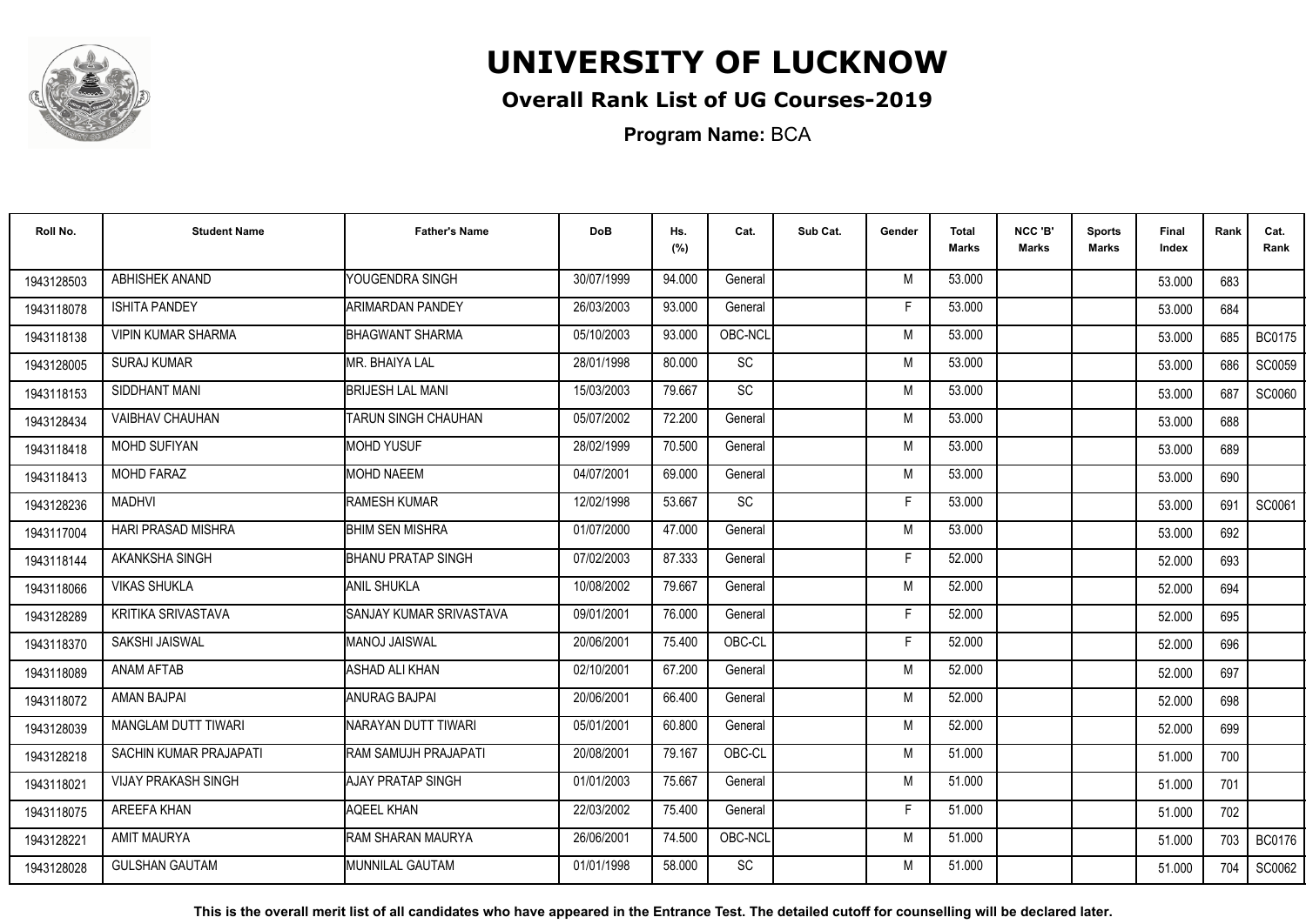# UNIVERSITY OF LUCKNOW

## Overall Rank List of UG Courses-2019

**Program Name:** BCA

| Roll No. | Student Name | Father's Name | DoB | Hs. (%) | Cat. | Sub Cat. | Gender | Total Marks | NCC 'B' Marks | Sports Marks | Final Index | Rank | Cat. Rank |
|---|---|---|---|---|---|---|---|---|---|---|---|---|---|
| 1943128503 | ABHISHEK ANAND | YOUGENDRA SINGH | 30/07/1999 | 94.000 | General | | M | 53.000 | | | 53.000 | 683 | |
| 1943118078 | ISHITA PANDEY | ARIMARDAN PANDEY | 26/03/2003 | 93.000 | General | | F | 53.000 | | | 53.000 | 684 | |
| 1943118138 | VIPIN KUMAR SHARMA | BHAGWANT SHARMA | 05/10/2003 | 93.000 | OBC-NCL | | M | 53.000 | | | 53.000 | 685 | BC0175 |
| 1943128005 | SURAJ KUMAR | MR. BHAIYA LAL | 28/01/1998 | 80.000 | SC | | M | 53.000 | | | 53.000 | 686 | SC0059 |
| 1943118153 | SIDDHANT MANI | BRIJESH LAL MANI | 15/03/2003 | 79.667 | SC | | M | 53.000 | | | 53.000 | 687 | SC0060 |
| 1943128434 | VAIBHAV CHAUHAN | TARUN SINGH CHAUHAN | 05/07/2002 | 72.200 | General | | M | 53.000 | | | 53.000 | 688 | |
| 1943118418 | MOHD SUFIYAN | MOHD YUSUF | 28/02/1999 | 70.500 | General | | M | 53.000 | | | 53.000 | 689 | |
| 1943118413 | MOHD FARAZ | MOHD NAEEM | 04/07/2001 | 69.000 | General | | M | 53.000 | | | 53.000 | 690 | |
| 1943128236 | MADHVI | RAMESH KUMAR | 12/02/1998 | 53.667 | SC | | F | 53.000 | | | 53.000 | 691 | SC0061 |
| 1943117004 | HARI PRASAD MISHRA | BHIM SEN MISHRA | 01/07/2000 | 47.000 | General | | M | 53.000 | | | 53.000 | 692 | |
| 1943118144 | AKANKSHA SINGH | BHANU PRATAP SINGH | 07/02/2003 | 87.333 | General | | F | 52.000 | | | 52.000 | 693 | |
| 1943118066 | VIKAS SHUKLA | ANIL SHUKLA | 10/08/2002 | 79.667 | General | | M | 52.000 | | | 52.000 | 694 | |
| 1943128289 | KRITIKA SRIVASTAVA | SANJAY KUMAR SRIVASTAVA | 09/01/2001 | 76.000 | General | | F | 52.000 | | | 52.000 | 695 | |
| 1943118370 | SAKSHI JAISWAL | MANOJ JAISWAL | 20/06/2001 | 75.400 | OBC-CL | | F | 52.000 | | | 52.000 | 696 | |
| 1943118089 | ANAM AFTAB | ASHAD ALI KHAN | 02/10/2001 | 67.200 | General | | M | 52.000 | | | 52.000 | 697 | |
| 1943118072 | AMAN BAJPAI | ANURAG BAJPAI | 20/06/2001 | 66.400 | General | | M | 52.000 | | | 52.000 | 698 | |
| 1943128039 | MANGLAM DUTT TIWARI | NARAYAN DUTT TIWARI | 05/01/2001 | 60.800 | General | | M | 52.000 | | | 52.000 | 699 | |
| 1943128218 | SACHIN KUMAR PRAJAPATI | RAM SAMUJH PRAJAPATI | 20/08/2001 | 79.167 | OBC-CL | | M | 51.000 | | | 51.000 | 700 | |
| 1943118021 | VIJAY PRAKASH SINGH | AJAY PRATAP SINGH | 01/01/2003 | 75.667 | General | | M | 51.000 | | | 51.000 | 701 | |
| 1943118075 | AREEFA KHAN | AQEEL KHAN | 22/03/2002 | 75.400 | General | | F | 51.000 | | | 51.000 | 702 | |
| 1943128221 | AMIT MAURYA | RAM SHARAN MAURYA | 26/06/2001 | 74.500 | OBC-NCL | | M | 51.000 | | | 51.000 | 703 | BC0176 |
| 1943128028 | GULSHAN GAUTAM | MUNNILAL GAUTAM | 01/01/1998 | 58.000 | SC | | M | 51.000 | | | 51.000 | 704 | SC0062 |

**This is the overall merit list of all candidates who have appeared in the Entrance Test. The detailed cutoff for counselling will be declared later.**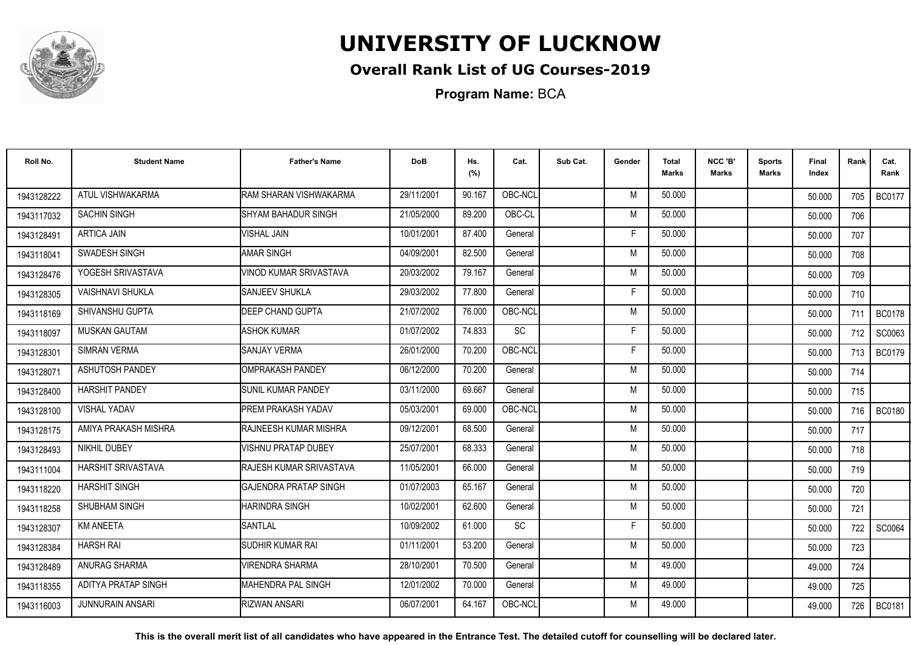# UNIVERSITY OF LUCKNOW

## Overall Rank List of UG Courses-2019

**Program Name:** BCA

| Roll No. | Student Name | Father's Name | DoB | Hs. (%) | Cat. | Sub Cat. | Gender | Total Marks | NCC 'B' Marks | Sports Marks | Final Index | Rank | Cat. Rank |
|---|---|---|---|---|---|---|---|---|---|---|---|---|---|
| 1943128222 | ATUL VISHWAKARMA | RAM SHARAN VISHWAKARMA | 29/11/2001 | 90.167 | OBC-NCL | | M | 50.000 | | | 50.000 | 705 | BC0177 |
| 1943117032 | SACHIN SINGH | SHYAM BAHADUR SINGH | 21/05/2000 | 89.200 | OBC-CL | | M | 50.000 | | | 50.000 | 706 | |
| 1943128491 | ARTICA JAIN | VISHAL JAIN | 10/01/2001 | 87.400 | General | | F | 50.000 | | | 50.000 | 707 | |
| 1943118041 | SWADESH SINGH | AMAR SINGH | 04/09/2001 | 82.500 | General | | M | 50.000 | | | 50.000 | 708 | |
| 1943128476 | YOGESH SRIVASTAVA | VINOD KUMAR SRIVASTAVA | 20/03/2002 | 79.167 | General | | M | 50.000 | | | 50.000 | 709 | |
| 1943128305 | VAISHNAVI SHUKLA | SANJEEV SHUKLA | 29/03/2002 | 77.800 | General | | F | 50.000 | | | 50.000 | 710 | |
| 1943118169 | SHIVANSHU GUPTA | DEEP CHAND GUPTA | 21/07/2002 | 76.000 | OBC-NCL | | M | 50.000 | | | 50.000 | 711 | BC0178 |
| 1943118097 | MUSKAN GAUTAM | ASHOK KUMAR | 01/07/2002 | 74.833 | SC | | F | 50.000 | | | 50.000 | 712 | SC0063 |
| 1943128301 | SIMRAN VERMA | SANJAY VERMA | 26/01/2000 | 70.200 | OBC-NCL | | F | 50.000 | | | 50.000 | 713 | BC0179 |
| 1943128071 | ASHUTOSH PANDEY | OMPRAKASH PANDEY | 06/12/2000 | 70.200 | General | | M | 50.000 | | | 50.000 | 714 | |
| 1943128400 | HARSHIT PANDEY | SUNIL KUMAR PANDEY | 03/11/2000 | 69.667 | General | | M | 50.000 | | | 50.000 | 715 | |
| 1943128100 | VISHAL YADAV | PREM PRAKASH YADAV | 05/03/2001 | 69.000 | OBC-NCL | | M | 50.000 | | | 50.000 | 716 | BC0180 |
| 1943128175 | AMIYA PRAKASH MISHRA | RAJNEESH KUMAR MISHRA | 09/12/2001 | 68.500 | General | | M | 50.000 | | | 50.000 | 717 | |
| 1943128493 | NIKHIL DUBEY | VISHNU PRATAP DUBEY | 25/07/2001 | 68.333 | General | | M | 50.000 | | | 50.000 | 718 | |
| 1943111004 | HARSHIT SRIVASTAVA | RAJESH KUMAR SRIVASTAVA | 11/05/2001 | 66.000 | General | | M | 50.000 | | | 50.000 | 719 | |
| 1943118220 | HARSHIT SINGH | GAJENDRA PRATAP SINGH | 01/07/2003 | 65.167 | General | | M | 50.000 | | | 50.000 | 720 | |
| 1943118258 | SHUBHAM SINGH | HARINDRA SINGH | 10/02/2001 | 62.600 | General | | M | 50.000 | | | 50.000 | 721 | |
| 1943128307 | KM ANEETA | SANTLAL | 10/09/2002 | 61.000 | SC | | F | 50.000 | | | 50.000 | 722 | SC0064 |
| 1943128384 | HARSH RAI | SUDHIR KUMAR RAI | 01/11/2001 | 53.200 | General | | M | 50.000 | | | 50.000 | 723 | |
| 1943128489 | ANURAG SHARMA | VIRENDRA SHARMA | 28/10/2001 | 70.500 | General | | M | 49.000 | | | 49.000 | 724 | |
| 1943118355 | ADITYA PRATAP SINGH | MAHENDRA PAL SINGH | 12/01/2002 | 70.000 | General | | M | 49.000 | | | 49.000 | 725 | |
| 1943116003 | JUNNURAIN ANSARI | RIZWAN ANSARI | 06/07/2001 | 64.167 | OBC-NCL | | M | 49.000 | | | 49.000 | 726 | BC0181 |

**This is the overall merit list of all candidates who have appeared in the Entrance Test. The detailed cutoff for counselling will be declared later.**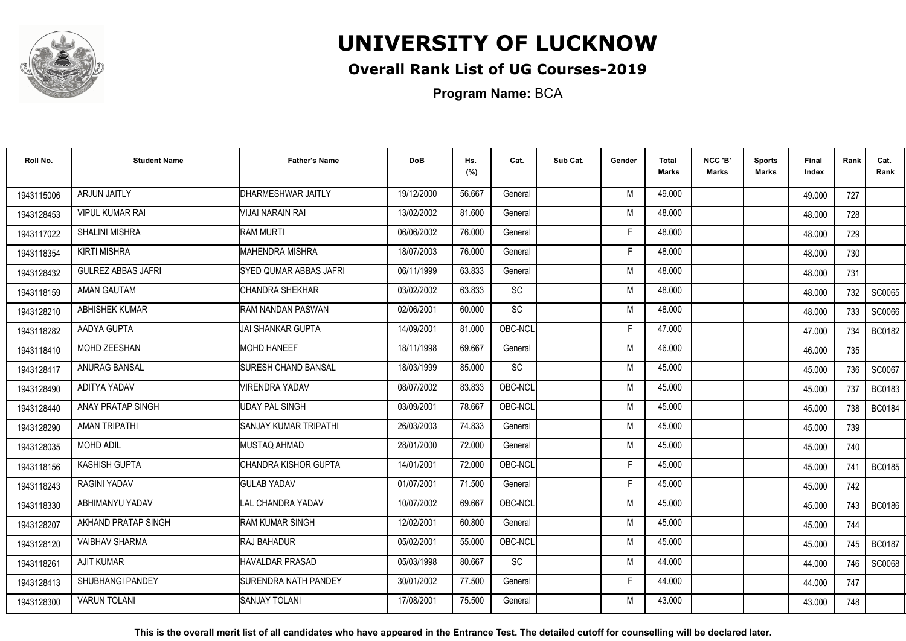# UNIVERSITY OF LUCKNOW

## Overall Rank List of UG Courses-2019

**Program Name:** BCA

| Roll No. | Student Name | Father's Name | DoB | Hs. (%) | Cat. | Sub Cat. | Gender | Total Marks | NCC 'B' Marks | Sports Marks | Final Index | Rank | Cat. Rank |
|---|---|---|---|---|---|---|---|---|---|---|---|---|---|
| 1943115006 | ARJUN JAITLY | DHARMESHWAR JAITLY | 19/12/2000 | 56.667 | General | | M | 49.000 | | | 49.000 | 727 | |
| 1943128453 | VIPUL KUMAR RAI | VIJAI NARAIN RAI | 13/02/2002 | 81.600 | General | | M | 48.000 | | | 48.000 | 728 | |
| 1943117022 | SHALINI MISHRA | RAM MURTI | 06/06/2002 | 76.000 | General | | F | 48.000 | | | 48.000 | 729 | |
| 1943118354 | KIRTI MISHRA | MAHENDRA MISHRA | 18/07/2003 | 76.000 | General | | F | 48.000 | | | 48.000 | 730 | |
| 1943128432 | GULREZ ABBAS JAFRI | SYED QUMAR ABBAS JAFRI | 06/11/1999 | 63.833 | General | | M | 48.000 | | | 48.000 | 731 | |
| 1943118159 | AMAN GAUTAM | CHANDRA SHEKHAR | 03/02/2002 | 63.833 | SC | | M | 48.000 | | | 48.000 | 732 | SC0065 |
| 1943128210 | ABHISHEK KUMAR | RAM NANDAN PASWAN | 02/06/2001 | 60.000 | SC | | M | 48.000 | | | 48.000 | 733 | SC0066 |
| 1943118282 | AADYA GUPTA | JAI SHANKAR GUPTA | 14/09/2001 | 81.000 | OBC-NCL | | F | 47.000 | | | 47.000 | 734 | BC0182 |
| 1943118410 | MOHD ZEESHAN | MOHD HANEEF | 18/11/1998 | 69.667 | General | | M | 46.000 | | | 46.000 | 735 | |
| 1943128417 | ANURAG BANSAL | SURESH CHAND BANSAL | 18/03/1999 | 85.000 | SC | | M | 45.000 | | | 45.000 | 736 | SC0067 |
| 1943128490 | ADITYA YADAV | VIRENDRA YADAV | 08/07/2002 | 83.833 | OBC-NCL | | M | 45.000 | | | 45.000 | 737 | BC0183 |
| 1943128440 | ANAY PRATAP SINGH | UDAY PAL SINGH | 03/09/2001 | 78.667 | OBC-NCL | | M | 45.000 | | | 45.000 | 738 | BC0184 |
| 1943128290 | AMAN TRIPATHI | SANJAY KUMAR TRIPATHI | 26/03/2003 | 74.833 | General | | M | 45.000 | | | 45.000 | 739 | |
| 1943128035 | MOHD ADIL | MUSTAQ AHMAD | 28/01/2000 | 72.000 | General | | M | 45.000 | | | 45.000 | 740 | |
| 1943118156 | KASHISH GUPTA | CHANDRA KISHOR GUPTA | 14/01/2001 | 72.000 | OBC-NCL | | F | 45.000 | | | 45.000 | 741 | BC0185 |
| 1943118243 | RAGINI YADAV | GULAB YADAV | 01/07/2001 | 71.500 | General | | F | 45.000 | | | 45.000 | 742 | |
| 1943118330 | ABHIMANYU YADAV | LAL CHANDRA YADAV | 10/07/2002 | 69.667 | OBC-NCL | | M | 45.000 | | | 45.000 | 743 | BC0186 |
| 1943128207 | AKHAND PRATAP SINGH | RAM KUMAR SINGH | 12/02/2001 | 60.800 | General | | M | 45.000 | | | 45.000 | 744 | |
| 1943128120 | VAIBHAV SHARMA | RAJ BAHADUR | 05/02/2001 | 55.000 | OBC-NCL | | M | 45.000 | | | 45.000 | 745 | BC0187 |
| 1943118261 | AJIT KUMAR | HAVALDAR PRASAD | 05/03/1998 | 80.667 | SC | | M | 44.000 | | | 44.000 | 746 | SC0068 |
| 1943128413 | SHUBHANGI PANDEY | SURENDRA NATH PANDEY | 30/01/2002 | 77.500 | General | | F | 44.000 | | | 44.000 | 747 | |
| 1943128300 | VARUN TOLANI | SANJAY TOLANI | 17/08/2001 | 75.500 | General | | M | 43.000 | | | 43.000 | 748 | |

**This is the overall merit list of all candidates who have appeared in the Entrance Test. The detailed cutoff for counselling will be declared later.**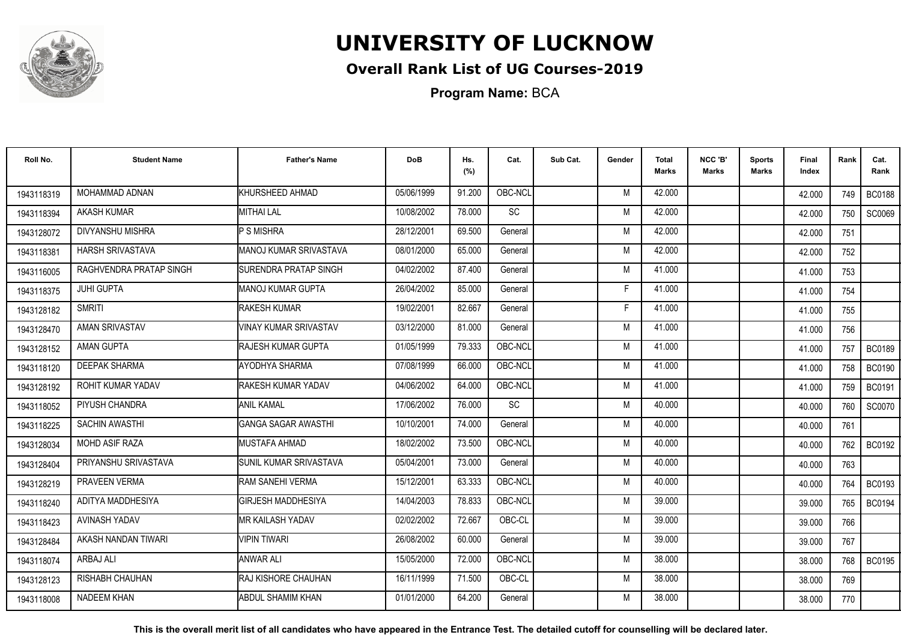# UNIVERSITY OF LUCKNOW

## Overall Rank List of UG Courses-2019

**Program Name:** BCA

| Roll No. | Student Name | Father's Name | DoB | Hs. (%) | Cat. | Sub Cat. | Gender | Total Marks | NCC 'B' Marks | Sports Marks | Final Index | Rank | Cat. Rank |
|---|---|---|---|---|---|---|---|---|---|---|---|---|---|
| 1943118319 | MOHAMMAD ADNAN | KHURSHEED AHMAD | 05/06/1999 | 91.200 | OBC-NCL | | M | 42.000 | | | 42.000 | 749 | BC0188 |
| 1943118394 | AKASH KUMAR | MITHAI LAL | 10/08/2002 | 78.000 | SC | | M | 42.000 | | | 42.000 | 750 | SC0069 |
| 1943128072 | DIVYANSHU MISHRA | P S MISHRA | 28/12/2001 | 69.500 | General | | M | 42.000 | | | 42.000 | 751 | |
| 1943118381 | HARSH SRIVASTAVA | MANOJ KUMAR SRIVASTAVA | 08/01/2000 | 65.000 | General | | M | 42.000 | | | 42.000 | 752 | |
| 1943116005 | RAGHVENDRA PRATAP SINGH | SURENDRA PRATAP SINGH | 04/02/2002 | 87.400 | General | | M | 41.000 | | | 41.000 | 753 | |
| 1943118375 | JUHI GUPTA | MANOJ KUMAR GUPTA | 26/04/2002 | 85.000 | General | | F | 41.000 | | | 41.000 | 754 | |
| 1943128182 | SMRITI | RAKESH KUMAR | 19/02/2001 | 82.667 | General | | F | 41.000 | | | 41.000 | 755 | |
| 1943128470 | AMAN SRIVASTAV | VINAY KUMAR SRIVASTAV | 03/12/2000 | 81.000 | General | | M | 41.000 | | | 41.000 | 756 | |
| 1943128152 | AMAN GUPTA | RAJESH KUMAR GUPTA | 01/05/1999 | 79.333 | OBC-NCL | | M | 41.000 | | | 41.000 | 757 | BC0189 |
| 1943118120 | DEEPAK SHARMA | AYODHYA SHARMA | 07/08/1999 | 66.000 | OBC-NCL | | M | 41.000 | | | 41.000 | 758 | BC0190 |
| 1943128192 | ROHIT KUMAR YADAV | RAKESH KUMAR YADAV | 04/06/2002 | 64.000 | OBC-NCL | | M | 41.000 | | | 41.000 | 759 | BC0191 |
| 1943118052 | PIYUSH CHANDRA | ANIL KAMAL | 17/06/2002 | 76.000 | SC | | M | 40.000 | | | 40.000 | 760 | SC0070 |
| 1943118225 | SACHIN AWASTHI | GANGA SAGAR AWASTHI | 10/10/2001 | 74.000 | General | | M | 40.000 | | | 40.000 | 761 | |
| 1943128034 | MOHD ASIF RAZA | MUSTAFA AHMAD | 18/02/2002 | 73.500 | OBC-NCL | | M | 40.000 | | | 40.000 | 762 | BC0192 |
| 1943128404 | PRIYANSHU SRIVASTAVA | SUNIL KUMAR SRIVASTAVA | 05/04/2001 | 73.000 | General | | M | 40.000 | | | 40.000 | 763 | |
| 1943128219 | PRAVEEN VERMA | RAM SANEHI VERMA | 15/12/2001 | 63.333 | OBC-NCL | | M | 40.000 | | | 40.000 | 764 | BC0193 |
| 1943118240 | ADITYA MADDHESIYA | GIRJESH MADDHESIYA | 14/04/2003 | 78.833 | OBC-NCL | | M | 39.000 | | | 39.000 | 765 | BC0194 |
| 1943118423 | AVINASH YADAV | MR KAILASH YADAV | 02/02/2002 | 72.667 | OBC-CL | | M | 39.000 | | | 39.000 | 766 | |
| 1943128484 | AKASH NANDAN TIWARI | VIPIN TIWARI | 26/08/2002 | 60.000 | General | | M | 39.000 | | | 39.000 | 767 | |
| 1943118074 | ARBAJ ALI | ANWAR ALI | 15/05/2000 | 72.000 | OBC-NCL | | M | 38.000 | | | 38.000 | 768 | BC0195 |
| 1943128123 | RISHABH CHAUHAN | RAJ KISHORE CHAUHAN | 16/11/1999 | 71.500 | OBC-CL | | M | 38.000 | | | 38.000 | 769 | |
| 1943118008 | NADEEM KHAN | ABDUL SHAMIM KHAN | 01/01/2000 | 64.200 | General | | M | 38.000 | | | 38.000 | 770 | |

**This is the overall merit list of all candidates who have appeared in the Entrance Test. The detailed cutoff for counselling will be declared later.**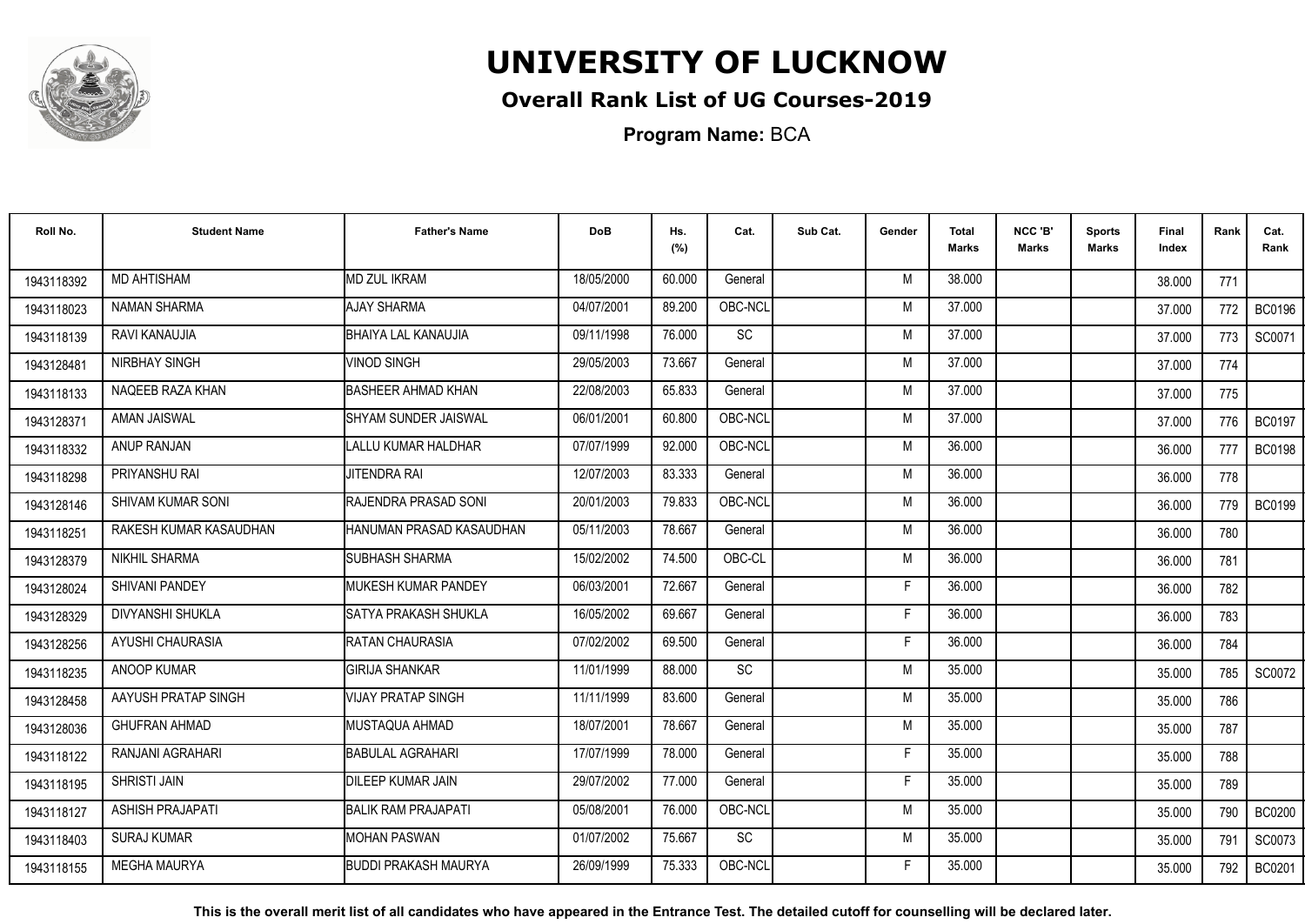# UNIVERSITY OF LUCKNOW

## Overall Rank List of UG Courses-2019

**Program Name:** BCA

| Roll No. | Student Name | Father's Name | DoB | Hs. (%) | Cat. | Sub Cat. | Gender | Total Marks | NCC 'B' Marks | Sports Marks | Final Index | Rank | Cat. Rank |
|---|---|---|---|---|---|---|---|---|---|---|---|---|---|
| 1943118392 | MD AHTISHAM | MD ZUL IKRAM | 18/05/2000 | 60.000 | General | | M | 38.000 | | | 38.000 | 771 | |
| 1943118023 | NAMAN SHARMA | AJAY SHARMA | 04/07/2001 | 89.200 | OBC-NCL | | M | 37.000 | | | 37.000 | 772 | BC0196 |
| 1943118139 | RAVI KANAUJIA | BHAIYA LAL KANAUJIA | 09/11/1998 | 76.000 | SC | | M | 37.000 | | | 37.000 | 773 | SC0071 |
| 1943128481 | NIRBHAY SINGH | VINOD SINGH | 29/05/2003 | 73.667 | General | | M | 37.000 | | | 37.000 | 774 | |
| 1943118133 | NAQEEB RAZA KHAN | BASHEER AHMAD KHAN | 22/08/2003 | 65.833 | General | | M | 37.000 | | | 37.000 | 775 | |
| 1943128371 | AMAN JAISWAL | SHYAM SUNDER JAISWAL | 06/01/2001 | 60.800 | OBC-NCL | | M | 37.000 | | | 37.000 | 776 | BC0197 |
| 1943118332 | ANUP RANJAN | LALLU KUMAR HALDHAR | 07/07/1999 | 92.000 | OBC-NCL | | M | 36.000 | | | 36.000 | 777 | BC0198 |
| 1943118298 | PRIYANSHU RAI | JITENDRA RAI | 12/07/2003 | 83.333 | General | | M | 36.000 | | | 36.000 | 778 | |
| 1943128146 | SHIVAM KUMAR SONI | RAJENDRA PRASAD SONI | 20/01/2003 | 79.833 | OBC-NCL | | M | 36.000 | | | 36.000 | 779 | BC0199 |
| 1943118251 | RAKESH KUMAR KASAUDHAN | HANUMAN PRASAD KASAUDHAN | 05/11/2003 | 78.667 | General | | M | 36.000 | | | 36.000 | 780 | |
| 1943128379 | NIKHIL SHARMA | SUBHASH SHARMA | 15/02/2002 | 74.500 | OBC-CL | | M | 36.000 | | | 36.000 | 781 | |
| 1943128024 | SHIVANI PANDEY | MUKESH KUMAR PANDEY | 06/03/2001 | 72.667 | General | | F | 36.000 | | | 36.000 | 782 | |
| 1943128329 | DIVYANSHI SHUKLA | SATYA PRAKASH SHUKLA | 16/05/2002 | 69.667 | General | | F | 36.000 | | | 36.000 | 783 | |
| 1943128256 | AYUSHI CHAURASIA | RATAN CHAURASIA | 07/02/2002 | 69.500 | General | | F | 36.000 | | | 36.000 | 784 | |
| 1943118235 | ANOOP KUMAR | GIRIJA SHANKAR | 11/01/1999 | 88.000 | SC | | M | 35.000 | | | 35.000 | 785 | SC0072 |
| 1943128458 | AAYUSH PRATAP SINGH | VIJAY PRATAP SINGH | 11/11/1999 | 83.600 | General | | M | 35.000 | | | 35.000 | 786 | |
| 1943128036 | GHUFRAN AHMAD | MUSTAQUA AHMAD | 18/07/2001 | 78.667 | General | | M | 35.000 | | | 35.000 | 787 | |
| 1943118122 | RANJANI AGRAHARI | BABULAL AGRAHARI | 17/07/1999 | 78.000 | General | | F | 35.000 | | | 35.000 | 788 | |
| 1943118195 | SHRISTI JAIN | DILEEP KUMAR JAIN | 29/07/2002 | 77.000 | General | | F | 35.000 | | | 35.000 | 789 | |
| 1943118127 | ASHISH PRAJAPATI | BALIK RAM PRAJAPATI | 05/08/2001 | 76.000 | OBC-NCL | | M | 35.000 | | | 35.000 | 790 | BC0200 |
| 1943118403 | SURAJ KUMAR | MOHAN PASWAN | 01/07/2002 | 75.667 | SC | | M | 35.000 | | | 35.000 | 791 | SC0073 |
| 1943118155 | MEGHA MAURYA | BUDDI PRAKASH MAURYA | 26/09/1999 | 75.333 | OBC-NCL | | F | 35.000 | | | 35.000 | 792 | BC0201 |

**This is the overall merit list of all candidates who have appeared in the Entrance Test. The detailed cutoff for counselling will be declared later.**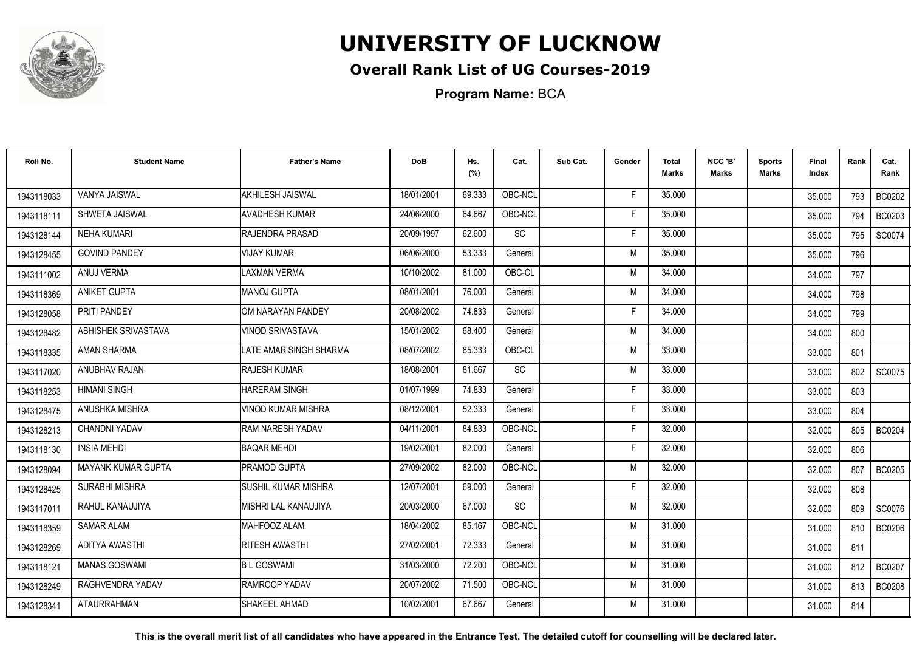# UNIVERSITY OF LUCKNOW

## Overall Rank List of UG Courses-2019

**Program Name:** BCA

| Roll No. | Student Name | Father's Name | DoB | Hs. (%) | Cat. | Sub Cat. | Gender | Total Marks | NCC 'B' Marks | Sports Marks | Final Index | Rank | Cat. Rank |
|---|---|---|---|---|---|---|---|---|---|---|---|---|---|
| 1943118033 | VANYA JAISWAL | AKHILESH JAISWAL | 18/01/2001 | 69.333 | OBC-NCL | | F | 35.000 | | | 35.000 | 793 | BC0202 |
| 1943118111 | SHWETA JAISWAL | AVADHESH KUMAR | 24/06/2000 | 64.667 | OBC-NCL | | F | 35.000 | | | 35.000 | 794 | BC0203 |
| 1943128144 | NEHA KUMARI | RAJENDRA PRASAD | 20/09/1997 | 62.600 | SC | | F | 35.000 | | | 35.000 | 795 | SC0074 |
| 1943128455 | GOVIND PANDEY | VIJAY KUMAR | 06/06/2000 | 53.333 | General | | M | 35.000 | | | 35.000 | 796 | |
| 1943111002 | ANUJ VERMA | LAXMAN VERMA | 10/10/2002 | 81.000 | OBC-CL | | M | 34.000 | | | 34.000 | 797 | |
| 1943118369 | ANIKET GUPTA | MANOJ GUPTA | 08/01/2001 | 76.000 | General | | M | 34.000 | | | 34.000 | 798 | |
| 1943128058 | PRITI PANDEY | OM NARAYAN PANDEY | 20/08/2002 | 74.833 | General | | F | 34.000 | | | 34.000 | 799 | |
| 1943128482 | ABHISHEK SRIVASTAVA | VINOD SRIVASTAVA | 15/01/2002 | 68.400 | General | | M | 34.000 | | | 34.000 | 800 | |
| 1943118335 | AMAN SHARMA | LATE AMAR SINGH SHARMA | 08/07/2002 | 85.333 | OBC-CL | | M | 33.000 | | | 33.000 | 801 | |
| 1943117020 | ANUBHAV RAJAN | RAJESH KUMAR | 18/08/2001 | 81.667 | SC | | M | 33.000 | | | 33.000 | 802 | SC0075 |
| 1943118253 | HIMANI SINGH | HARERAM SINGH | 01/07/1999 | 74.833 | General | | F | 33.000 | | | 33.000 | 803 | |
| 1943128475 | ANUSHKA MISHRA | VINOD KUMAR MISHRA | 08/12/2001 | 52.333 | General | | F | 33.000 | | | 33.000 | 804 | |
| 1943128213 | CHANDNI YADAV | RAM NARESH YADAV | 04/11/2001 | 84.833 | OBC-NCL | | F | 32.000 | | | 32.000 | 805 | BC0204 |
| 1943118130 | INSIA MEHDI | BAQAR MEHDI | 19/02/2001 | 82.000 | General | | F | 32.000 | | | 32.000 | 806 | |
| 1943128094 | MAYANK KUMAR GUPTA | PRAMOD GUPTA | 27/09/2002 | 82.000 | OBC-NCL | | M | 32.000 | | | 32.000 | 807 | BC0205 |
| 1943128425 | SURABHI MISHRA | SUSHIL KUMAR MISHRA | 12/07/2001 | 69.000 | General | | F | 32.000 | | | 32.000 | 808 | |
| 1943117011 | RAHUL KANAUJIYA | MISHRI LAL KANAUJIYA | 20/03/2000 | 67.000 | SC | | M | 32.000 | | | 32.000 | 809 | SC0076 |
| 1943118359 | SAMAR ALAM | MAHFOOZ ALAM | 18/04/2002 | 85.167 | OBC-NCL | | M | 31.000 | | | 31.000 | 810 | BC0206 |
| 1943128269 | ADITYA AWASTHI | RITESH AWASTHI | 27/02/2001 | 72.333 | General | | M | 31.000 | | | 31.000 | 811 | |
| 1943118121 | MANAS GOSWAMI | B L GOSWAMI | 31/03/2000 | 72.200 | OBC-NCL | | M | 31.000 | | | 31.000 | 812 | BC0207 |
| 1943128249 | RAGHVENDRA YADAV | RAMROOP YADAV | 20/07/2002 | 71.500 | OBC-NCL | | M | 31.000 | | | 31.000 | 813 | BC0208 |
| 1943128341 | ATAURRAHMAN | SHAKEEL AHMAD | 10/02/2001 | 67.667 | General | | M | 31.000 | | | 31.000 | 814 | |

**This is the overall merit list of all candidates who have appeared in the Entrance Test. The detailed cutoff for counselling will be declared later.**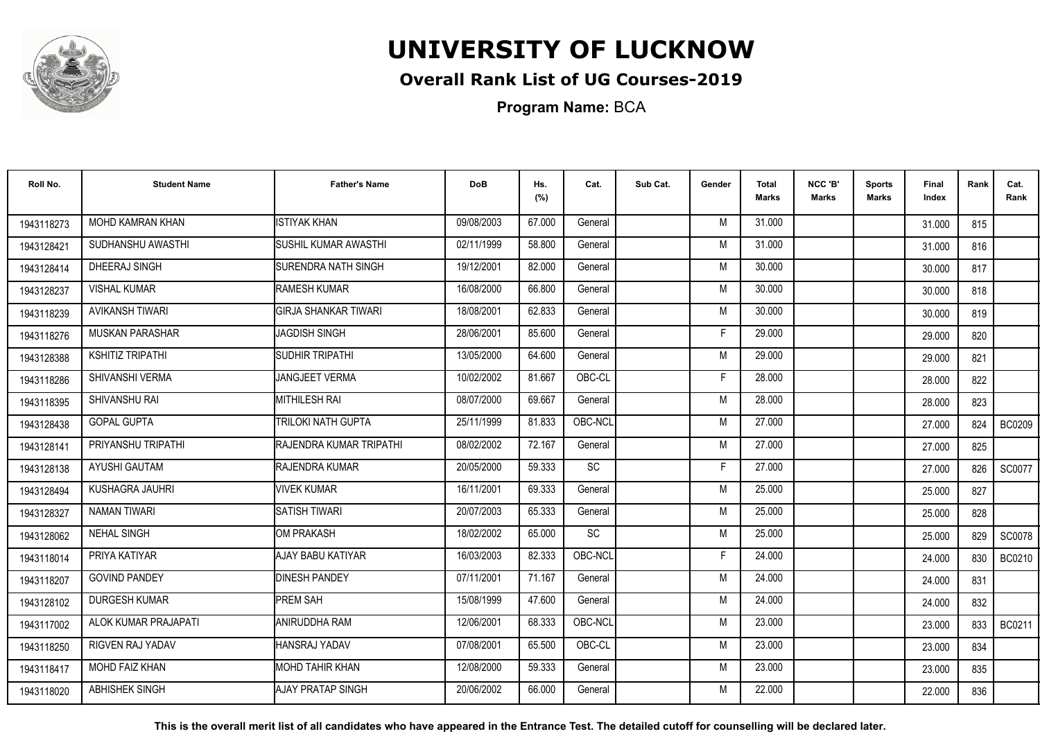# UNIVERSITY OF LUCKNOW

## Overall Rank List of UG Courses-2019

**Program Name:** BCA

| Roll No. | Student Name | Father's Name | DoB | Hs. (%) | Cat. | Sub Cat. | Gender | Total Marks | NCC 'B' Marks | Sports Marks | Final Index | Rank | Cat. Rank |
|---|---|---|---|---|---|---|---|---|---|---|---|---|---|
| 1943118273 | MOHD KAMRAN KHAN | ISTIYAK KHAN | 09/08/2003 | 67.000 | General | | M | 31.000 | | | 31.000 | 815 | |
| 1943128421 | SUDHANSHU AWASTHI | SUSHIL KUMAR AWASTHI | 02/11/1999 | 58.800 | General | | M | 31.000 | | | 31.000 | 816 | |
| 1943128414 | DHEERAJ SINGH | SURENDRA NATH SINGH | 19/12/2001 | 82.000 | General | | M | 30.000 | | | 30.000 | 817 | |
| 1943128237 | VISHAL KUMAR | RAMESH KUMAR | 16/08/2000 | 66.800 | General | | M | 30.000 | | | 30.000 | 818 | |
| 1943118239 | AVIKANSH TIWARI | GIRJA SHANKAR TIWARI | 18/08/2001 | 62.833 | General | | M | 30.000 | | | 30.000 | 819 | |
| 1943118276 | MUSKAN PARASHAR | JAGDISH SINGH | 28/06/2001 | 85.600 | General | | F | 29.000 | | | 29.000 | 820 | |
| 1943128388 | KSHITIZ TRIPATHI | SUDHIR TRIPATHI | 13/05/2000 | 64.600 | General | | M | 29.000 | | | 29.000 | 821 | |
| 1943118286 | SHIVANSHI VERMA | JANGJEET VERMA | 10/02/2002 | 81.667 | OBC-CL | | F | 28.000 | | | 28.000 | 822 | |
| 1943118395 | SHIVANSHU RAI | MITHILESH RAI | 08/07/2000 | 69.667 | General | | M | 28.000 | | | 28.000 | 823 | |
| 1943128438 | GOPAL GUPTA | TRILOKI NATH GUPTA | 25/11/1999 | 81.833 | OBC-NCL | | M | 27.000 | | | 27.000 | 824 | BC0209 |
| 1943128141 | PRIYANSHU TRIPATHI | RAJENDRA KUMAR TRIPATHI | 08/02/2002 | 72.167 | General | | M | 27.000 | | | 27.000 | 825 | |
| 1943128138 | AYUSHI GAUTAM | RAJENDRA KUMAR | 20/05/2000 | 59.333 | SC | | F | 27.000 | | | 27.000 | 826 | SC0077 |
| 1943128494 | KUSHAGRA JAUHRI | VIVEK KUMAR | 16/11/2001 | 69.333 | General | | M | 25.000 | | | 25.000 | 827 | |
| 1943128327 | NAMAN TIWARI | SATISH TIWARI | 20/07/2003 | 65.333 | General | | M | 25.000 | | | 25.000 | 828 | |
| 1943128062 | NEHAL SINGH | OM PRAKASH | 18/02/2002 | 65.000 | SC | | M | 25.000 | | | 25.000 | 829 | SC0078 |
| 1943118014 | PRIYA KATIYAR | AJAY BABU KATIYAR | 16/03/2003 | 82.333 | OBC-NCL | | F | 24.000 | | | 24.000 | 830 | BC0210 |
| 1943118207 | GOVIND PANDEY | DINESH PANDEY | 07/11/2001 | 71.167 | General | | M | 24.000 | | | 24.000 | 831 | |
| 1943128102 | DURGESH KUMAR | PREM SAH | 15/08/1999 | 47.600 | General | | M | 24.000 | | | 24.000 | 832 | |
| 1943117002 | ALOK KUMAR PRAJAPATI | ANIRUDDHA RAM | 12/06/2001 | 68.333 | OBC-NCL | | M | 23.000 | | | 23.000 | 833 | BC0211 |
| 1943118250 | RIGVEN RAJ YADAV | HANSRAJ YADAV | 07/08/2001 | 65.500 | OBC-CL | | M | 23.000 | | | 23.000 | 834 | |
| 1943118417 | MOHD FAIZ KHAN | MOHD TAHIR KHAN | 12/08/2000 | 59.333 | General | | M | 23.000 | | | 23.000 | 835 | |
| 1943118020 | ABHISHEK SINGH | AJAY PRATAP SINGH | 20/06/2002 | 66.000 | General | | M | 22.000 | | | 22.000 | 836 | |

**This is the overall merit list of all candidates who have appeared in the Entrance Test. The detailed cutoff for counselling will be declared later.**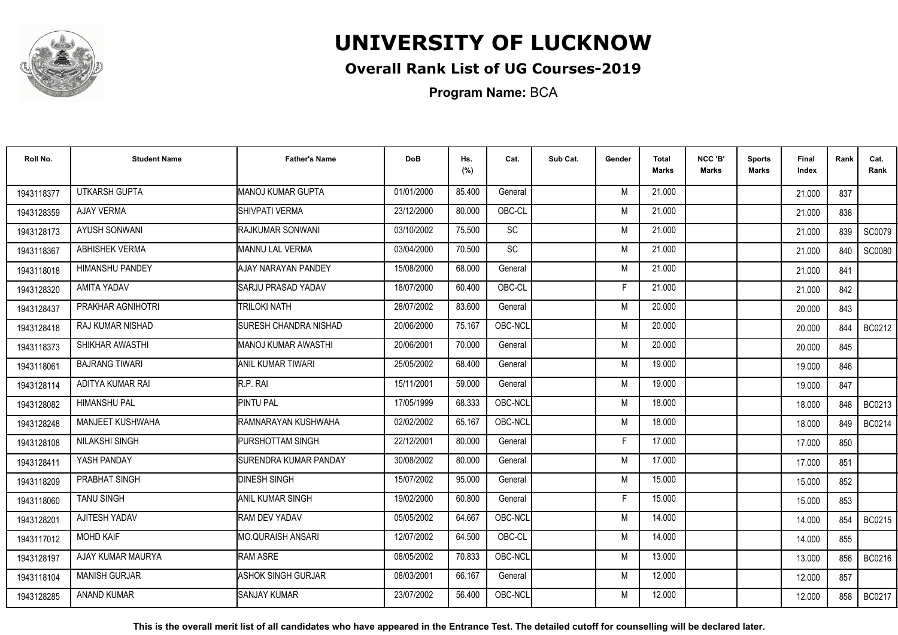# UNIVERSITY OF LUCKNOW

**Overall Rank List of UG Courses-2019**

**Program Name:** BCA

| Roll No. | Student Name | Father's Name | DoB | Hs. (%) | Cat. | Sub Cat. | Gender | Total Marks | NCC 'B' Marks | Sports Marks | Final Index | Rank | Cat. Rank |
|---|---|---|---|---|---|---|---|---|---|---|---|---|---|
| 1943118377 | UTKARSH GUPTA | MANOJ KUMAR GUPTA | 01/01/2000 | 85.400 | General | | M | 21.000 | | | 21.000 | 837 | |
| 1943128359 | AJAY VERMA | SHIVPATI VERMA | 23/12/2000 | 80.000 | OBC-CL | | M | 21.000 | | | 21.000 | 838 | |
| 1943128173 | AYUSH SONWANI | RAJKUMAR SONWANI | 03/10/2002 | 75.500 | SC | | M | 21.000 | | | 21.000 | 839 | SC0079 |
| 1943118367 | ABHISHEK VERMA | MANNU LAL VERMA | 03/04/2000 | 70.500 | SC | | M | 21.000 | | | 21.000 | 840 | SC0080 |
| 1943118018 | HIMANSHU PANDEY | AJAY NARAYAN PANDEY | 15/08/2000 | 68.000 | General | | M | 21.000 | | | 21.000 | 841 | |
| 1943128320 | AMITA YADAV | SARJU PRASAD YADAV | 18/07/2000 | 60.400 | OBC-CL | | F | 21.000 | | | 21.000 | 842 | |
| 1943128437 | PRAKHAR AGNIHOTRI | TRILOKI NATH | 28/07/2002 | 83.600 | General | | M | 20.000 | | | 20.000 | 843 | |
| 1943128418 | RAJ KUMAR NISHAD | SURESH CHANDRA NISHAD | 20/06/2000 | 75.167 | OBC-NCL | | M | 20.000 | | | 20.000 | 844 | BC0212 |
| 1943118373 | SHIKHAR AWASTHI | MANOJ KUMAR AWASTHI | 20/06/2001 | 70.000 | General | | M | 20.000 | | | 20.000 | 845 | |
| 1943118061 | BAJRANG TIWARI | ANIL KUMAR TIWARI | 25/05/2002 | 68.400 | General | | M | 19.000 | | | 19.000 | 846 | |
| 1943128114 | ADITYA KUMAR RAI | R.P. RAI | 15/11/2001 | 59.000 | General | | M | 19.000 | | | 19.000 | 847 | |
| 1943128082 | HIMANSHU PAL | PINTU PAL | 17/05/1999 | 68.333 | OBC-NCL | | M | 18.000 | | | 18.000 | 848 | BC0213 |
| 1943128248 | MANJEET KUSHWAHA | RAMNARAYAN KUSHWAHA | 02/02/2002 | 65.167 | OBC-NCL | | M | 18.000 | | | 18.000 | 849 | BC0214 |
| 1943128108 | NILAKSHI SINGH | PURSHOTTAM SINGH | 22/12/2001 | 80.000 | General | | F | 17.000 | | | 17.000 | 850 | |
| 1943128411 | YASH PANDAY | SURENDRA KUMAR PANDAY | 30/08/2002 | 80.000 | General | | M | 17.000 | | | 17.000 | 851 | |
| 1943118209 | PRABHAT SINGH | DINESH SINGH | 15/07/2002 | 95.000 | General | | M | 15.000 | | | 15.000 | 852 | |
| 1943118060 | TANU SINGH | ANIL KUMAR SINGH | 19/02/2000 | 60.800 | General | | F | 15.000 | | | 15.000 | 853 | |
| 1943128201 | AJITESH YADAV | RAM DEV YADAV | 05/05/2002 | 64.667 | OBC-NCL | | M | 14.000 | | | 14.000 | 854 | BC0215 |
| 1943117012 | MOHD KAIF | MO.QURAISH ANSARI | 12/07/2002 | 64.500 | OBC-CL | | M | 14.000 | | | 14.000 | 855 | |
| 1943128197 | AJAY KUMAR MAURYA | RAM ASRE | 08/05/2002 | 70.833 | OBC-NCL | | M | 13.000 | | | 13.000 | 856 | BC0216 |
| 1943118104 | MANISH GURJAR | ASHOK SINGH GURJAR | 08/03/2001 | 66.167 | General | | M | 12.000 | | | 12.000 | 857 | |
| 1943128285 | ANAND KUMAR | SANJAY KUMAR | 23/07/2002 | 56.400 | OBC-NCL | | M | 12.000 | | | 12.000 | 858 | BC0217 |

**This is the overall merit list of all candidates who have appeared in the Entrance Test. The detailed cutoff for counselling will be declared later.**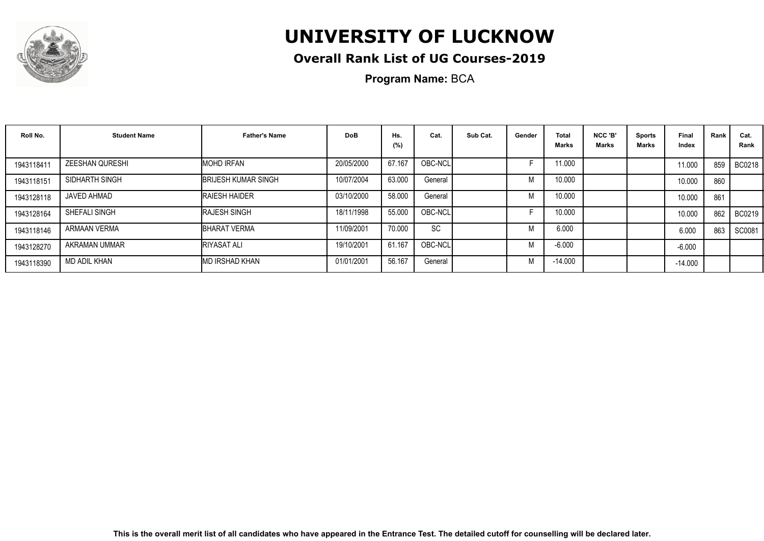# UNIVERSITY OF LUCKNOW

## Overall Rank List of UG Courses-2019

**Program Name:** BCA

| Roll No. | Student Name | Father's Name | DoB | Hs. (%) | Cat. | Sub Cat. | Gender | Total Marks | NCC 'B' Marks | Sports Marks | Final Index | Rank | Cat. Rank |
|---|---|---|---|---|---|---|---|---|---|---|---|---|---|
| 1943118411 | ZEESHAN QURESHI | MOHD IRFAN | 20/05/2000 | 67.167 | OBC-NCL | | F | 11.000 | | | 11.000 | 859 | BC0218 |
| 1943118151 | SIDHARTH SINGH | BRIJESH KUMAR SINGH | 10/07/2004 | 63.000 | General | | M | 10.000 | | | 10.000 | 860 | |
| 1943128118 | JAVED AHMAD | RAIESH HAIDER | 03/10/2000 | 58.000 | General | | M | 10.000 | | | 10.000 | 861 | |
| 1943128164 | SHEFALI SINGH | RAJESH SINGH | 18/11/1998 | 55.000 | OBC-NCL | | F | 10.000 | | | 10.000 | 862 | BC0219 |
| 1943118146 | ARMAAN VERMA | BHARAT VERMA | 11/09/2001 | 70.000 | SC | | M | 6.000 | | | 6.000 | 863 | SC0081 |
| 1943128270 | AKRAMAN UMMAR | RIYASAT ALI | 19/10/2001 | 61.167 | OBC-NCL | | M | -6.000 | | | -6.000 | | |
| 1943118390 | MD ADIL KHAN | MD IRSHAD KHAN | 01/01/2001 | 56.167 | General | | M | -14.000 | | | -14.000 | | |

**This is the overall merit list of all candidates who have appeared in the Entrance Test. The detailed cutoff for counselling will be declared later.**